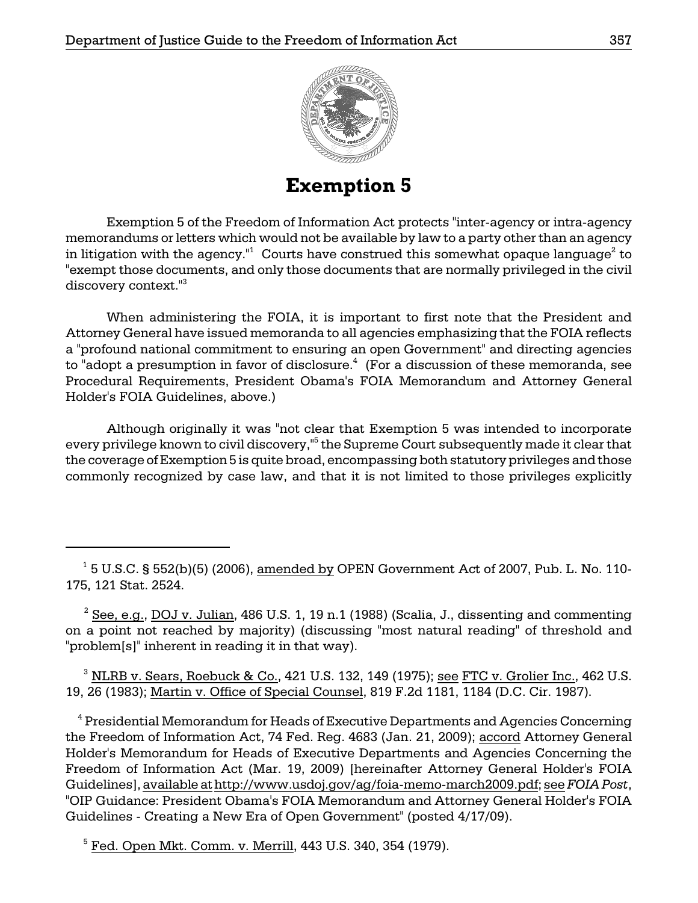# Exemption 5

Exemption 5 of the Freedom of Information Act protects "inter-agency or intra-agency memorandums or letters which would not be available by law to a party other than an agency in litigation with the agency."[1] Courts have construed this somewhat opaque language[2] to "exempt those documents, and only those documents that are normally privileged in the civil discovery context."[3]

When administering the FOIA, it is important to first note that the President and Attorney General have issued memoranda to all agencies emphasizing that the FOIA reflects a "profound national commitment to ensuring an open Government" and directing agencies to "adopt a presumption in favor of disclosure.[4] (For a discussion of these memoranda, see Procedural Requirements, President Obama's FOIA Memorandum and Attorney General Holder's FOIA Guidelines, above.)

Although originally it was "not clear that Exemption 5 was intended to incorporate every privilege known to civil discovery,"[5] the Supreme Court subsequently made it clear that the coverage of Exemption 5 is quite broad, encompassing both statutory privileges and those commonly recognized by case law, and that it is not limited to those privileges explicitly

---

[1] 5 U.S.C. § 552(b)(5) (2006), amended by OPEN Government Act of 2007, Pub. L. No. 110-175, 121 Stat. 2524.

[2] See, e.g., DOJ v. Julian, 486 U.S. 1, 19 n.1 (1988) (Scalia, J., dissenting and commenting on a point not reached by majority) (discussing "most natural reading" of threshold and "problem[s]" inherent in reading it in that way).

[3] NLRB v. Sears, Roebuck & Co., 421 U.S. 132, 149 (1975); see FTC v. Grolier Inc., 462 U.S. 19, 26 (1983); Martin v. Office of Special Counsel, 819 F.2d 1181, 1184 (D.C. Cir. 1987).

[4] Presidential Memorandum for Heads of Executive Departments and Agencies Concerning the Freedom of Information Act, 74 Fed. Reg. 4683 (Jan. 21, 2009); accord Attorney General Holder's Memorandum for Heads of Executive Departments and Agencies Concerning the Freedom of Information Act (Mar. 19, 2009) [hereinafter Attorney General Holder's FOIA Guidelines], available at http://www.usdoj.gov/ag/foia-memo-march2009.pdf; see *FOIA Post*, "OIP Guidance: President Obama's FOIA Memorandum and Attorney General Holder's FOIA Guidelines - Creating a New Era of Open Government" (posted 4/17/09).

[5] Fed. Open Mkt. Comm. v. Merrill, 443 U.S. 340, 354 (1979).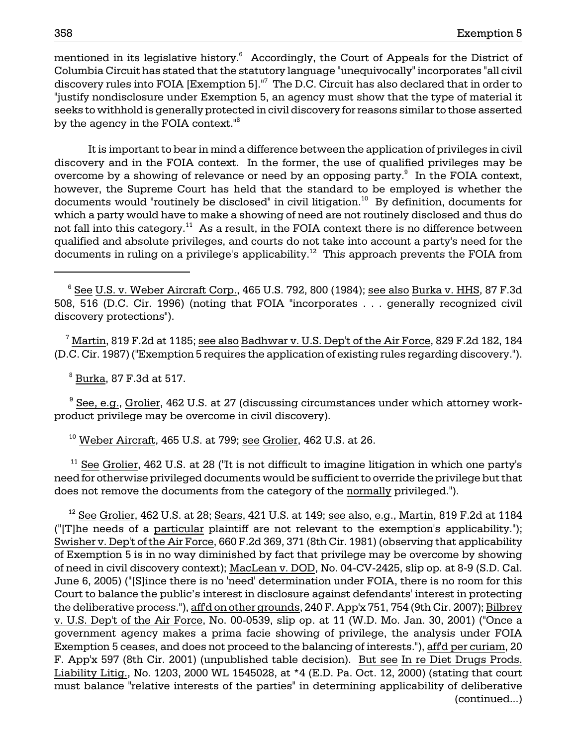mentioned in its legislative history.[6] Accordingly, the Court of Appeals for the District of Columbia Circuit has stated that the statutory language "unequivocally" incorporates "all civil discovery rules into FOIA [Exemption 5]."[7] The D.C. Circuit has also declared that in order to "justify nondisclosure under Exemption 5, an agency must show that the type of material it seeks to withhold is generally protected in civil discovery for reasons similar to those asserted by the agency in the FOIA context."[8]

It is important to bear in mind a difference between the application of privileges in civil discovery and in the FOIA context. In the former, the use of qualified privileges may be overcome by a showing of relevance or need by an opposing party.[9] In the FOIA context, however, the Supreme Court has held that the standard to be employed is whether the documents would "routinely be disclosed" in civil litigation.[10] By definition, documents for which a party would have to make a showing of need are not routinely disclosed and thus do not fall into this category.[11] As a result, in the FOIA context there is no difference between qualified and absolute privileges, and courts do not take into account a party's need for the documents in ruling on a privilege's applicability.[12] This approach prevents the FOIA from

---

[6] See U.S. v. Weber Aircraft Corp., 465 U.S. 792, 800 (1984); see also Burka v. HHS, 87 F.3d 508, 516 (D.C. Cir. 1996) (noting that FOIA "incorporates . . . generally recognized civil discovery protections").

[7] Martin, 819 F.2d at 1185; see also Badhwar v. U.S. Dep't of the Air Force, 829 F.2d 182, 184 (D.C. Cir. 1987) ("Exemption 5 requires the application of existing rules regarding discovery.").

[8] Burka, 87 F.3d at 517.

[9] See, e.g., Grolier, 462 U.S. at 27 (discussing circumstances under which attorney work-product privilege may be overcome in civil discovery).

[10] Weber Aircraft, 465 U.S. at 799; see Grolier, 462 U.S. at 26.

[11] See Grolier, 462 U.S. at 28 ("It is not difficult to imagine litigation in which one party's need for otherwise privileged documents would be sufficient to override the privilege but that does not remove the documents from the category of the normally privileged.").

[12] See Grolier, 462 U.S. at 28; Sears, 421 U.S. at 149; see also, e.g., Martin, 819 F.2d at 1184 ("[T]he needs of a particular plaintiff are not relevant to the exemption's applicability."); Swisher v. Dep't of the Air Force, 660 F.2d 369, 371 (8th Cir. 1981) (observing that applicability of Exemption 5 is in no way diminished by fact that privilege may be overcome by showing of need in civil discovery context); MacLean v. DOD, No. 04-CV-2425, slip op. at 8-9 (S.D. Cal. June 6, 2005) ("[S]ince there is no 'need' determination under FOIA, there is no room for this Court to balance the public's interest in disclosure against defendants' interest in protecting the deliberative process."), aff'd on other grounds, 240 F. App'x 751, 754 (9th Cir. 2007); Bilbrey v. U.S. Dep't of the Air Force, No. 00-0539, slip op. at 11 (W.D. Mo. Jan. 30, 2001) ("Once a government agency makes a prima facie showing of privilege, the analysis under FOIA Exemption 5 ceases, and does not proceed to the balancing of interests."), aff'd per curiam, 20 F. App'x 597 (8th Cir. 2001) (unpublished table decision). But see In re Diet Drugs Prods. Liability Litig., No. 1203, 2000 WL 1545028, at *4 (E.D. Pa. Oct. 12, 2000) (stating that court must balance "relative interests of the parties" in determining applicability of deliberative (continued...)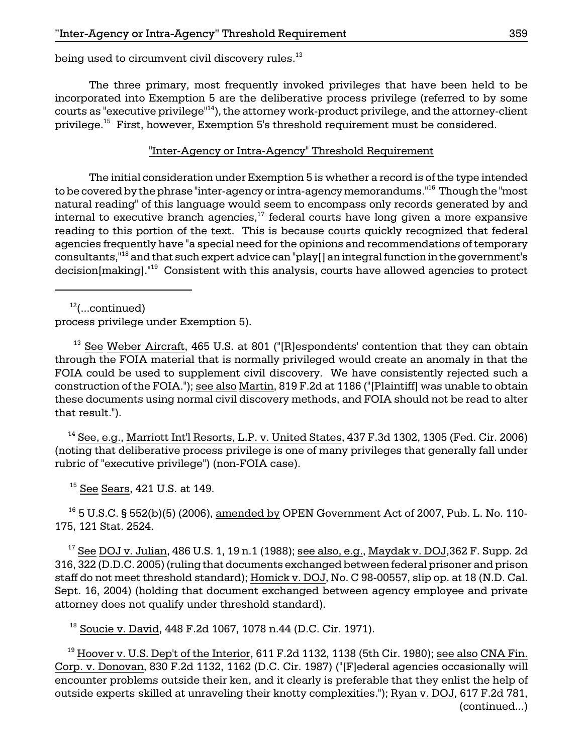being used to circumvent civil discovery rules.[13]

The three primary, most frequently invoked privileges that have been held to be incorporated into Exemption 5 are the deliberative process privilege (referred to by some courts as "executive privilege"[14]), the attorney work-product privilege, and the attorney-client privilege.[15] First, however, Exemption 5's threshold requirement must be considered.

## "Inter-Agency or Intra-Agency" Threshold Requirement

The initial consideration under Exemption 5 is whether a record is of the type intended to be covered by the phrase "inter-agency or intra-agency memorandums."[16] Though the "most natural reading" of this language would seem to encompass only records generated by and internal to executive branch agencies,[17] federal courts have long given a more expansive reading to this portion of the text. This is because courts quickly recognized that federal agencies frequently have "a special need for the opinions and recommendations of temporary consultants,"[18] and that such expert advice can "play[] an integral function in the government's decision[making]."[19] Consistent with this analysis, courts have allowed agencies to protect

---

[12](...continued) process privilege under Exemption 5).

[13] See Weber Aircraft, 465 U.S. at 801 ("[R]espondents' contention that they can obtain through the FOIA material that is normally privileged would create an anomaly in that the FOIA could be used to supplement civil discovery. We have consistently rejected such a construction of the FOIA."); see also Martin, 819 F.2d at 1186 ("[Plaintiff] was unable to obtain these documents using normal civil discovery methods, and FOIA should not be read to alter that result.").

[14] See, e.g., Marriott Int'l Resorts, L.P. v. United States, 437 F.3d 1302, 1305 (Fed. Cir. 2006) (noting that deliberative process privilege is one of many privileges that generally fall under rubric of "executive privilege") (non-FOIA case).

[15] See Sears, 421 U.S. at 149.

[16] 5 U.S.C. § 552(b)(5) (2006), amended by OPEN Government Act of 2007, Pub. L. No. 110-175, 121 Stat. 2524.

[17] See DOJ v. Julian, 486 U.S. 1, 19 n.1 (1988); see also, e.g., Maydak v. DOJ, 362 F. Supp. 2d 316, 322 (D.D.C. 2005) (ruling that documents exchanged between federal prisoner and prison staff do not meet threshold standard); Homick v. DOJ, No. C 98-00557, slip op. at 18 (N.D. Cal. Sept. 16, 2004) (holding that document exchanged between agency employee and private attorney does not qualify under threshold standard).

[18] Soucie v. David, 448 F.2d 1067, 1078 n.44 (D.C. Cir. 1971).

[19] Hoover v. U.S. Dep't of the Interior, 611 F.2d 1132, 1138 (5th Cir. 1980); see also CNA Fin. Corp. v. Donovan, 830 F.2d 1132, 1162 (D.C. Cir. 1987) ("[F]ederal agencies occasionally will encounter problems outside their ken, and it clearly is preferable that they enlist the help of outside experts skilled at unraveling their knotty complexities."); Ryan v. DOJ, 617 F.2d 781, (continued...)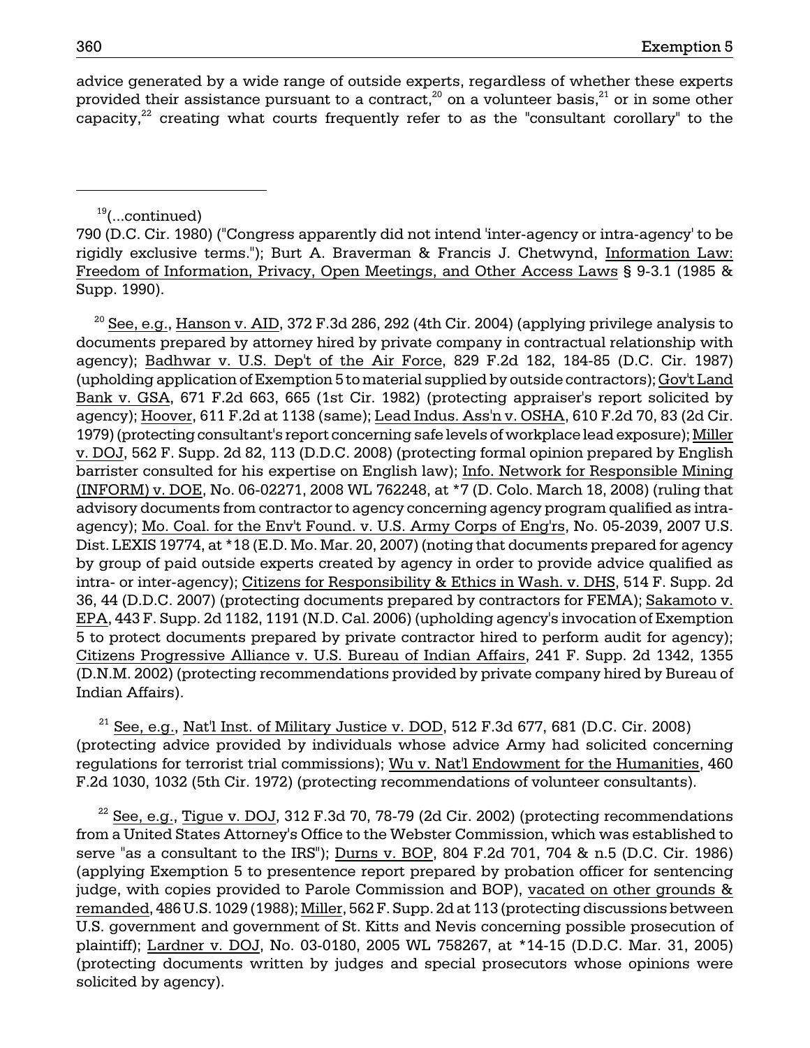advice generated by a wide range of outside experts, regardless of whether these experts provided their assistance pursuant to a contract,[20] on a volunteer basis,[21] or in some other capacity,[22] creating what courts frequently refer to as the "consultant corollary" to the

---

[19](...continued)
790 (D.C. Cir. 1980) ("Congress apparently did not intend 'inter-agency or intra-agency' to be rigidly exclusive terms."); Burt A. Braverman & Francis J. Chetwynd, Information Law: Freedom of Information, Privacy, Open Meetings, and Other Access Laws § 9-3.1 (1985 & Supp. 1990).

[20] See, e.g., Hanson v. AID, 372 F.3d 286, 292 (4th Cir. 2004) (applying privilege analysis to documents prepared by attorney hired by private company in contractual relationship with agency); Badhwar v. U.S. Dep't of the Air Force, 829 F.2d 182, 184-85 (D.C. Cir. 1987) (upholding application of Exemption 5 to material supplied by outside contractors); Gov't Land Bank v. GSA, 671 F.2d 663, 665 (1st Cir. 1982) (protecting appraiser's report solicited by agency); Hoover, 611 F.2d at 1138 (same); Lead Indus. Ass'n v. OSHA, 610 F.2d 70, 83 (2d Cir. 1979) (protecting consultant's report concerning safe levels of workplace lead exposure); Miller v. DOJ, 562 F. Supp. 2d 82, 113 (D.D.C. 2008) (protecting formal opinion prepared by English barrister consulted for his expertise on English law); Info. Network for Responsible Mining (INFORM) v. DOE, No. 06-02271, 2008 WL 762248, at *7 (D. Colo. March 18, 2008) (ruling that advisory documents from contractor to agency concerning agency program qualified as intra-agency); Mo. Coal. for the Env't Found. v. U.S. Army Corps of Eng'rs, No. 05-2039, 2007 U.S. Dist. LEXIS 19774, at *18 (E.D. Mo. Mar. 20, 2007) (noting that documents prepared for agency by group of paid outside experts created by agency in order to provide advice qualified as intra- or inter-agency); Citizens for Responsibility & Ethics in Wash. v. DHS, 514 F. Supp. 2d 36, 44 (D.D.C. 2007) (protecting documents prepared by contractors for FEMA); Sakamoto v. EPA, 443 F. Supp. 2d 1182, 1191 (N.D. Cal. 2006) (upholding agency's invocation of Exemption 5 to protect documents prepared by private contractor hired to perform audit for agency); Citizens Progressive Alliance v. U.S. Bureau of Indian Affairs, 241 F. Supp. 2d 1342, 1355 (D.N.M. 2002) (protecting recommendations provided by private company hired by Bureau of Indian Affairs).

[21] See, e.g., Nat'l Inst. of Military Justice v. DOD, 512 F.3d 677, 681 (D.C. Cir. 2008) (protecting advice provided by individuals whose advice Army had solicited concerning regulations for terrorist trial commissions); Wu v. Nat'l Endowment for the Humanities, 460 F.2d 1030, 1032 (5th Cir. 1972) (protecting recommendations of volunteer consultants).

[22] See, e.g., Tigue v. DOJ, 312 F.3d 70, 78-79 (2d Cir. 2002) (protecting recommendations from a United States Attorney's Office to the Webster Commission, which was established to serve "as a consultant to the IRS"); Durns v. BOP, 804 F.2d 701, 704 & n.5 (D.C. Cir. 1986) (applying Exemption 5 to presentence report prepared by probation officer for sentencing judge, with copies provided to Parole Commission and BOP), vacated on other grounds & remanded, 486 U.S. 1029 (1988); Miller, 562 F. Supp. 2d at 113 (protecting discussions between U.S. government and government of St. Kitts and Nevis concerning possible prosecution of plaintiff); Lardner v. DOJ, No. 03-0180, 2005 WL 758267, at *14-15 (D.D.C. Mar. 31, 2005) (protecting documents written by judges and special prosecutors whose opinions were solicited by agency).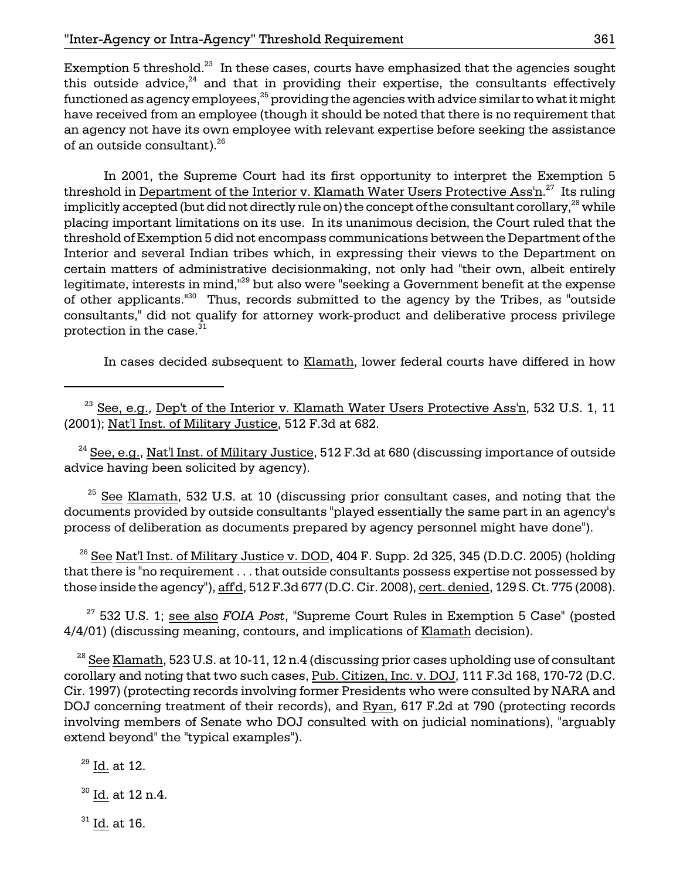Exemption 5 threshold.[23] In these cases, courts have emphasized that the agencies sought this outside advice,[24] and that in providing their expertise, the consultants effectively functioned as agency employees,[25] providing the agencies with advice similar to what it might have received from an employee (though it should be noted that there is no requirement that an agency not have its own employee with relevant expertise before seeking the assistance of an outside consultant).[26]

In 2001, the Supreme Court had its first opportunity to interpret the Exemption 5 threshold in Department of the Interior v. Klamath Water Users Protective Ass'n.[27] Its ruling implicitly accepted (but did not directly rule on) the concept of the consultant corollary,[28] while placing important limitations on its use. In its unanimous decision, the Court ruled that the threshold of Exemption 5 did not encompass communications between the Department of the Interior and several Indian tribes which, in expressing their views to the Department on certain matters of administrative decisionmaking, not only had "their own, albeit entirely legitimate, interests in mind,"[29] but also were "seeking a Government benefit at the expense of other applicants."[30] Thus, records submitted to the agency by the Tribes, as "outside consultants," did not qualify for attorney work-product and deliberative process privilege protection in the case.[31]

In cases decided subsequent to Klamath, lower federal courts have differed in how

---

[23] See, e.g., Dep't of the Interior v. Klamath Water Users Protective Ass'n, 532 U.S. 1, 11 (2001); Nat'l Inst. of Military Justice, 512 F.3d at 682.

[24] See, e.g., Nat'l Inst. of Military Justice, 512 F.3d at 680 (discussing importance of outside advice having been solicited by agency).

[25] See Klamath, 532 U.S. at 10 (discussing prior consultant cases, and noting that the documents provided by outside consultants "played essentially the same part in an agency's process of deliberation as documents prepared by agency personnel might have done").

[26] See Nat'l Inst. of Military Justice v. DOD, 404 F. Supp. 2d 325, 345 (D.D.C. 2005) (holding that there is "no requirement . . . that outside consultants possess expertise not possessed by those inside the agency"), aff'd, 512 F.3d 677 (D.C. Cir. 2008), cert. denied, 129 S. Ct. 775 (2008).

[27] 532 U.S. 1; see also *FOIA Post*, "Supreme Court Rules in Exemption 5 Case" (posted 4/4/01) (discussing meaning, contours, and implications of Klamath decision).

[28] See Klamath, 523 U.S. at 10-11, 12 n.4 (discussing prior cases upholding use of consultant corollary and noting that two such cases, Pub. Citizen, Inc. v. DOJ, 111 F.3d 168, 170-72 (D.C. Cir. 1997) (protecting records involving former Presidents who were consulted by NARA and DOJ concerning treatment of their records), and Ryan, 617 F.2d at 790 (protecting records involving members of Senate who DOJ consulted with on judicial nominations), "arguably extend beyond" the "typical examples").

[29] Id. at 12.

[30] Id. at 12 n.4.

[31] Id. at 16.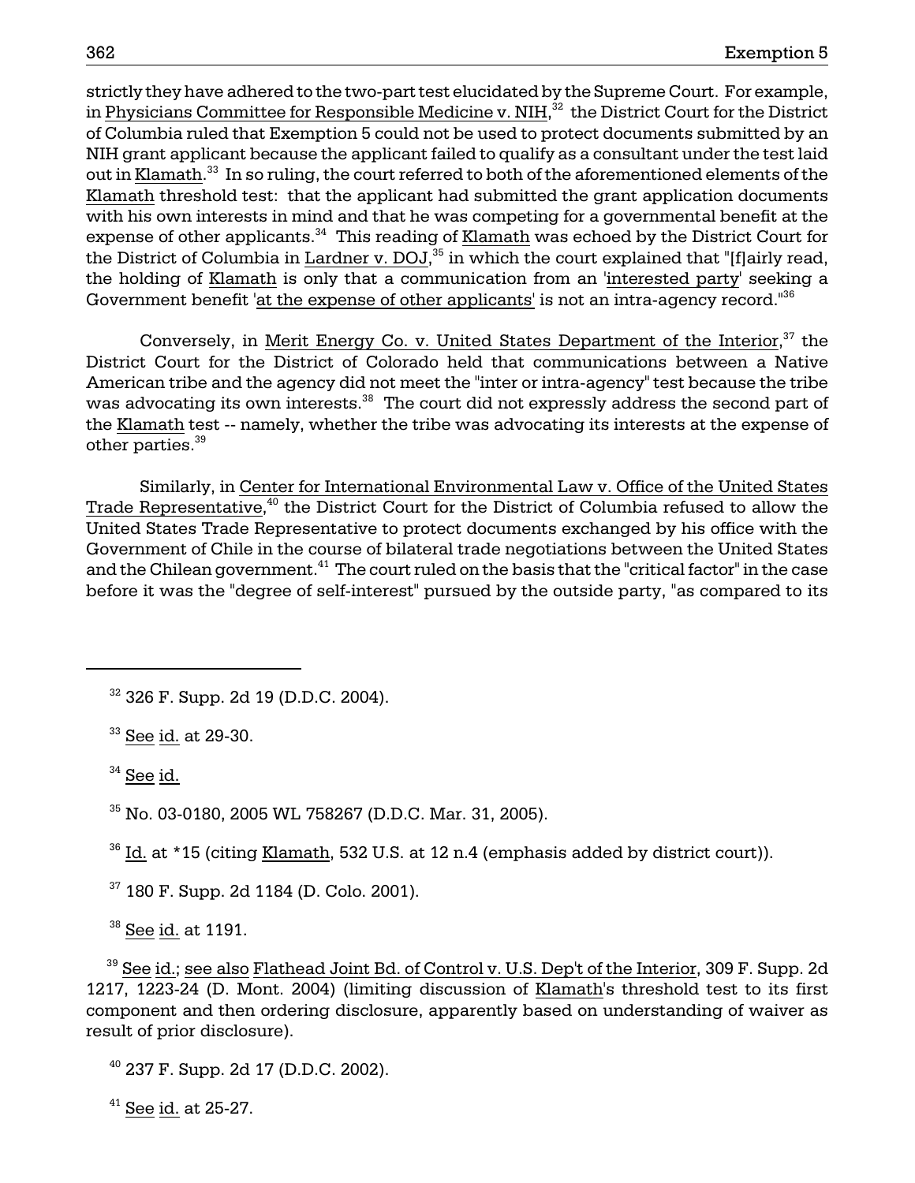strictly they have adhered to the two-part test elucidated by the Supreme Court. For example, in Physicians Committee for Responsible Medicine v. NIH,[32] the District Court for the District of Columbia ruled that Exemption 5 could not be used to protect documents submitted by an NIH grant applicant because the applicant failed to qualify as a consultant under the test laid out in Klamath.[33] In so ruling, the court referred to both of the aforementioned elements of the Klamath threshold test: that the applicant had submitted the grant application documents with his own interests in mind and that he was competing for a governmental benefit at the expense of other applicants.[34] This reading of Klamath was echoed by the District Court for the District of Columbia in Lardner v. DOJ,[35] in which the court explained that "[f]airly read, the holding of Klamath is only that a communication from an 'interested party' seeking a Government benefit 'at the expense of other applicants' is not an intra-agency record."[36]

Conversely, in Merit Energy Co. v. United States Department of the Interior,[37] the District Court for the District of Colorado held that communications between a Native American tribe and the agency did not meet the "inter or intra-agency" test because the tribe was advocating its own interests.[38] The court did not expressly address the second part of the Klamath test -- namely, whether the tribe was advocating its interests at the expense of other parties.[39]

Similarly, in Center for International Environmental Law v. Office of the United States Trade Representative,[40] the District Court for the District of Columbia refused to allow the United States Trade Representative to protect documents exchanged by his office with the Government of Chile in the course of bilateral trade negotiations between the United States and the Chilean government.[41] The court ruled on the basis that the "critical factor" in the case before it was the "degree of self-interest" pursued by the outside party, "as compared to its

---

[32] 326 F. Supp. 2d 19 (D.D.C. 2004).

[33] See id. at 29-30.

[34] See id.

[35] No. 03-0180, 2005 WL 758267 (D.D.C. Mar. 31, 2005).

[36] Id. at *15 (citing Klamath, 532 U.S. at 12 n.4 (emphasis added by district court)).

[37] 180 F. Supp. 2d 1184 (D. Colo. 2001).

[38] See id. at 1191.

[39] See id.; see also Flathead Joint Bd. of Control v. U.S. Dep't of the Interior, 309 F. Supp. 2d 1217, 1223-24 (D. Mont. 2004) (limiting discussion of Klamath's threshold test to its first component and then ordering disclosure, apparently based on understanding of waiver as result of prior disclosure).

[40] 237 F. Supp. 2d 17 (D.D.C. 2002).

[41] See id. at 25-27.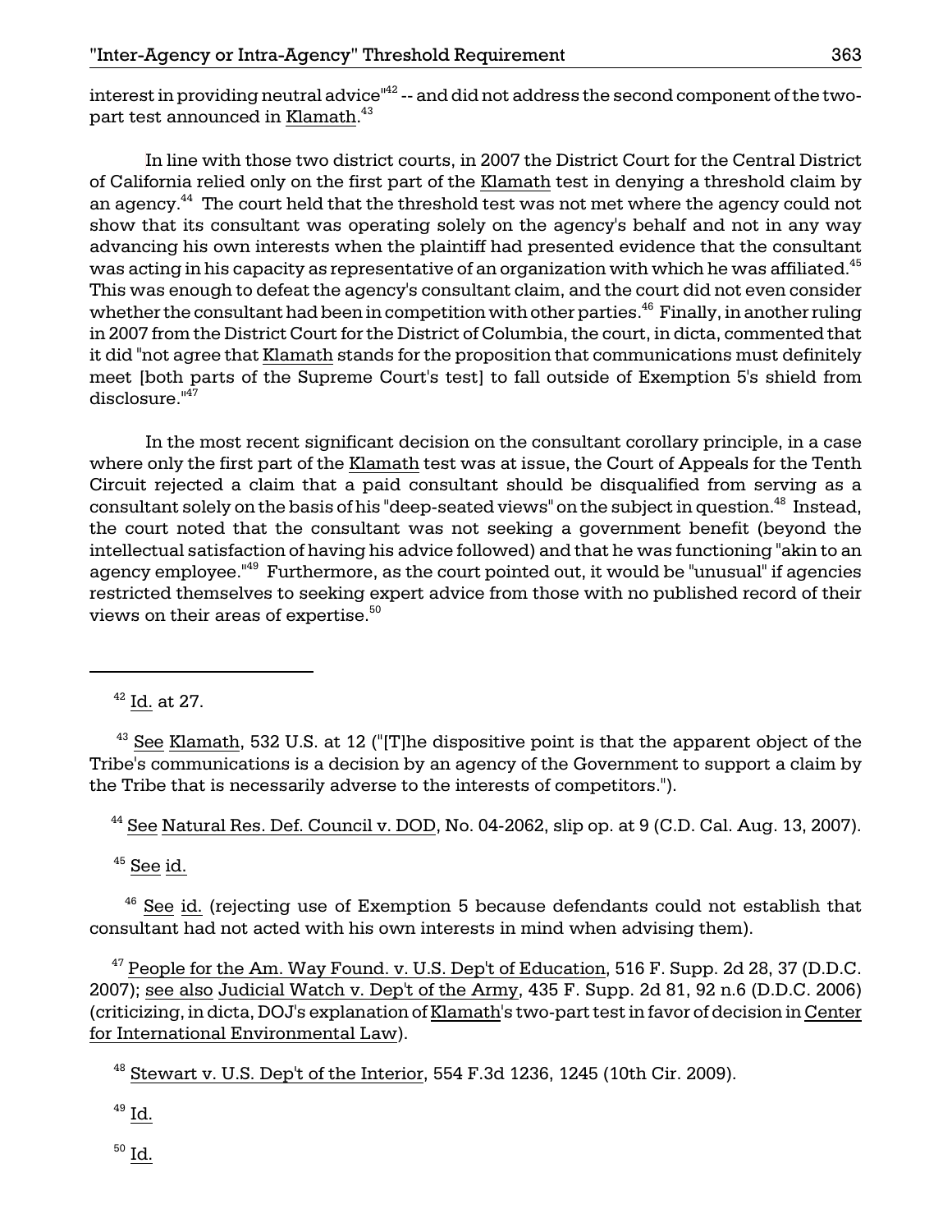interest in providing neutral advice"[42] -- and did not address the second component of the two-part test announced in Klamath.[43]

In line with those two district courts, in 2007 the District Court for the Central District of California relied only on the first part of the Klamath test in denying a threshold claim by an agency.[44] The court held that the threshold test was not met where the agency could not show that its consultant was operating solely on the agency's behalf and not in any way advancing his own interests when the plaintiff had presented evidence that the consultant was acting in his capacity as representative of an organization with which he was affiliated.[45] This was enough to defeat the agency's consultant claim, and the court did not even consider whether the consultant had been in competition with other parties.[46] Finally, in another ruling in 2007 from the District Court for the District of Columbia, the court, in dicta, commented that it did "not agree that Klamath stands for the proposition that communications must definitely meet [both parts of the Supreme Court's test] to fall outside of Exemption 5's shield from disclosure."[47]

In the most recent significant decision on the consultant corollary principle, in a case where only the first part of the Klamath test was at issue, the Court of Appeals for the Tenth Circuit rejected a claim that a paid consultant should be disqualified from serving as a consultant solely on the basis of his "deep-seated views" on the subject in question.[48] Instead, the court noted that the consultant was not seeking a government benefit (beyond the intellectual satisfaction of having his advice followed) and that he was functioning "akin to an agency employee."[49] Furthermore, as the court pointed out, it would be "unusual" if agencies restricted themselves to seeking expert advice from those with no published record of their views on their areas of expertise.[50]

---

[42] Id. at 27.

[43] See Klamath, 532 U.S. at 12 ("[T]he dispositive point is that the apparent object of the Tribe's communications is a decision by an agency of the Government to support a claim by the Tribe that is necessarily adverse to the interests of competitors.").

[44] See Natural Res. Def. Council v. DOD, No. 04-2062, slip op. at 9 (C.D. Cal. Aug. 13, 2007).

[45] See id.

[46] See id. (rejecting use of Exemption 5 because defendants could not establish that consultant had not acted with his own interests in mind when advising them).

[47] People for the Am. Way Found. v. U.S. Dep't of Education, 516 F. Supp. 2d 28, 37 (D.D.C. 2007); see also Judicial Watch v. Dep't of the Army, 435 F. Supp. 2d 81, 92 n.6 (D.D.C. 2006) (criticizing, in dicta, DOJ's explanation of Klamath's two-part test in favor of decision in Center for International Environmental Law).

[48] Stewart v. U.S. Dep't of the Interior, 554 F.3d 1236, 1245 (10th Cir. 2009).

[49] Id.

[50] Id.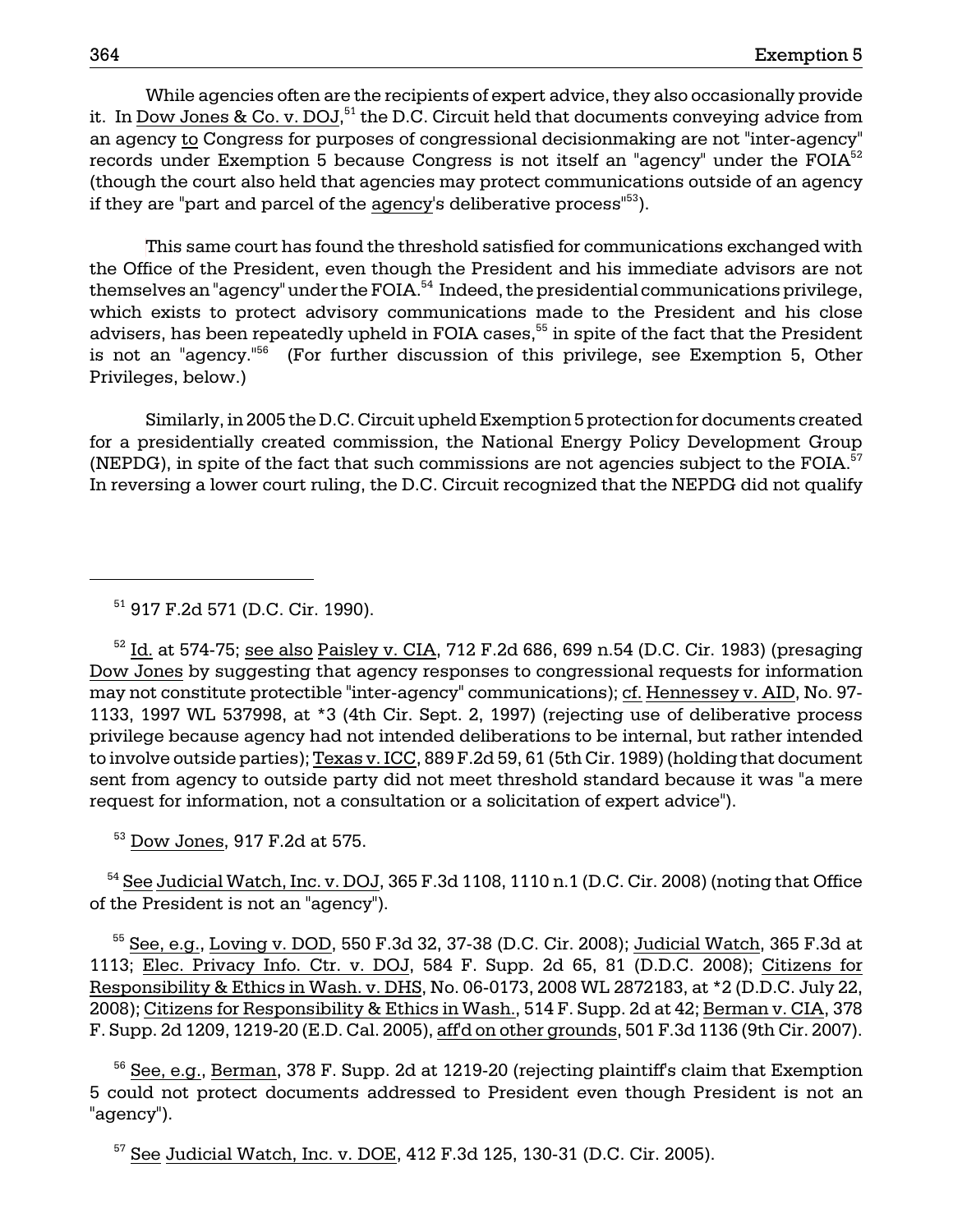While agencies often are the recipients of expert advice, they also occasionally provide it. In Dow Jones & Co. v. DOJ,[51] the D.C. Circuit held that documents conveying advice from an agency to Congress for purposes of congressional decisionmaking are not "inter-agency" records under Exemption 5 because Congress is not itself an "agency" under the FOIA[52] (though the court also held that agencies may protect communications outside of an agency if they are "part and parcel of the agency's deliberative process"[53]).

This same court has found the threshold satisfied for communications exchanged with the Office of the President, even though the President and his immediate advisors are not themselves an "agency" under the FOIA.[54] Indeed, the presidential communications privilege, which exists to protect advisory communications made to the President and his close advisers, has been repeatedly upheld in FOIA cases,[55] in spite of the fact that the President is not an "agency."[56] (For further discussion of this privilege, see Exemption 5, Other Privileges, below.)

Similarly, in 2005 the D.C. Circuit upheld Exemption 5 protection for documents created for a presidentially created commission, the National Energy Policy Development Group (NEPDG), in spite of the fact that such commissions are not agencies subject to the FOIA.[57] In reversing a lower court ruling, the D.C. Circuit recognized that the NEPDG did not qualify

---

[51] 917 F.2d 571 (D.C. Cir. 1990).

[52] Id. at 574-75; see also Paisley v. CIA, 712 F.2d 686, 699 n.54 (D.C. Cir. 1983) (presaging Dow Jones by suggesting that agency responses to congressional requests for information may not constitute protectible "inter-agency" communications); cf. Hennessey v. AID, No. 97-1133, 1997 WL 537998, at *3 (4th Cir. Sept. 2, 1997) (rejecting use of deliberative process privilege because agency had not intended deliberations to be internal, but rather intended to involve outside parties); Texas v. ICC, 889 F.2d 59, 61 (5th Cir. 1989) (holding that document sent from agency to outside party did not meet threshold standard because it was "a mere request for information, not a consultation or a solicitation of expert advice").

[53] Dow Jones, 917 F.2d at 575.

[54] See Judicial Watch, Inc. v. DOJ, 365 F.3d 1108, 1110 n.1 (D.C. Cir. 2008) (noting that Office of the President is not an "agency").

[55] See, e.g., Loving v. DOD, 550 F.3d 32, 37-38 (D.C. Cir. 2008); Judicial Watch, 365 F.3d at 1113; Elec. Privacy Info. Ctr. v. DOJ, 584 F. Supp. 2d 65, 81 (D.D.C. 2008); Citizens for Responsibility & Ethics in Wash. v. DHS, No. 06-0173, 2008 WL 2872183, at *2 (D.D.C. July 22, 2008); Citizens for Responsibility & Ethics in Wash., 514 F. Supp. 2d at 42; Berman v. CIA, 378 F. Supp. 2d 1209, 1219-20 (E.D. Cal. 2005), aff'd on other grounds, 501 F.3d 1136 (9th Cir. 2007).

[56] See, e.g., Berman, 378 F. Supp. 2d at 1219-20 (rejecting plaintiff's claim that Exemption 5 could not protect documents addressed to President even though President is not an "agency").

[57] See Judicial Watch, Inc. v. DOE, 412 F.3d 125, 130-31 (D.C. Cir. 2005).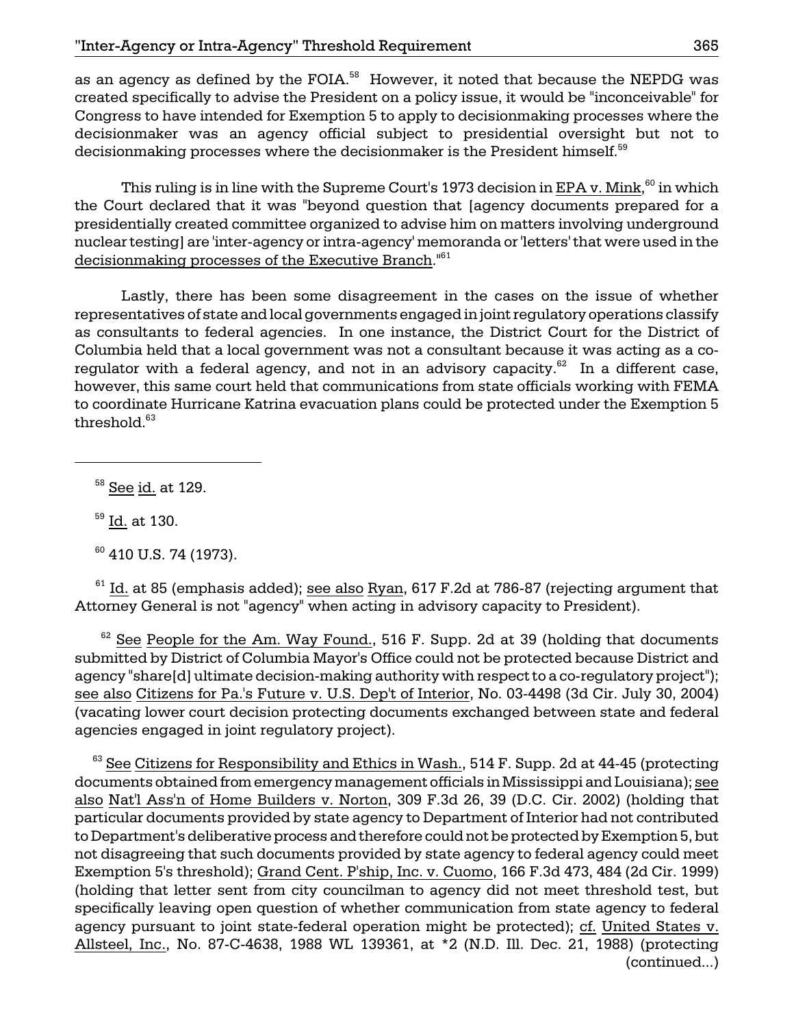as an agency as defined by the FOIA.[58] However, it noted that because the NEPDG was created specifically to advise the President on a policy issue, it would be "inconceivable" for Congress to have intended for Exemption 5 to apply to decisionmaking processes where the decisionmaker was an agency official subject to presidential oversight but not to decisionmaking processes where the decisionmaker is the President himself.[59]

This ruling is in line with the Supreme Court's 1973 decision in EPA v. Mink,[60] in which the Court declared that it was "beyond question that [agency documents prepared for a presidentially created committee organized to advise him on matters involving underground nuclear testing] are 'inter-agency or intra-agency' memoranda or 'letters' that were used in the decisionmaking processes of the Executive Branch."[61]

Lastly, there has been some disagreement in the cases on the issue of whether representatives of state and local governments engaged in joint regulatory operations classify as consultants to federal agencies. In one instance, the District Court for the District of Columbia held that a local government was not a consultant because it was acting as a co-regulator with a federal agency, and not in an advisory capacity.[62] In a different case, however, this same court held that communications from state officials working with FEMA to coordinate Hurricane Katrina evacuation plans could be protected under the Exemption 5 threshold.[63]

---

[58] See id. at 129.

[59] Id. at 130.

[60] 410 U.S. 74 (1973).

[61] Id. at 85 (emphasis added); see also Ryan, 617 F.2d at 786-87 (rejecting argument that Attorney General is not "agency" when acting in advisory capacity to President).

[62] See People for the Am. Way Found., 516 F. Supp. 2d at 39 (holding that documents submitted by District of Columbia Mayor's Office could not be protected because District and agency "share[d] ultimate decision-making authority with respect to a co-regulatory project"); see also Citizens for Pa.'s Future v. U.S. Dep't of Interior, No. 03-4498 (3d Cir. July 30, 2004) (vacating lower court decision protecting documents exchanged between state and federal agencies engaged in joint regulatory project).

[63] See Citizens for Responsibility and Ethics in Wash., 514 F. Supp. 2d at 44-45 (protecting documents obtained from emergency management officials in Mississippi and Louisiana); see also Nat'l Ass'n of Home Builders v. Norton, 309 F.3d 26, 39 (D.C. Cir. 2002) (holding that particular documents provided by state agency to Department of Interior had not contributed to Department's deliberative process and therefore could not be protected by Exemption 5, but not disagreeing that such documents provided by state agency to federal agency could meet Exemption 5's threshold); Grand Cent. P'ship, Inc. v. Cuomo, 166 F.3d 473, 484 (2d Cir. 1999) (holding that letter sent from city councilman to agency did not meet threshold test, but specifically leaving open question of whether communication from state agency to federal agency pursuant to joint state-federal operation might be protected); cf. United States v. Allsteel, Inc., No. 87-C-4638, 1988 WL 139361, at *2 (N.D. Ill. Dec. 21, 1988) (protecting (continued...)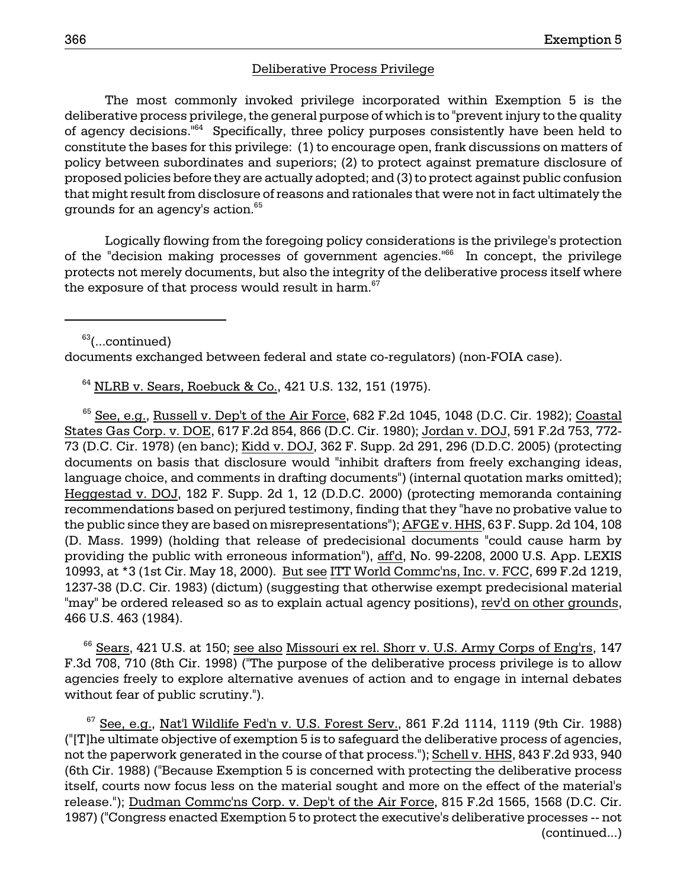## Deliberative Process Privilege

The most commonly invoked privilege incorporated within Exemption 5 is the deliberative process privilege, the general purpose of which is to "prevent injury to the quality of agency decisions."[64] Specifically, three policy purposes consistently have been held to constitute the bases for this privilege: (1) to encourage open, frank discussions on matters of policy between subordinates and superiors; (2) to protect against premature disclosure of proposed policies before they are actually adopted; and (3) to protect against public confusion that might result from disclosure of reasons and rationales that were not in fact ultimately the grounds for an agency's action.[65]

Logically flowing from the foregoing policy considerations is the privilege's protection of the "decision making processes of government agencies."[66] In concept, the privilege protects not merely documents, but also the integrity of the deliberative process itself where the exposure of that process would result in harm.[67]

---

[63](...continued)
documents exchanged between federal and state co-regulators) (non-FOIA case).

[64] NLRB v. Sears, Roebuck & Co., 421 U.S. 132, 151 (1975).

[65] See, e.g., Russell v. Dep't of the Air Force, 682 F.2d 1045, 1048 (D.C. Cir. 1982); Coastal States Gas Corp. v. DOE, 617 F.2d 854, 866 (D.C. Cir. 1980); Jordan v. DOJ, 591 F.2d 753, 772-73 (D.C. Cir. 1978) (en banc); Kidd v. DOJ, 362 F. Supp. 2d 291, 296 (D.D.C. 2005) (protecting documents on basis that disclosure would "inhibit drafters from freely exchanging ideas, language choice, and comments in drafting documents") (internal quotation marks omitted); Heggestad v. DOJ, 182 F. Supp. 2d 1, 12 (D.D.C. 2000) (protecting memoranda containing recommendations based on perjured testimony, finding that they "have no probative value to the public since they are based on misrepresentations"); AFGE v. HHS, 63 F. Supp. 2d 104, 108 (D. Mass. 1999) (holding that release of predecisional documents "could cause harm by providing the public with erroneous information"), aff'd, No. 99-2208, 2000 U.S. App. LEXIS 10993, at *3 (1st Cir. May 18, 2000). But see ITT World Commc'ns, Inc. v. FCC, 699 F.2d 1219, 1237-38 (D.C. Cir. 1983) (dictum) (suggesting that otherwise exempt predecisional material "may" be ordered released so as to explain actual agency positions), rev'd on other grounds, 466 U.S. 463 (1984).

[66] Sears, 421 U.S. at 150; see also Missouri ex rel. Shorr v. U.S. Army Corps of Eng'rs, 147 F.3d 708, 710 (8th Cir. 1998) ("The purpose of the deliberative process privilege is to allow agencies freely to explore alternative avenues of action and to engage in internal debates without fear of public scrutiny.").

[67] See, e.g., Nat'l Wildlife Fed'n v. U.S. Forest Serv., 861 F.2d 1114, 1119 (9th Cir. 1988) ("[T]he ultimate objective of exemption 5 is to safeguard the deliberative process of agencies, not the paperwork generated in the course of that process."); Schell v. HHS, 843 F.2d 933, 940 (6th Cir. 1988) ("Because Exemption 5 is concerned with protecting the deliberative process itself, courts now focus less on the material sought and more on the effect of the material's release."); Dudman Commc'ns Corp. v. Dep't of the Air Force, 815 F.2d 1565, 1568 (D.C. Cir. 1987) ("Congress enacted Exemption 5 to protect the executive's deliberative processes -- not
(continued...)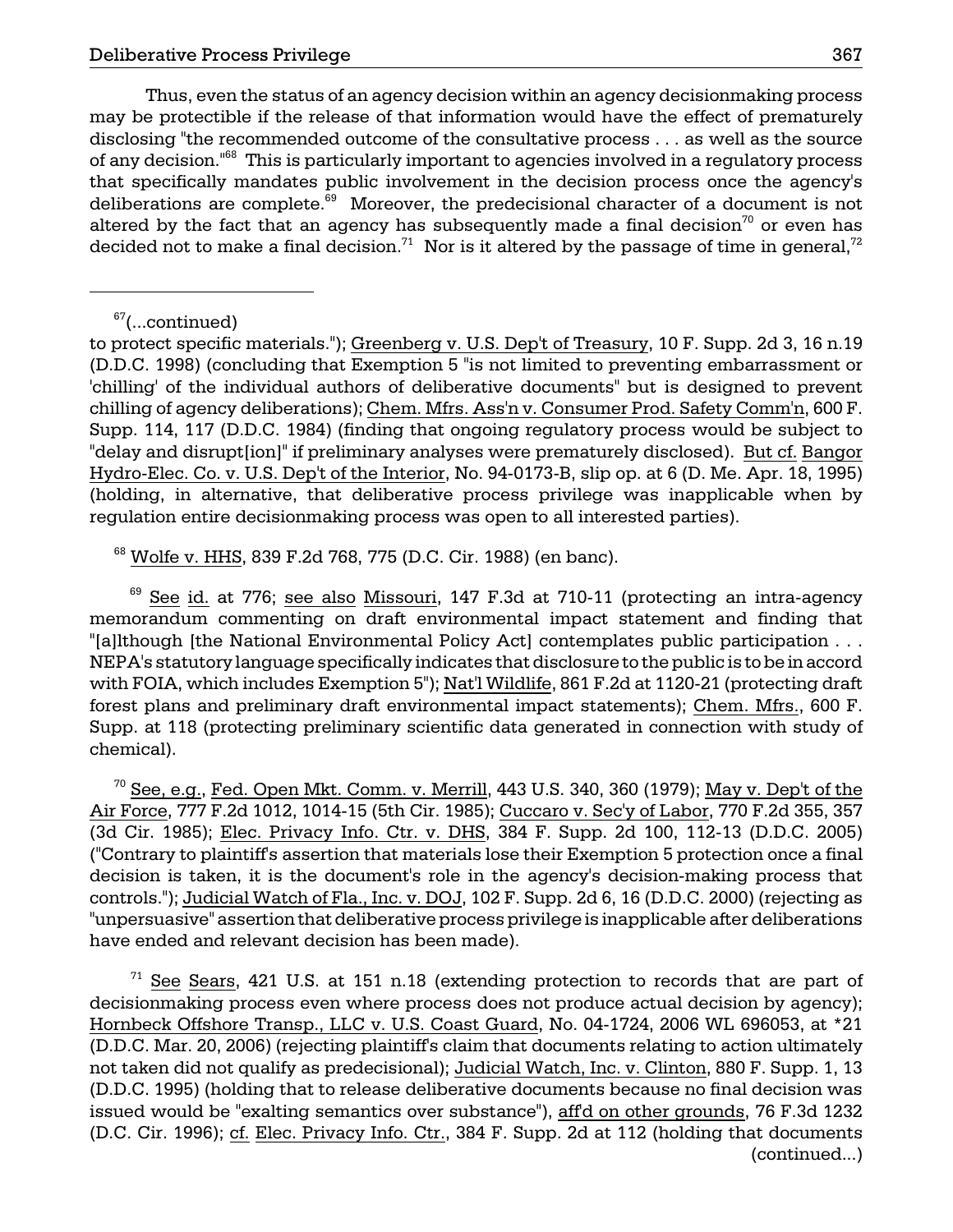Thus, even the status of an agency decision within an agency decisionmaking process may be protectible if the release of that information would have the effect of prematurely disclosing "the recommended outcome of the consultative process . . . as well as the source of any decision."[68] This is particularly important to agencies involved in a regulatory process that specifically mandates public involvement in the decision process once the agency's deliberations are complete.[69] Moreover, the predecisional character of a document is not altered by the fact that an agency has subsequently made a final decision[70] or even has decided not to make a final decision.[71] Nor is it altered by the passage of time in general,[72]

---

[67](...continued)

to protect specific materials."); Greenberg v. U.S. Dep't of Treasury, 10 F. Supp. 2d 3, 16 n.19 (D.D.C. 1998) (concluding that Exemption 5 "is not limited to preventing embarrassment or 'chilling' of the individual authors of deliberative documents" but is designed to prevent chilling of agency deliberations); Chem. Mfrs. Ass'n v. Consumer Prod. Safety Comm'n, 600 F. Supp. 114, 117 (D.D.C. 1984) (finding that ongoing regulatory process would be subject to "delay and disrupt[ion]" if preliminary analyses were prematurely disclosed). But cf. Bangor Hydro-Elec. Co. v. U.S. Dep't of the Interior, No. 94-0173-B, slip op. at 6 (D. Me. Apr. 18, 1995) (holding, in alternative, that deliberative process privilege was inapplicable when by regulation entire decisionmaking process was open to all interested parties).

[68] Wolfe v. HHS, 839 F.2d 768, 775 (D.C. Cir. 1988) (en banc).

[69] See id. at 776; see also Missouri, 147 F.3d at 710-11 (protecting an intra-agency memorandum commenting on draft environmental impact statement and finding that "[a]lthough [the National Environmental Policy Act] contemplates public participation . . . NEPA's statutory language specifically indicates that disclosure to the public is to be in accord with FOIA, which includes Exemption 5"); Nat'l Wildlife, 861 F.2d at 1120-21 (protecting draft forest plans and preliminary draft environmental impact statements); Chem. Mfrs., 600 F. Supp. at 118 (protecting preliminary scientific data generated in connection with study of chemical).

[70] See, e.g., Fed. Open Mkt. Comm. v. Merrill, 443 U.S. 340, 360 (1979); May v. Dep't of the Air Force, 777 F.2d 1012, 1014-15 (5th Cir. 1985); Cuccaro v. Sec'y of Labor, 770 F.2d 355, 357 (3d Cir. 1985); Elec. Privacy Info. Ctr. v. DHS, 384 F. Supp. 2d 100, 112-13 (D.D.C. 2005) ("Contrary to plaintiff's assertion that materials lose their Exemption 5 protection once a final decision is taken, it is the document's role in the agency's decision-making process that controls."); Judicial Watch of Fla., Inc. v. DOJ, 102 F. Supp. 2d 6, 16 (D.D.C. 2000) (rejecting as "unpersuasive" assertion that deliberative process privilege is inapplicable after deliberations have ended and relevant decision has been made).

[71] See Sears, 421 U.S. at 151 n.18 (extending protection to records that are part of decisionmaking process even where process does not produce actual decision by agency); Hornbeck Offshore Transp., LLC v. U.S. Coast Guard, No. 04-1724, 2006 WL 696053, at *21 (D.D.C. Mar. 20, 2006) (rejecting plaintiff's claim that documents relating to action ultimately not taken did not qualify as predecisional); Judicial Watch, Inc. v. Clinton, 880 F. Supp. 1, 13 (D.D.C. 1995) (holding that to release deliberative documents because no final decision was issued would be "exalting semantics over substance"), aff'd on other grounds, 76 F.3d 1232 (D.C. Cir. 1996); cf. Elec. Privacy Info. Ctr., 384 F. Supp. 2d at 112 (holding that documents (continued...)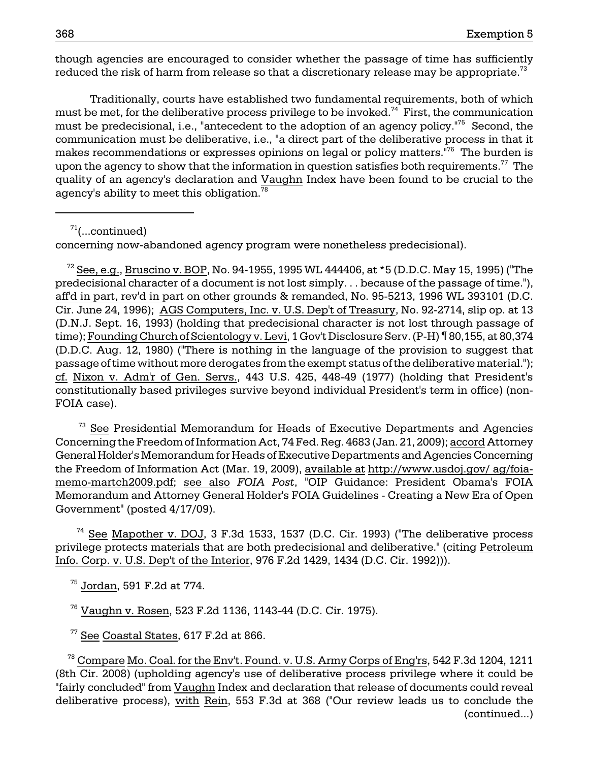though agencies are encouraged to consider whether the passage of time has sufficiently reduced the risk of harm from release so that a discretionary release may be appropriate.[73]

Traditionally, courts have established two fundamental requirements, both of which must be met, for the deliberative process privilege to be invoked.[74] First, the communication must be predecisional, i.e., "antecedent to the adoption of an agency policy."[75] Second, the communication must be deliberative, i.e., "a direct part of the deliberative process in that it makes recommendations or expresses opinions on legal or policy matters."[76] The burden is upon the agency to show that the information in question satisfies both requirements.[77] The quality of an agency's declaration and Vaughn Index have been found to be crucial to the agency's ability to meet this obligation.[78]

---

[71](...continued)
concerning now-abandoned agency program were nonetheless predecisional).

[72] See, e.g., Bruscino v. BOP, No. 94-1955, 1995 WL 444406, at *5 (D.D.C. May 15, 1995) ("The predecisional character of a document is not lost simply. . . because of the passage of time."), aff'd in part, rev'd in part on other grounds & remanded, No. 95-5213, 1996 WL 393101 (D.C. Cir. June 24, 1996); AGS Computers, Inc. v. U.S. Dep't of Treasury, No. 92-2714, slip op. at 13 (D.N.J. Sept. 16, 1993) (holding that predecisional character is not lost through passage of time); Founding Church of Scientology v. Levi, 1 Gov't Disclosure Serv. (P-H) ¶ 80,155, at 80,374 (D.D.C. Aug. 12, 1980) ("There is nothing in the language of the provision to suggest that passage of time without more derogates from the exempt status of the deliberative material."); cf. Nixon v. Adm'r of Gen. Servs., 443 U.S. 425, 448-49 (1977) (holding that President's constitutionally based privileges survive beyond individual President's term in office) (non-FOIA case).

[73] See Presidential Memorandum for Heads of Executive Departments and Agencies Concerning the Freedom of Information Act, 74 Fed. Reg. 4683 (Jan. 21, 2009); accord Attorney General Holder's Memorandum for Heads of Executive Departments and Agencies Concerning the Freedom of Information Act (Mar. 19, 2009), available at http://www.usdoj.gov/ ag/foia-memo-martch2009.pdf; see also *FOIA Post*, "OIP Guidance: President Obama's FOIA Memorandum and Attorney General Holder's FOIA Guidelines - Creating a New Era of Open Government" (posted 4/17/09).

[74] See Mapother v. DOJ, 3 F.3d 1533, 1537 (D.C. Cir. 1993) ("The deliberative process privilege protects materials that are both predecisional and deliberative." (citing Petroleum Info. Corp. v. U.S. Dep't of the Interior, 976 F.2d 1429, 1434 (D.C. Cir. 1992))).

[75] Jordan, 591 F.2d at 774.

[76] Vaughn v. Rosen, 523 F.2d 1136, 1143-44 (D.C. Cir. 1975).

[77] See Coastal States, 617 F.2d at 866.

[78] Compare Mo. Coal. for the Env't. Found. v. U.S. Army Corps of Eng'rs, 542 F.3d 1204, 1211 (8th Cir. 2008) (upholding agency's use of deliberative process privilege where it could be "fairly concluded" from Vaughn Index and declaration that release of documents could reveal deliberative process), with Rein, 553 F.3d at 368 ("Our review leads us to conclude the (continued...)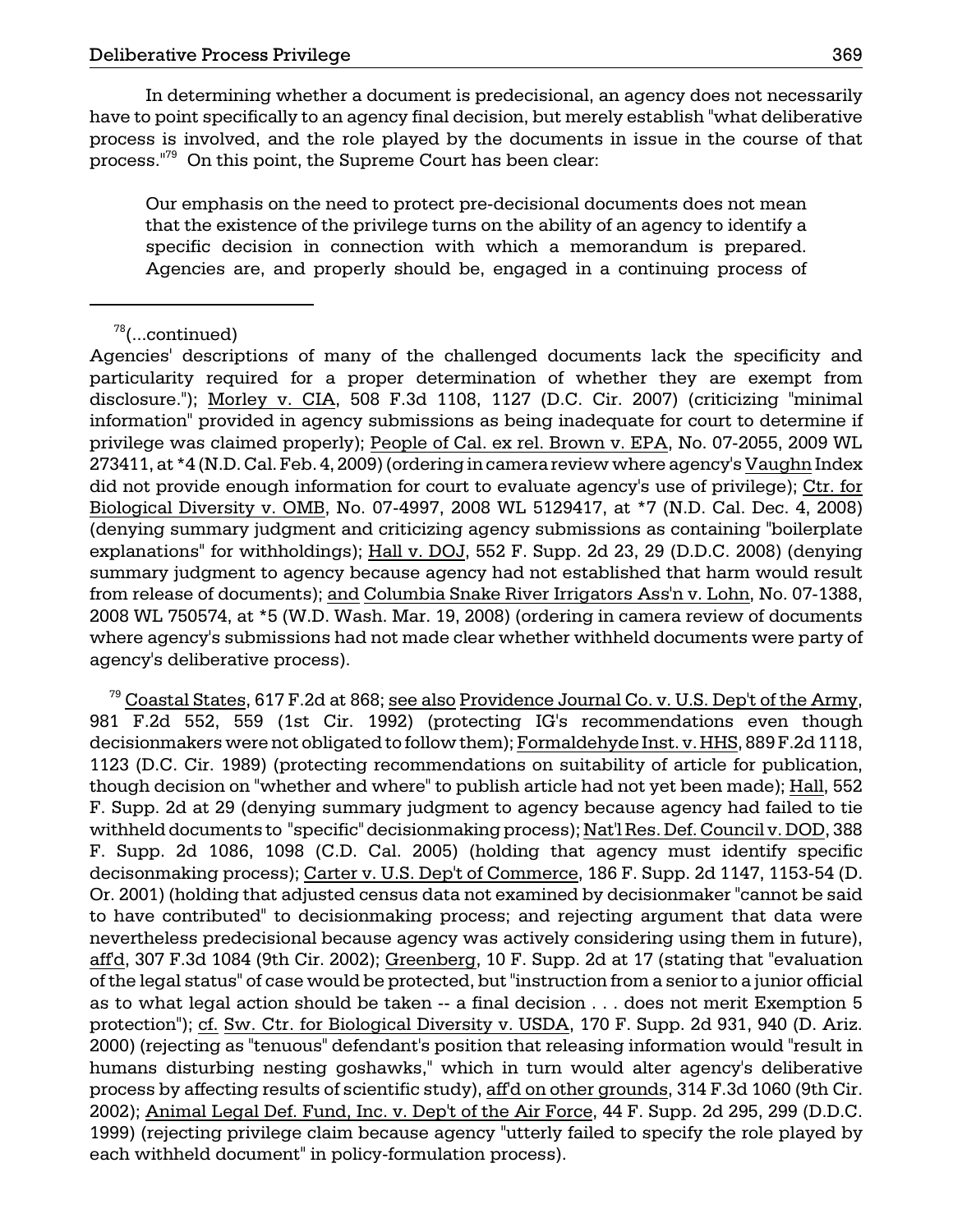In determining whether a document is predecisional, an agency does not necessarily have to point specifically to an agency final decision, but merely establish "what deliberative process is involved, and the role played by the documents in issue in the course of that process."[79] On this point, the Supreme Court has been clear:

> Our emphasis on the need to protect pre-decisional documents does not mean that the existence of the privilege turns on the ability of an agency to identify a specific decision in connection with which a memorandum is prepared. Agencies are, and properly should be, engaged in a continuing process of

---

[78](...continued)
Agencies' descriptions of many of the challenged documents lack the specificity and particularity required for a proper determination of whether they are exempt from disclosure."); Morley v. CIA, 508 F.3d 1108, 1127 (D.C. Cir. 2007) (criticizing "minimal information" provided in agency submissions as being inadequate for court to determine if privilege was claimed properly); People of Cal. ex rel. Brown v. EPA, No. 07-2055, 2009 WL 273411, at *4 (N.D. Cal. Feb. 4, 2009) (ordering in camera review where agency's Vaughn Index did not provide enough information for court to evaluate agency's use of privilege); Ctr. for Biological Diversity v. OMB, No. 07-4997, 2008 WL 5129417, at *7 (N.D. Cal. Dec. 4, 2008) (denying summary judgment and criticizing agency submissions as containing "boilerplate explanations" for withholdings); Hall v. DOJ, 552 F. Supp. 2d 23, 29 (D.D.C. 2008) (denying summary judgment to agency because agency had not established that harm would result from release of documents); and Columbia Snake River Irrigators Ass'n v. Lohn, No. 07-1388, 2008 WL 750574, at *5 (W.D. Wash. Mar. 19, 2008) (ordering in camera review of documents where agency's submissions had not made clear whether withheld documents were party of agency's deliberative process).

[79] Coastal States, 617 F.2d at 868; see also Providence Journal Co. v. U.S. Dep't of the Army, 981 F.2d 552, 559 (1st Cir. 1992) (protecting IG's recommendations even though decisionmakers were not obligated to follow them); Formaldehyde Inst. v. HHS, 889 F.2d 1118, 1123 (D.C. Cir. 1989) (protecting recommendations on suitability of article for publication, though decision on "whether and where" to publish article had not yet been made); Hall, 552 F. Supp. 2d at 29 (denying summary judgment to agency because agency had failed to tie withheld documents to "specific" decisionmaking process); Nat'l Res. Def. Council v. DOD, 388 F. Supp. 2d 1086, 1098 (C.D. Cal. 2005) (holding that agency must identify specific decisonmaking process); Carter v. U.S. Dep't of Commerce, 186 F. Supp. 2d 1147, 1153-54 (D. Or. 2001) (holding that adjusted census data not examined by decisionmaker "cannot be said to have contributed" to decisionmaking process; and rejecting argument that data were nevertheless predecisional because agency was actively considering using them in future), aff'd, 307 F.3d 1084 (9th Cir. 2002); Greenberg, 10 F. Supp. 2d at 17 (stating that "evaluation of the legal status" of case would be protected, but "instruction from a senior to a junior official as to what legal action should be taken -- a final decision . . . does not merit Exemption 5 protection"); cf. Sw. Ctr. for Biological Diversity v. USDA, 170 F. Supp. 2d 931, 940 (D. Ariz. 2000) (rejecting as "tenuous" defendant's position that releasing information would "result in humans disturbing nesting goshawks," which in turn would alter agency's deliberative process by affecting results of scientific study), aff'd on other grounds, 314 F.3d 1060 (9th Cir. 2002); Animal Legal Def. Fund, Inc. v. Dep't of the Air Force, 44 F. Supp. 2d 295, 299 (D.D.C. 1999) (rejecting privilege claim because agency "utterly failed to specify the role played by each withheld document" in policy-formulation process).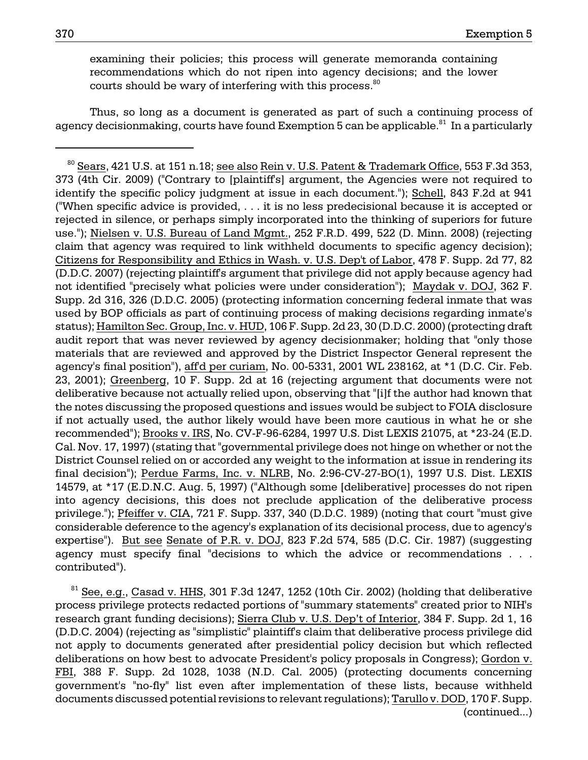examining their policies; this process will generate memoranda containing recommendations which do not ripen into agency decisions; and the lower courts should be wary of interfering with this process.[80]

Thus, so long as a document is generated as part of such a continuing process of agency decisionmaking, courts have found Exemption 5 can be applicable.[81] In a particularly

---

[80] Sears, 421 U.S. at 151 n.18; see also Rein v. U.S. Patent & Trademark Office, 553 F.3d 353, 373 (4th Cir. 2009) ("Contrary to [plaintiff's] argument, the Agencies were not required to identify the specific policy judgment at issue in each document."); Schell, 843 F.2d at 941 ("When specific advice is provided, . . . it is no less predecisional because it is accepted or rejected in silence, or perhaps simply incorporated into the thinking of superiors for future use."); Nielsen v. U.S. Bureau of Land Mgmt., 252 F.R.D. 499, 522 (D. Minn. 2008) (rejecting claim that agency was required to link withheld documents to specific agency decision); Citizens for Responsibility and Ethics in Wash. v. U.S. Dep't of Labor, 478 F. Supp. 2d 77, 82 (D.D.C. 2007) (rejecting plaintiff's argument that privilege did not apply because agency had not identified "precisely what policies were under consideration"); Maydak v. DOJ, 362 F. Supp. 2d 316, 326 (D.D.C. 2005) (protecting information concerning federal inmate that was used by BOP officials as part of continuing process of making decisions regarding inmate's status); Hamilton Sec. Group, Inc. v. HUD, 106 F. Supp. 2d 23, 30 (D.D.C. 2000) (protecting draft audit report that was never reviewed by agency decisionmaker; holding that "only those materials that are reviewed and approved by the District Inspector General represent the agency's final position"), aff'd per curiam, No. 00-5331, 2001 WL 238162, at *1 (D.C. Cir. Feb. 23, 2001); Greenberg, 10 F. Supp. 2d at 16 (rejecting argument that documents were not deliberative because not actually relied upon, observing that "[i]f the author had known that the notes discussing the proposed questions and issues would be subject to FOIA disclosure if not actually used, the author likely would have been more cautious in what he or she recommended"); Brooks v. IRS, No. CV-F-96-6284, 1997 U.S. Dist LEXIS 21075, at *23-24 (E.D. Cal. Nov. 17, 1997) (stating that "governmental privilege does not hinge on whether or not the District Counsel relied on or accorded any weight to the information at issue in rendering its final decision"); Perdue Farms, Inc. v. NLRB, No. 2:96-CV-27-BO(1), 1997 U.S. Dist. LEXIS 14579, at *17 (E.D.N.C. Aug. 5, 1997) ("Although some [deliberative] processes do not ripen into agency decisions, this does not preclude application of the deliberative process privilege."); Pfeiffer v. CIA, 721 F. Supp. 337, 340 (D.D.C. 1989) (noting that court "must give considerable deference to the agency's explanation of its decisional process, due to agency's expertise"). But see Senate of P.R. v. DOJ, 823 F.2d 574, 585 (D.C. Cir. 1987) (suggesting agency must specify final "decisions to which the advice or recommendations . . . contributed").

[81] See, e.g., Casad v. HHS, 301 F.3d 1247, 1252 (10th Cir. 2002) (holding that deliberative process privilege protects redacted portions of "summary statements" created prior to NIH's research grant funding decisions); Sierra Club v. U.S. Dep't of Interior, 384 F. Supp. 2d 1, 16 (D.D.C. 2004) (rejecting as "simplistic" plaintiff's claim that deliberative process privilege did not apply to documents generated after presidential policy decision but which reflected deliberations on how best to advocate President's policy proposals in Congress); Gordon v. FBI, 388 F. Supp. 2d 1028, 1038 (N.D. Cal. 2005) (protecting documents concerning government's "no-fly" list even after implementation of these lists, because withheld documents discussed potential revisions to relevant regulations); Tarullo v. DOD, 170 F. Supp. (continued...)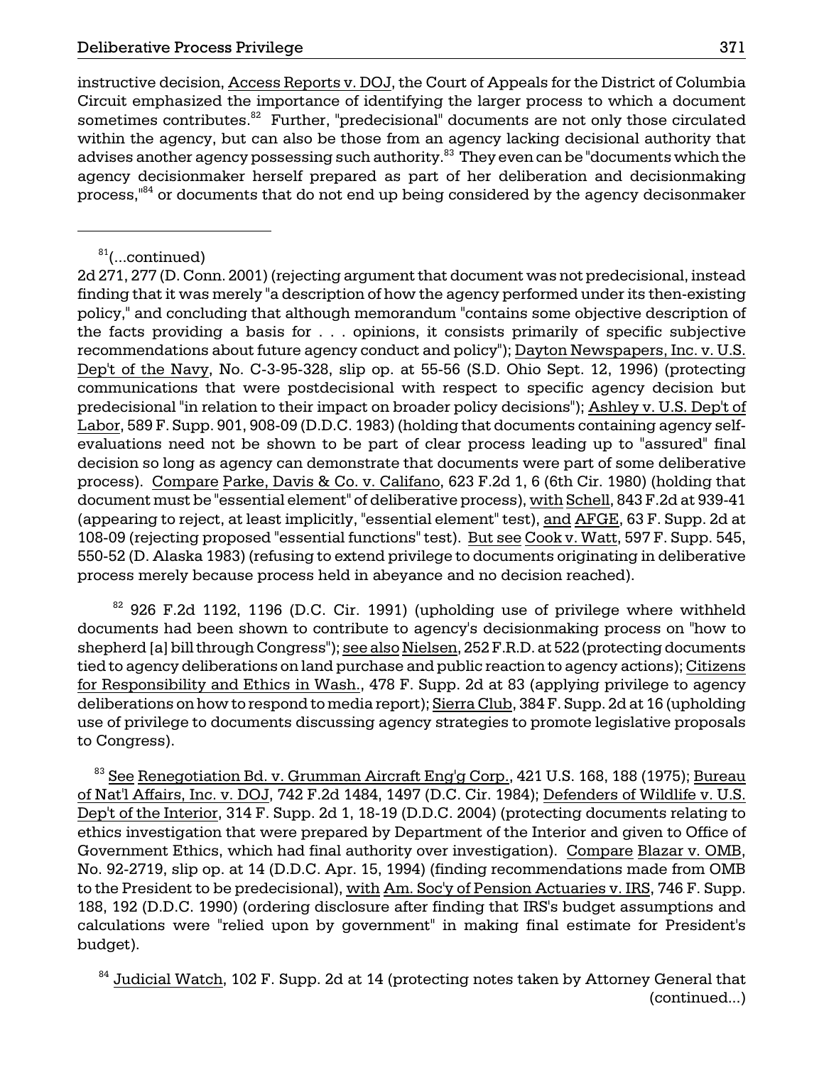instructive decision, Access Reports v. DOJ, the Court of Appeals for the District of Columbia Circuit emphasized the importance of identifying the larger process to which a document sometimes contributes.[82] Further, "predecisional" documents are not only those circulated within the agency, but can also be those from an agency lacking decisional authority that advises another agency possessing such authority.[83] They even can be "documents which the agency decisionmaker herself prepared as part of her deliberation and decisionmaking process,"[84] or documents that do not end up being considered by the agency decisonmaker

---

[81](...continued)
2d 271, 277 (D. Conn. 2001) (rejecting argument that document was not predecisional, instead finding that it was merely "a description of how the agency performed under its then-existing policy," and concluding that although memorandum "contains some objective description of the facts providing a basis for . . . opinions, it consists primarily of specific subjective recommendations about future agency conduct and policy"); Dayton Newspapers, Inc. v. U.S. Dep't of the Navy, No. C-3-95-328, slip op. at 55-56 (S.D. Ohio Sept. 12, 1996) (protecting communications that were postdecisional with respect to specific agency decision but predecisional "in relation to their impact on broader policy decisions"); Ashley v. U.S. Dep't of Labor, 589 F. Supp. 901, 908-09 (D.D.C. 1983) (holding that documents containing agency self-evaluations need not be shown to be part of clear process leading up to "assured" final decision so long as agency can demonstrate that documents were part of some deliberative process). Compare Parke, Davis & Co. v. Califano, 623 F.2d 1, 6 (6th Cir. 1980) (holding that document must be "essential element" of deliberative process), with Schell, 843 F.2d at 939-41 (appearing to reject, at least implicitly, "essential element" test), and AFGE, 63 F. Supp. 2d at 108-09 (rejecting proposed "essential functions" test). But see Cook v. Watt, 597 F. Supp. 545, 550-52 (D. Alaska 1983) (refusing to extend privilege to documents originating in deliberative process merely because process held in abeyance and no decision reached).

[82] 926 F.2d 1192, 1196 (D.C. Cir. 1991) (upholding use of privilege where withheld documents had been shown to contribute to agency's decisionmaking process on "how to shepherd [a] bill through Congress"); see also Nielsen, 252 F.R.D. at 522 (protecting documents tied to agency deliberations on land purchase and public reaction to agency actions); Citizens for Responsibility and Ethics in Wash., 478 F. Supp. 2d at 83 (applying privilege to agency deliberations on how to respond to media report); Sierra Club, 384 F. Supp. 2d at 16 (upholding use of privilege to documents discussing agency strategies to promote legislative proposals to Congress).

[83] See Renegotiation Bd. v. Grumman Aircraft Eng'g Corp., 421 U.S. 168, 188 (1975); Bureau of Nat'l Affairs, Inc. v. DOJ, 742 F.2d 1484, 1497 (D.C. Cir. 1984); Defenders of Wildlife v. U.S. Dep't of the Interior, 314 F. Supp. 2d 1, 18-19 (D.D.C. 2004) (protecting documents relating to ethics investigation that were prepared by Department of the Interior and given to Office of Government Ethics, which had final authority over investigation). Compare Blazar v. OMB, No. 92-2719, slip op. at 14 (D.D.C. Apr. 15, 1994) (finding recommendations made from OMB to the President to be predecisional), with Am. Soc'y of Pension Actuaries v. IRS, 746 F. Supp. 188, 192 (D.D.C. 1990) (ordering disclosure after finding that IRS's budget assumptions and calculations were "relied upon by government" in making final estimate for President's budget).

[84] Judicial Watch, 102 F. Supp. 2d at 14 (protecting notes taken by Attorney General that (continued...)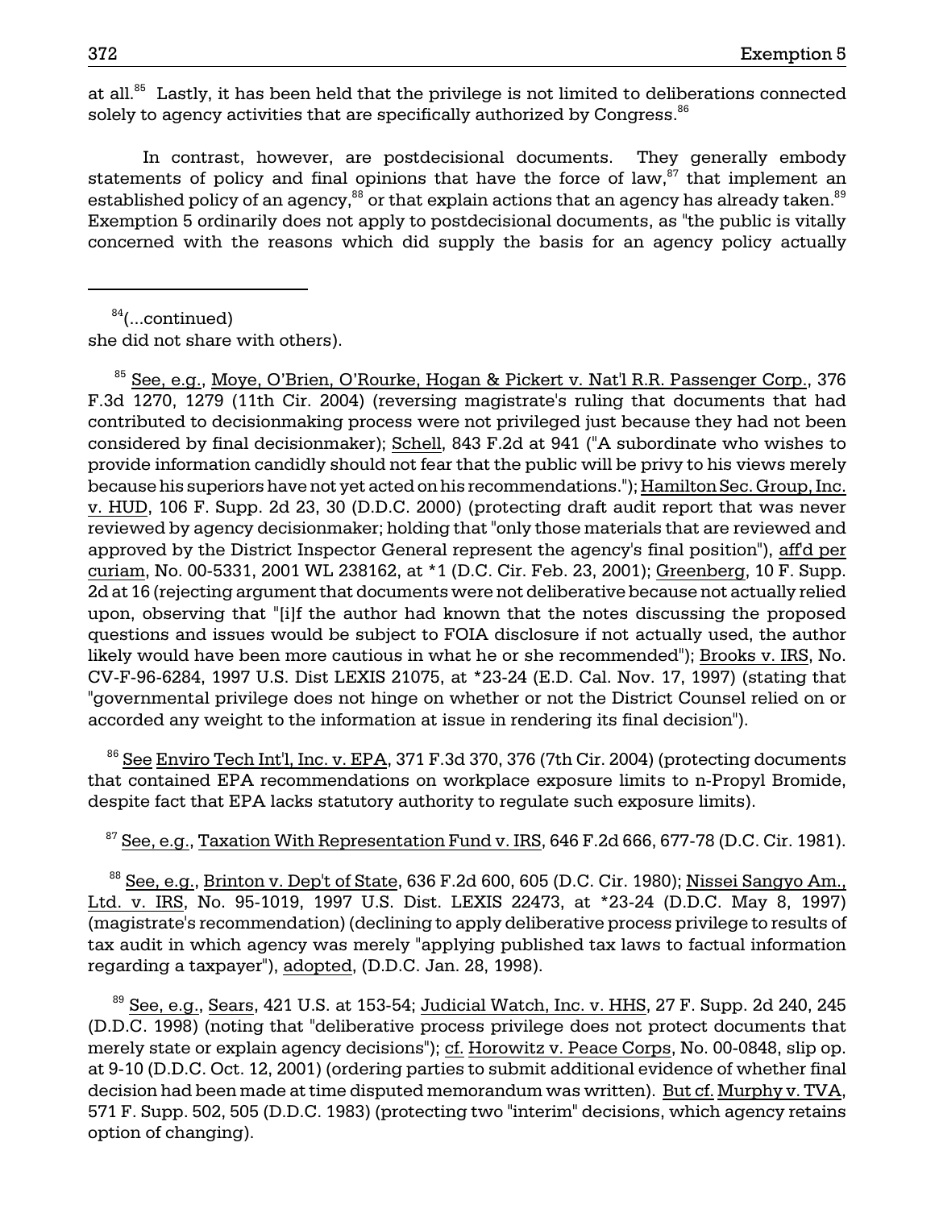at all.[85] Lastly, it has been held that the privilege is not limited to deliberations connected solely to agency activities that are specifically authorized by Congress.[86]

In contrast, however, are postdecisional documents. They generally embody statements of policy and final opinions that have the force of law,[87] that implement an established policy of an agency,[88] or that explain actions that an agency has already taken.[89] Exemption 5 ordinarily does not apply to postdecisional documents, as "the public is vitally concerned with the reasons which did supply the basis for an agency policy actually

---

[84](...continued) she did not share with others).

[85] See, e.g., Moye, O'Brien, O'Rourke, Hogan & Pickert v. Nat'l R.R. Passenger Corp., 376 F.3d 1270, 1279 (11th Cir. 2004) (reversing magistrate's ruling that documents that had contributed to decisionmaking process were not privileged just because they had not been considered by final decisionmaker); Schell, 843 F.2d at 941 ("A subordinate who wishes to provide information candidly should not fear that the public will be privy to his views merely because his superiors have not yet acted on his recommendations."); Hamilton Sec. Group, Inc. v. HUD, 106 F. Supp. 2d 23, 30 (D.D.C. 2000) (protecting draft audit report that was never reviewed by agency decisionmaker; holding that "only those materials that are reviewed and approved by the District Inspector General represent the agency's final position"), aff'd per curiam, No. 00-5331, 2001 WL 238162, at *1 (D.C. Cir. Feb. 23, 2001); Greenberg, 10 F. Supp. 2d at 16 (rejecting argument that documents were not deliberative because not actually relied upon, observing that "[i]f the author had known that the notes discussing the proposed questions and issues would be subject to FOIA disclosure if not actually used, the author likely would have been more cautious in what he or she recommended"); Brooks v. IRS, No. CV-F-96-6284, 1997 U.S. Dist LEXIS 21075, at *23-24 (E.D. Cal. Nov. 17, 1997) (stating that "governmental privilege does not hinge on whether or not the District Counsel relied on or accorded any weight to the information at issue in rendering its final decision").

[86] See Enviro Tech Int'l, Inc. v. EPA, 371 F.3d 370, 376 (7th Cir. 2004) (protecting documents that contained EPA recommendations on workplace exposure limits to n-Propyl Bromide, despite fact that EPA lacks statutory authority to regulate such exposure limits).

[87] See, e.g., Taxation With Representation Fund v. IRS, 646 F.2d 666, 677-78 (D.C. Cir. 1981).

[88] See, e.g., Brinton v. Dep't of State, 636 F.2d 600, 605 (D.C. Cir. 1980); Nissei Sangyo Am., Ltd. v. IRS, No. 95-1019, 1997 U.S. Dist. LEXIS 22473, at *23-24 (D.D.C. May 8, 1997) (magistrate's recommendation) (declining to apply deliberative process privilege to results of tax audit in which agency was merely "applying published tax laws to factual information regarding a taxpayer"), adopted, (D.D.C. Jan. 28, 1998).

[89] See, e.g., Sears, 421 U.S. at 153-54; Judicial Watch, Inc. v. HHS, 27 F. Supp. 2d 240, 245 (D.D.C. 1998) (noting that "deliberative process privilege does not protect documents that merely state or explain agency decisions"); cf. Horowitz v. Peace Corps, No. 00-0848, slip op. at 9-10 (D.D.C. Oct. 12, 2001) (ordering parties to submit additional evidence of whether final decision had been made at time disputed memorandum was written). But cf. Murphy v. TVA, 571 F. Supp. 502, 505 (D.D.C. 1983) (protecting two "interim" decisions, which agency retains option of changing).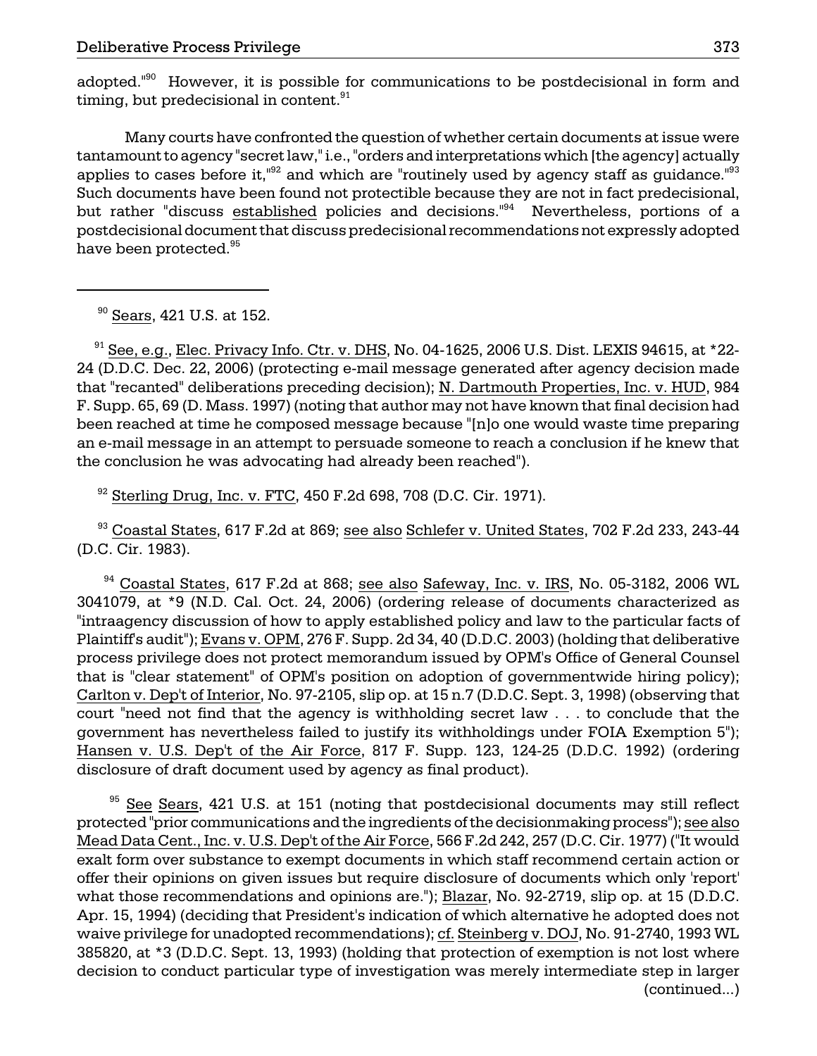adopted."[90] However, it is possible for communications to be postdecisional in form and timing, but predecisional in content.[91]

Many courts have confronted the question of whether certain documents at issue were tantamount to agency "secret law," i.e., "orders and interpretations which [the agency] actually applies to cases before it,"[92] and which are "routinely used by agency staff as guidance."[93] Such documents have been found not protectible because they are not in fact predecisional, but rather "discuss established policies and decisions."[94] Nevertheless, portions of a postdecisional document that discuss predecisional recommendations not expressly adopted have been protected.[95]

---

[90] Sears, 421 U.S. at 152.

[91] See, e.g., Elec. Privacy Info. Ctr. v. DHS, No. 04-1625, 2006 U.S. Dist. LEXIS 94615, at *22-24 (D.D.C. Dec. 22, 2006) (protecting e-mail message generated after agency decision made that "recanted" deliberations preceding decision); N. Dartmouth Properties, Inc. v. HUD, 984 F. Supp. 65, 69 (D. Mass. 1997) (noting that author may not have known that final decision had been reached at time he composed message because "[n]o one would waste time preparing an e-mail message in an attempt to persuade someone to reach a conclusion if he knew that the conclusion he was advocating had already been reached").

[92] Sterling Drug, Inc. v. FTC, 450 F.2d 698, 708 (D.C. Cir. 1971).

[93] Coastal States, 617 F.2d at 869; see also Schlefer v. United States, 702 F.2d 233, 243-44 (D.C. Cir. 1983).

[94] Coastal States, 617 F.2d at 868; see also Safeway, Inc. v. IRS, No. 05-3182, 2006 WL 3041079, at *9 (N.D. Cal. Oct. 24, 2006) (ordering release of documents characterized as "intraagency discussion of how to apply established policy and law to the particular facts of Plaintiff's audit"); Evans v. OPM, 276 F. Supp. 2d 34, 40 (D.D.C. 2003) (holding that deliberative process privilege does not protect memorandum issued by OPM's Office of General Counsel that is "clear statement" of OPM's position on adoption of governmentwide hiring policy); Carlton v. Dep't of Interior, No. 97-2105, slip op. at 15 n.7 (D.D.C. Sept. 3, 1998) (observing that court "need not find that the agency is withholding secret law . . . to conclude that the government has nevertheless failed to justify its withholdings under FOIA Exemption 5"); Hansen v. U.S. Dep't of the Air Force, 817 F. Supp. 123, 124-25 (D.D.C. 1992) (ordering disclosure of draft document used by agency as final product).

[95] See Sears, 421 U.S. at 151 (noting that postdecisional documents may still reflect protected "prior communications and the ingredients of the decisionmaking process"); see also Mead Data Cent., Inc. v. U.S. Dep't of the Air Force, 566 F.2d 242, 257 (D.C. Cir. 1977) ("It would exalt form over substance to exempt documents in which staff recommend certain action or offer their opinions on given issues but require disclosure of documents which only 'report' what those recommendations and opinions are."); Blazar, No. 92-2719, slip op. at 15 (D.D.C. Apr. 15, 1994) (deciding that President's indication of which alternative he adopted does not waive privilege for unadopted recommendations); cf. Steinberg v. DOJ, No. 91-2740, 1993 WL 385820, at *3 (D.D.C. Sept. 13, 1993) (holding that protection of exemption is not lost where decision to conduct particular type of investigation was merely intermediate step in larger (continued...)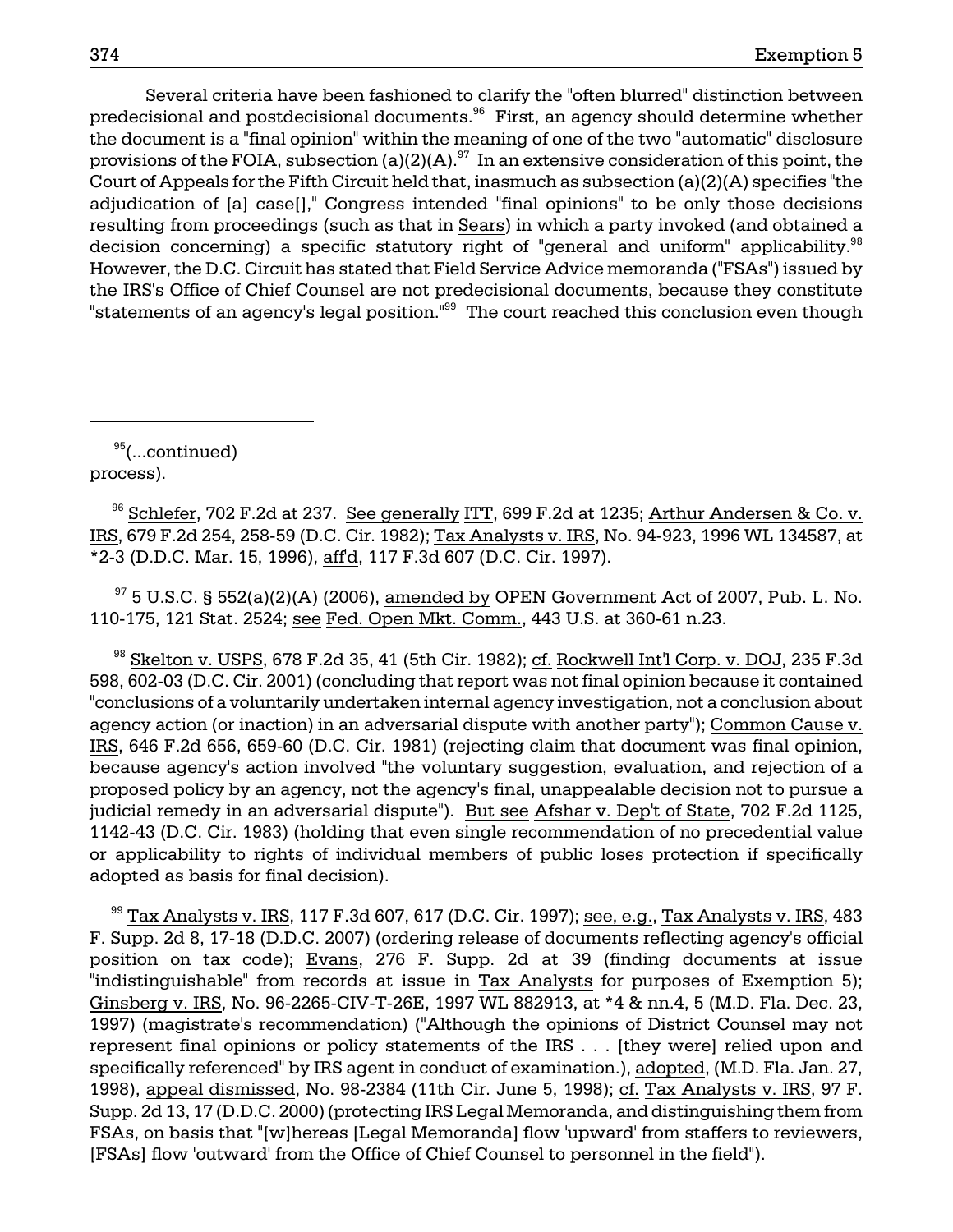Several criteria have been fashioned to clarify the "often blurred" distinction between predecisional and postdecisional documents.[96] First, an agency should determine whether the document is a "final opinion" within the meaning of one of the two "automatic" disclosure provisions of the FOIA, subsection (a)(2)(A).[97] In an extensive consideration of this point, the Court of Appeals for the Fifth Circuit held that, inasmuch as subsection (a)(2)(A) specifies "the adjudication of [a] case[]," Congress intended "final opinions" to be only those decisions resulting from proceedings (such as that in Sears) in which a party invoked (and obtained a decision concerning) a specific statutory right of "general and uniform" applicability.[98] However, the D.C. Circuit has stated that Field Service Advice memoranda ("FSAs") issued by the IRS's Office of Chief Counsel are not predecisional documents, because they constitute "statements of an agency's legal position."[99] The court reached this conclusion even though

---

[95](...continued) process).

[96] Schlefer, 702 F.2d at 237. See generally ITT, 699 F.2d at 1235; Arthur Andersen & Co. v. IRS, 679 F.2d 254, 258-59 (D.C. Cir. 1982); Tax Analysts v. IRS, No. 94-923, 1996 WL 134587, at *2-3 (D.D.C. Mar. 15, 1996), aff'd, 117 F.3d 607 (D.C. Cir. 1997).

[97] 5 U.S.C. § 552(a)(2)(A) (2006), amended by OPEN Government Act of 2007, Pub. L. No. 110-175, 121 Stat. 2524; see Fed. Open Mkt. Comm., 443 U.S. at 360-61 n.23.

[98] Skelton v. USPS, 678 F.2d 35, 41 (5th Cir. 1982); cf. Rockwell Int'l Corp. v. DOJ, 235 F.3d 598, 602-03 (D.C. Cir. 2001) (concluding that report was not final opinion because it contained "conclusions of a voluntarily undertaken internal agency investigation, not a conclusion about agency action (or inaction) in an adversarial dispute with another party"); Common Cause v. IRS, 646 F.2d 656, 659-60 (D.C. Cir. 1981) (rejecting claim that document was final opinion, because agency's action involved "the voluntary suggestion, evaluation, and rejection of a proposed policy by an agency, not the agency's final, unappealable decision not to pursue a judicial remedy in an adversarial dispute"). But see Afshar v. Dep't of State, 702 F.2d 1125, 1142-43 (D.C. Cir. 1983) (holding that even single recommendation of no precedential value or applicability to rights of individual members of public loses protection if specifically adopted as basis for final decision).

[99] Tax Analysts v. IRS, 117 F.3d 607, 617 (D.C. Cir. 1997); see, e.g., Tax Analysts v. IRS, 483 F. Supp. 2d 8, 17-18 (D.D.C. 2007) (ordering release of documents reflecting agency's official position on tax code); Evans, 276 F. Supp. 2d at 39 (finding documents at issue "indistinguishable" from records at issue in Tax Analysts for purposes of Exemption 5); Ginsberg v. IRS, No. 96-2265-CIV-T-26E, 1997 WL 882913, at *4 & nn.4, 5 (M.D. Fla. Dec. 23, 1997) (magistrate's recommendation) ("Although the opinions of District Counsel may not represent final opinions or policy statements of the IRS . . . [they were] relied upon and specifically referenced" by IRS agent in conduct of examination.), adopted, (M.D. Fla. Jan. 27, 1998), appeal dismissed, No. 98-2384 (11th Cir. June 5, 1998); cf. Tax Analysts v. IRS, 97 F. Supp. 2d 13, 17 (D.D.C. 2000) (protecting IRS Legal Memoranda, and distinguishing them from FSAs, on basis that "[w]hereas [Legal Memoranda] flow 'upward' from staffers to reviewers, [FSAs] flow 'outward' from the Office of Chief Counsel to personnel in the field").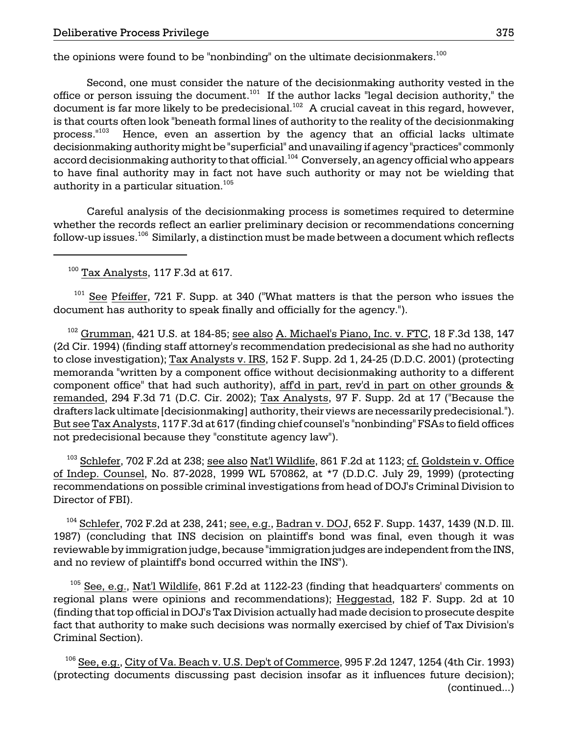the opinions were found to be "nonbinding" on the ultimate decisionmakers.[100]

Second, one must consider the nature of the decisionmaking authority vested in the office or person issuing the document.[101] If the author lacks "legal decision authority," the document is far more likely to be predecisional.[102] A crucial caveat in this regard, however, is that courts often look "beneath formal lines of authority to the reality of the decisionmaking process."[103] Hence, even an assertion by the agency that an official lacks ultimate decisionmaking authority might be "superficial" and unavailing if agency "practices" commonly accord decisionmaking authority to that official.[104] Conversely, an agency official who appears to have final authority may in fact not have such authority or may not be wielding that authority in a particular situation.[105]

Careful analysis of the decisionmaking process is sometimes required to determine whether the records reflect an earlier preliminary decision or recommendations concerning follow-up issues.[106] Similarly, a distinction must be made between a document which reflects

---

[100] Tax Analysts, 117 F.3d at 617.

[101] See Pfeiffer, 721 F. Supp. at 340 ("What matters is that the person who issues the document has authority to speak finally and officially for the agency.").

[102] Grumman, 421 U.S. at 184-85; see also A. Michael's Piano, Inc. v. FTC, 18 F.3d 138, 147 (2d Cir. 1994) (finding staff attorney's recommendation predecisional as she had no authority to close investigation); Tax Analysts v. IRS, 152 F. Supp. 2d 1, 24-25 (D.D.C. 2001) (protecting memoranda "written by a component office without decisionmaking authority to a different component office" that had such authority), aff'd in part, rev'd in part on other grounds & remanded, 294 F.3d 71 (D.C. Cir. 2002); Tax Analysts, 97 F. Supp. 2d at 17 ("Because the drafters lack ultimate [decisionmaking] authority, their views are necessarily predecisional."). But see Tax Analysts, 117 F.3d at 617 (finding chief counsel's "nonbinding" FSAs to field offices not predecisional because they "constitute agency law").

[103] Schlefer, 702 F.2d at 238; see also Nat'l Wildlife, 861 F.2d at 1123; cf. Goldstein v. Office of Indep. Counsel, No. 87-2028, 1999 WL 570862, at *7 (D.D.C. July 29, 1999) (protecting recommendations on possible criminal investigations from head of DOJ's Criminal Division to Director of FBI).

[104] Schlefer, 702 F.2d at 238, 241; see, e.g., Badran v. DOJ, 652 F. Supp. 1437, 1439 (N.D. Ill. 1987) (concluding that INS decision on plaintiff's bond was final, even though it was reviewable by immigration judge, because "immigration judges are independent from the INS, and no review of plaintiff's bond occurred within the INS").

[105] See, e.g., Nat'l Wildlife, 861 F.2d at 1122-23 (finding that headquarters' comments on regional plans were opinions and recommendations); Heggestad, 182 F. Supp. 2d at 10 (finding that top official in DOJ's Tax Division actually had made decision to prosecute despite fact that authority to make such decisions was normally exercised by chief of Tax Division's Criminal Section).

[106] See, e.g., City of Va. Beach v. U.S. Dep't of Commerce, 995 F.2d 1247, 1254 (4th Cir. 1993) (protecting documents discussing past decision insofar as it influences future decision); (continued...)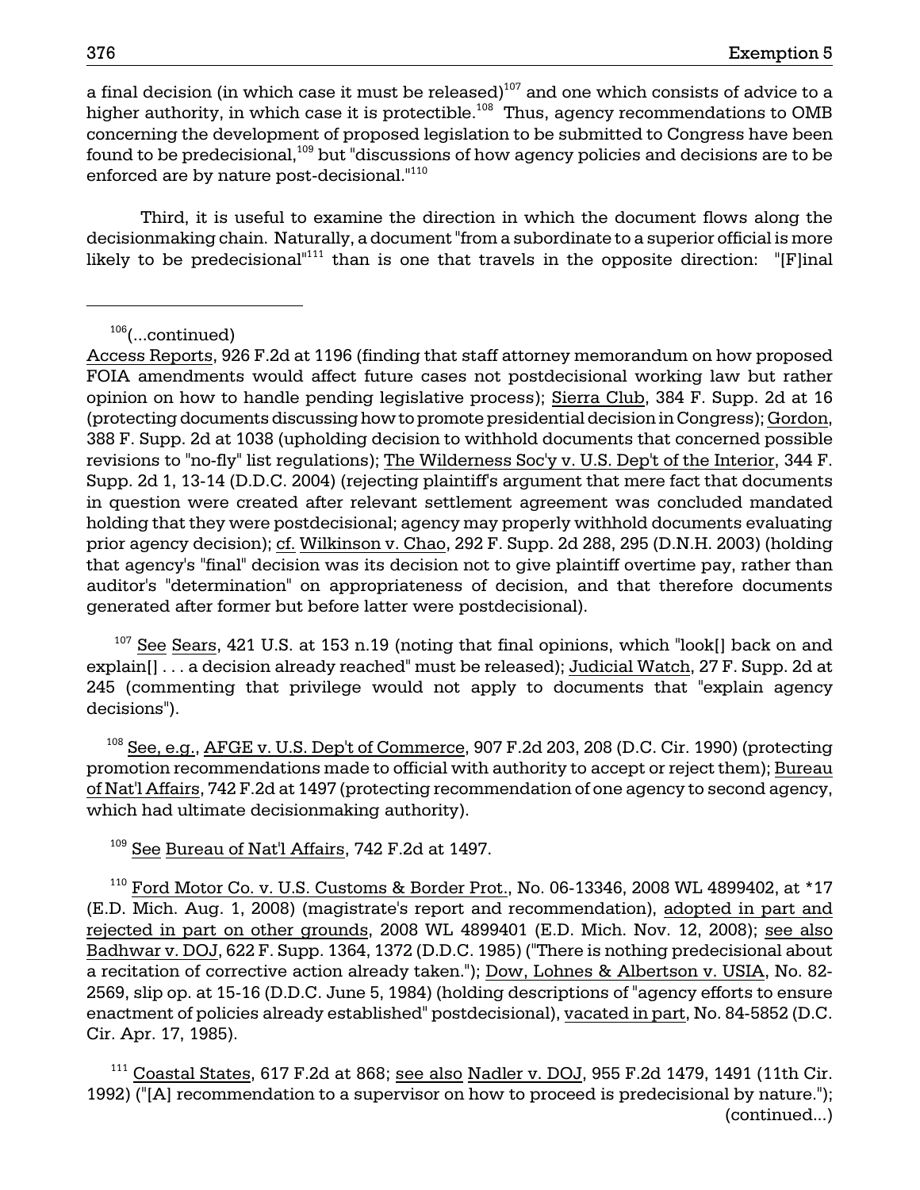a final decision (in which case it must be released)[107] and one which consists of advice to a higher authority, in which case it is protectible.[108] Thus, agency recommendations to OMB concerning the development of proposed legislation to be submitted to Congress have been found to be predecisional,[109] but "discussions of how agency policies and decisions are to be enforced are by nature post-decisional."[110]

Third, it is useful to examine the direction in which the document flows along the decisionmaking chain. Naturally, a document "from a subordinate to a superior official is more likely to be predecisional"[111] than is one that travels in the opposite direction: "[F]inal

---

[106](...continued)
Access Reports, 926 F.2d at 1196 (finding that staff attorney memorandum on how proposed FOIA amendments would affect future cases not postdecisional working law but rather opinion on how to handle pending legislative process); Sierra Club, 384 F. Supp. 2d at 16 (protecting documents discussing how to promote presidential decision in Congress); Gordon, 388 F. Supp. 2d at 1038 (upholding decision to withhold documents that concerned possible revisions to "no-fly" list regulations); The Wilderness Soc'y v. U.S. Dep't of the Interior, 344 F. Supp. 2d 1, 13-14 (D.D.C. 2004) (rejecting plaintiff's argument that mere fact that documents in question were created after relevant settlement agreement was concluded mandated holding that they were postdecisional; agency may properly withhold documents evaluating prior agency decision); cf. Wilkinson v. Chao, 292 F. Supp. 2d 288, 295 (D.N.H. 2003) (holding that agency's "final" decision was its decision not to give plaintiff overtime pay, rather than auditor's "determination" on appropriateness of decision, and that therefore documents generated after former but before latter were postdecisional).

[107] See Sears, 421 U.S. at 153 n.19 (noting that final opinions, which "look[] back on and explain[] . . . a decision already reached" must be released); Judicial Watch, 27 F. Supp. 2d at 245 (commenting that privilege would not apply to documents that "explain agency decisions").

[108] See, e.g., AFGE v. U.S. Dep't of Commerce, 907 F.2d 203, 208 (D.C. Cir. 1990) (protecting promotion recommendations made to official with authority to accept or reject them); Bureau of Nat'l Affairs, 742 F.2d at 1497 (protecting recommendation of one agency to second agency, which had ultimate decisionmaking authority).

[109] See Bureau of Nat'l Affairs, 742 F.2d at 1497.

[110] Ford Motor Co. v. U.S. Customs & Border Prot., No. 06-13346, 2008 WL 4899402, at *17 (E.D. Mich. Aug. 1, 2008) (magistrate's report and recommendation), adopted in part and rejected in part on other grounds, 2008 WL 4899401 (E.D. Mich. Nov. 12, 2008); see also Badhwar v. DOJ, 622 F. Supp. 1364, 1372 (D.D.C. 1985) ("There is nothing predecisional about a recitation of corrective action already taken."); Dow, Lohnes & Albertson v. USIA, No. 82-2569, slip op. at 15-16 (D.D.C. June 5, 1984) (holding descriptions of "agency efforts to ensure enactment of policies already established" postdecisional), vacated in part, No. 84-5852 (D.C. Cir. Apr. 17, 1985).

[111] Coastal States, 617 F.2d at 868; see also Nadler v. DOJ, 955 F.2d 1479, 1491 (11th Cir. 1992) ("[A] recommendation to a supervisor on how to proceed is predecisional by nature."); (continued...)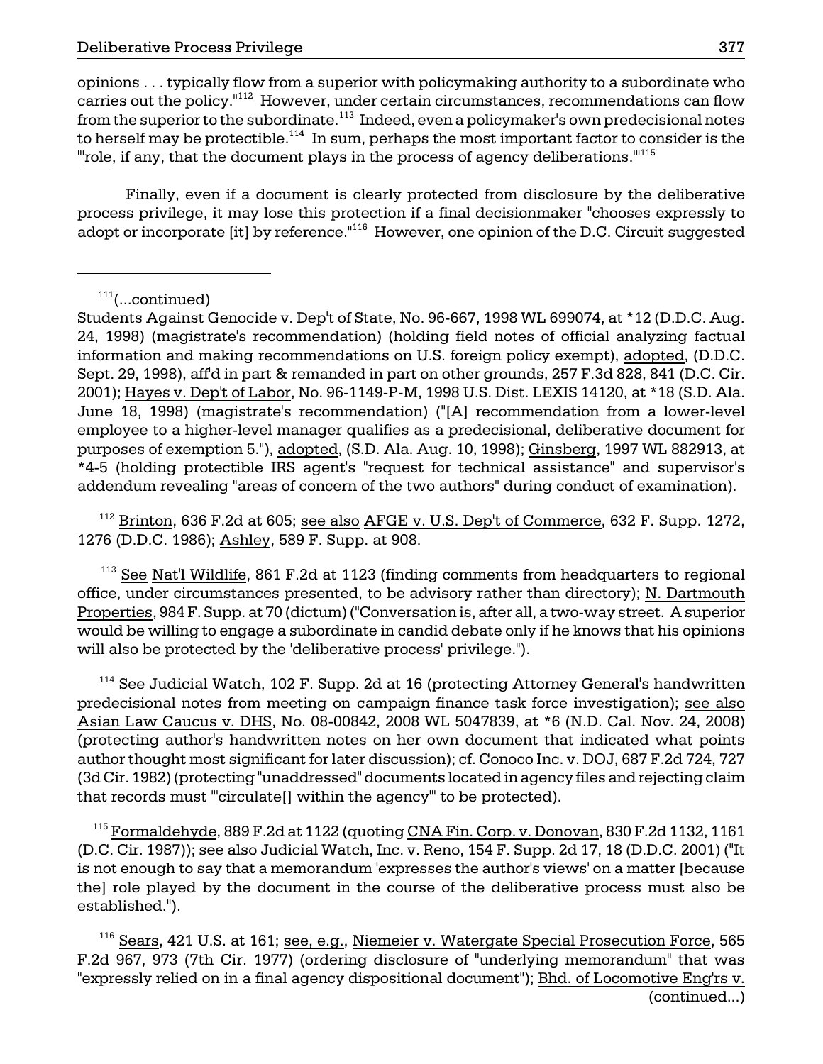opinions . . . typically flow from a superior with policymaking authority to a subordinate who carries out the policy."[112] However, under certain circumstances, recommendations can flow from the superior to the subordinate.[113] Indeed, even a policymaker's own predecisional notes to herself may be protectible.[114] In sum, perhaps the most important factor to consider is the "'role, if any, that the document plays in the process of agency deliberations.'"[115]

Finally, even if a document is clearly protected from disclosure by the deliberative process privilege, it may lose this protection if a final decisionmaker "chooses expressly to adopt or incorporate [it] by reference."[116] However, one opinion of the D.C. Circuit suggested

---

[111](...continued)
Students Against Genocide v. Dep't of State, No. 96-667, 1998 WL 699074, at *12 (D.D.C. Aug. 24, 1998) (magistrate's recommendation) (holding field notes of official analyzing factual information and making recommendations on U.S. foreign policy exempt), adopted, (D.D.C. Sept. 29, 1998), aff'd in part & remanded in part on other grounds, 257 F.3d 828, 841 (D.C. Cir. 2001); Hayes v. Dep't of Labor, No. 96-1149-P-M, 1998 U.S. Dist. LEXIS 14120, at *18 (S.D. Ala. June 18, 1998) (magistrate's recommendation) ("[A] recommendation from a lower-level employee to a higher-level manager qualifies as a predecisional, deliberative document for purposes of exemption 5."), adopted, (S.D. Ala. Aug. 10, 1998); Ginsberg, 1997 WL 882913, at *4-5 (holding protectible IRS agent's "request for technical assistance" and supervisor's addendum revealing "areas of concern of the two authors" during conduct of examination).

[112] Brinton, 636 F.2d at 605; see also AFGE v. U.S. Dep't of Commerce, 632 F. Supp. 1272, 1276 (D.D.C. 1986); Ashley, 589 F. Supp. at 908.

[113] See Nat'l Wildlife, 861 F.2d at 1123 (finding comments from headquarters to regional office, under circumstances presented, to be advisory rather than directory); N. Dartmouth Properties, 984 F. Supp. at 70 (dictum) ("Conversation is, after all, a two-way street. A superior would be willing to engage a subordinate in candid debate only if he knows that his opinions will also be protected by the 'deliberative process' privilege.").

[114] See Judicial Watch, 102 F. Supp. 2d at 16 (protecting Attorney General's handwritten predecisional notes from meeting on campaign finance task force investigation); see also Asian Law Caucus v. DHS, No. 08-00842, 2008 WL 5047839, at *6 (N.D. Cal. Nov. 24, 2008) (protecting author's handwritten notes on her own document that indicated what points author thought most significant for later discussion); cf. Conoco Inc. v. DOJ, 687 F.2d 724, 727 (3d Cir. 1982) (protecting "unaddressed" documents located in agency files and rejecting claim that records must "'circulate[] within the agency'" to be protected).

[115] Formaldehyde, 889 F.2d at 1122 (quoting CNA Fin. Corp. v. Donovan, 830 F.2d 1132, 1161 (D.C. Cir. 1987)); see also Judicial Watch, Inc. v. Reno, 154 F. Supp. 2d 17, 18 (D.D.C. 2001) ("It is not enough to say that a memorandum 'expresses the author's views' on a matter [because the] role played by the document in the course of the deliberative process must also be established.").

[116] Sears, 421 U.S. at 161; see, e.g., Niemeier v. Watergate Special Prosecution Force, 565 F.2d 967, 973 (7th Cir. 1977) (ordering disclosure of "underlying memorandum" that was "expressly relied on in a final agency dispositional document"); Bhd. of Locomotive Eng'rs v. (continued...)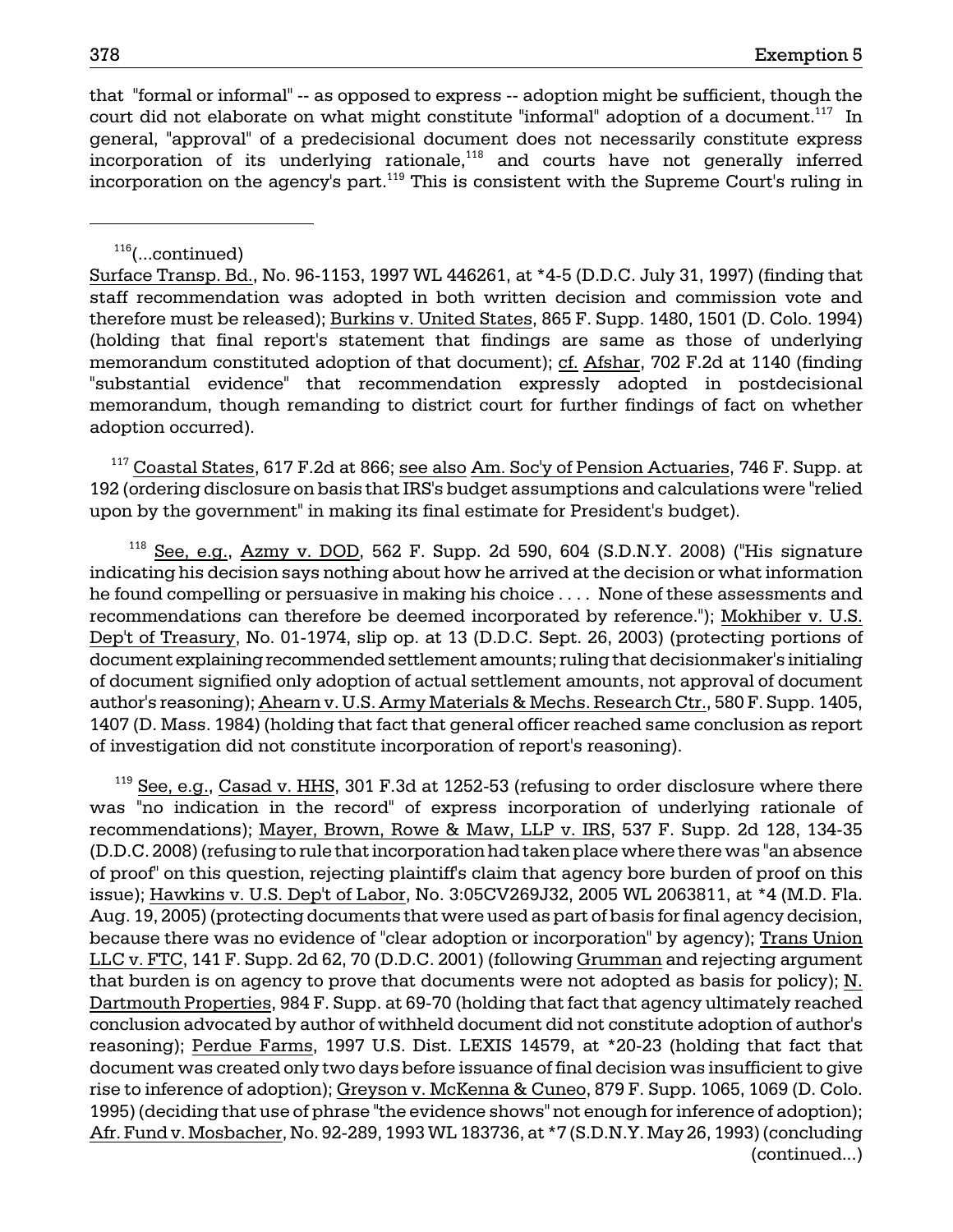that "formal or informal" -- as opposed to express -- adoption might be sufficient, though the court did not elaborate on what might constitute "informal" adoption of a document.[117] In general, "approval" of a predecisional document does not necessarily constitute express incorporation of its underlying rationale,[118] and courts have not generally inferred incorporation on the agency's part.[119] This is consistent with the Supreme Court's ruling in

---

[116](...continued)
Surface Transp. Bd., No. 96-1153, 1997 WL 446261, at *4-5 (D.D.C. July 31, 1997) (finding that staff recommendation was adopted in both written decision and commission vote and therefore must be released); Burkins v. United States, 865 F. Supp. 1480, 1501 (D. Colo. 1994) (holding that final report's statement that findings are same as those of underlying memorandum constituted adoption of that document); cf. Afshar, 702 F.2d at 1140 (finding "substantial evidence" that recommendation expressly adopted in postdecisional memorandum, though remanding to district court for further findings of fact on whether adoption occurred).

[117] Coastal States, 617 F.2d at 866; see also Am. Soc'y of Pension Actuaries, 746 F. Supp. at 192 (ordering disclosure on basis that IRS's budget assumptions and calculations were "relied upon by the government" in making its final estimate for President's budget).

[118] See, e.g., Azmy v. DOD, 562 F. Supp. 2d 590, 604 (S.D.N.Y. 2008) ("His signature indicating his decision says nothing about how he arrived at the decision or what information he found compelling or persuasive in making his choice . . . . None of these assessments and recommendations can therefore be deemed incorporated by reference."); Mokhiber v. U.S. Dep't of Treasury, No. 01-1974, slip op. at 13 (D.D.C. Sept. 26, 2003) (protecting portions of document explaining recommended settlement amounts; ruling that decisionmaker's initialing of document signified only adoption of actual settlement amounts, not approval of document author's reasoning); Ahearn v. U.S. Army Materials & Mechs. Research Ctr., 580 F. Supp. 1405, 1407 (D. Mass. 1984) (holding that fact that general officer reached same conclusion as report of investigation did not constitute incorporation of report's reasoning).

[119] See, e.g., Casad v. HHS, 301 F.3d at 1252-53 (refusing to order disclosure where there was "no indication in the record" of express incorporation of underlying rationale of recommendations); Mayer, Brown, Rowe & Maw, LLP v. IRS, 537 F. Supp. 2d 128, 134-35 (D.D.C. 2008) (refusing to rule that incorporation had taken place where there was "an absence of proof" on this question, rejecting plaintiff's claim that agency bore burden of proof on this issue); Hawkins v. U.S. Dep't of Labor, No. 3:05CV269J32, 2005 WL 2063811, at *4 (M.D. Fla. Aug. 19, 2005) (protecting documents that were used as part of basis for final agency decision, because there was no evidence of "clear adoption or incorporation" by agency); Trans Union LLC v. FTC, 141 F. Supp. 2d 62, 70 (D.D.C. 2001) (following Grumman and rejecting argument that burden is on agency to prove that documents were not adopted as basis for policy); N. Dartmouth Properties, 984 F. Supp. at 69-70 (holding that fact that agency ultimately reached conclusion advocated by author of withheld document did not constitute adoption of author's reasoning); Perdue Farms, 1997 U.S. Dist. LEXIS 14579, at *20-23 (holding that fact that document was created only two days before issuance of final decision was insufficient to give rise to inference of adoption); Greyson v. McKenna & Cuneo, 879 F. Supp. 1065, 1069 (D. Colo. 1995) (deciding that use of phrase "the evidence shows" not enough for inference of adoption); Afr. Fund v. Mosbacher, No. 92-289, 1993 WL 183736, at *7 (S.D.N.Y. May 26, 1993) (concluding (continued...)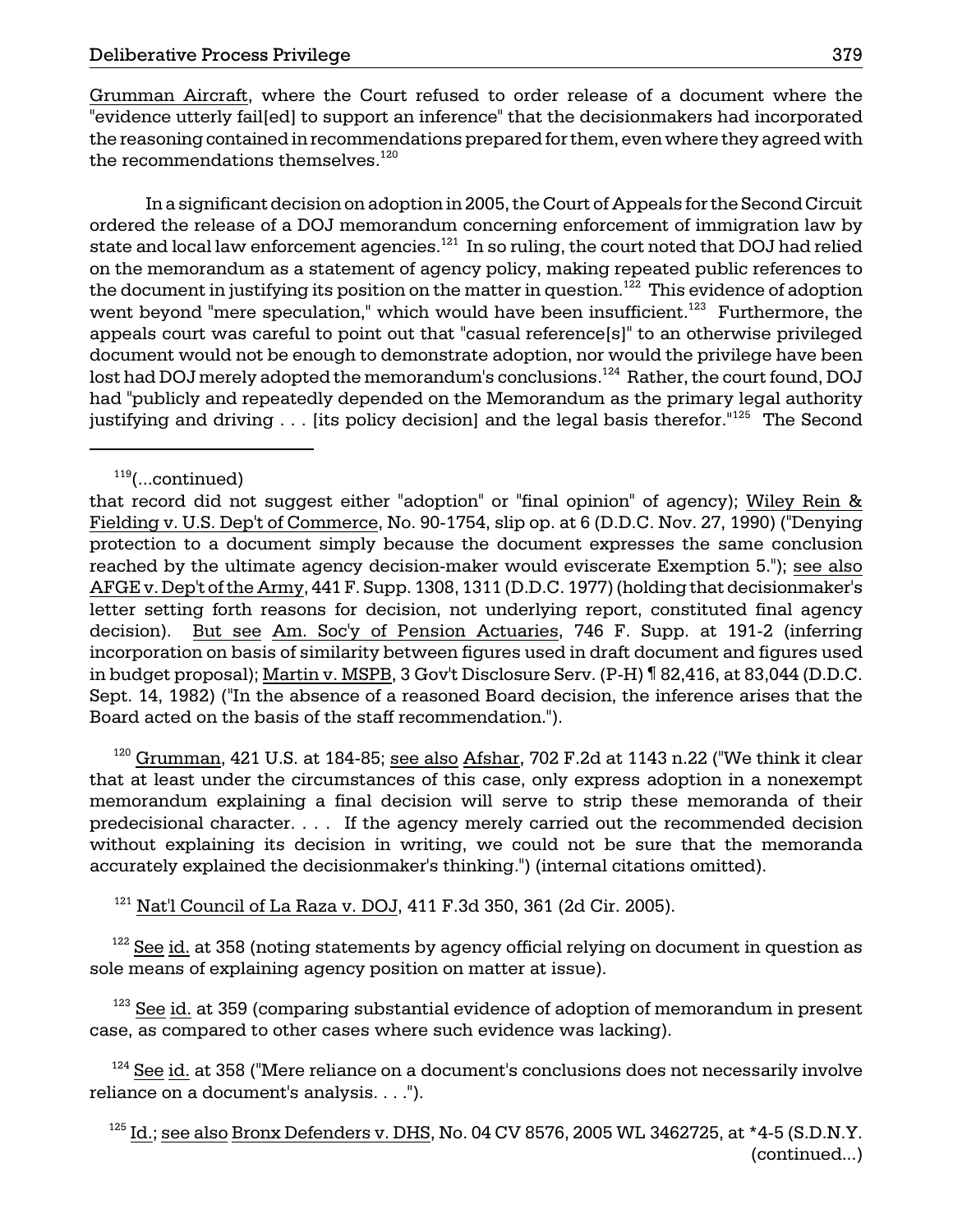Grumman Aircraft, where the Court refused to order release of a document where the "evidence utterly fail[ed] to support an inference" that the decisionmakers had incorporated the reasoning contained in recommendations prepared for them, even where they agreed with the recommendations themselves.[120]

In a significant decision on adoption in 2005, the Court of Appeals for the Second Circuit ordered the release of a DOJ memorandum concerning enforcement of immigration law by state and local law enforcement agencies.[121] In so ruling, the court noted that DOJ had relied on the memorandum as a statement of agency policy, making repeated public references to the document in justifying its position on the matter in question.[122] This evidence of adoption went beyond "mere speculation," which would have been insufficient.[123] Furthermore, the appeals court was careful to point out that "casual reference[s]" to an otherwise privileged document would not be enough to demonstrate adoption, nor would the privilege have been lost had DOJ merely adopted the memorandum's conclusions.[124] Rather, the court found, DOJ had "publicly and repeatedly depended on the Memorandum as the primary legal authority justifying and driving . . . [its policy decision] and the legal basis therefor."[125] The Second

---

[119](...continued)
that record did not suggest either "adoption" or "final opinion" of agency); Wiley Rein & Fielding v. U.S. Dep't of Commerce, No. 90-1754, slip op. at 6 (D.D.C. Nov. 27, 1990) ("Denying protection to a document simply because the document expresses the same conclusion reached by the ultimate agency decision-maker would eviscerate Exemption 5."); see also AFGE v. Dep't of the Army, 441 F. Supp. 1308, 1311 (D.D.C. 1977) (holding that decisionmaker's letter setting forth reasons for decision, not underlying report, constituted final agency decision). But see Am. Soc'y of Pension Actuaries, 746 F. Supp. at 191-2 (inferring incorporation on basis of similarity between figures used in draft document and figures used in budget proposal); Martin v. MSPB, 3 Gov't Disclosure Serv. (P-H) ¶ 82,416, at 83,044 (D.D.C. Sept. 14, 1982) ("In the absence of a reasoned Board decision, the inference arises that the Board acted on the basis of the staff recommendation.").

[120] Grumman, 421 U.S. at 184-85; see also Afshar, 702 F.2d at 1143 n.22 ("We think it clear that at least under the circumstances of this case, only express adoption in a nonexempt memorandum explaining a final decision will serve to strip these memoranda of their predecisional character. . . . If the agency merely carried out the recommended decision without explaining its decision in writing, we could not be sure that the memoranda accurately explained the decisionmaker's thinking.") (internal citations omitted).

[121] Nat'l Council of La Raza v. DOJ, 411 F.3d 350, 361 (2d Cir. 2005).

[122] See id. at 358 (noting statements by agency official relying on document in question as sole means of explaining agency position on matter at issue).

[123] See id. at 359 (comparing substantial evidence of adoption of memorandum in present case, as compared to other cases where such evidence was lacking).

[124] See id. at 358 ("Mere reliance on a document's conclusions does not necessarily involve reliance on a document's analysis. . . .").

[125] Id.; see also Bronx Defenders v. DHS, No. 04 CV 8576, 2005 WL 3462725, at *4-5 (S.D.N.Y. (continued...)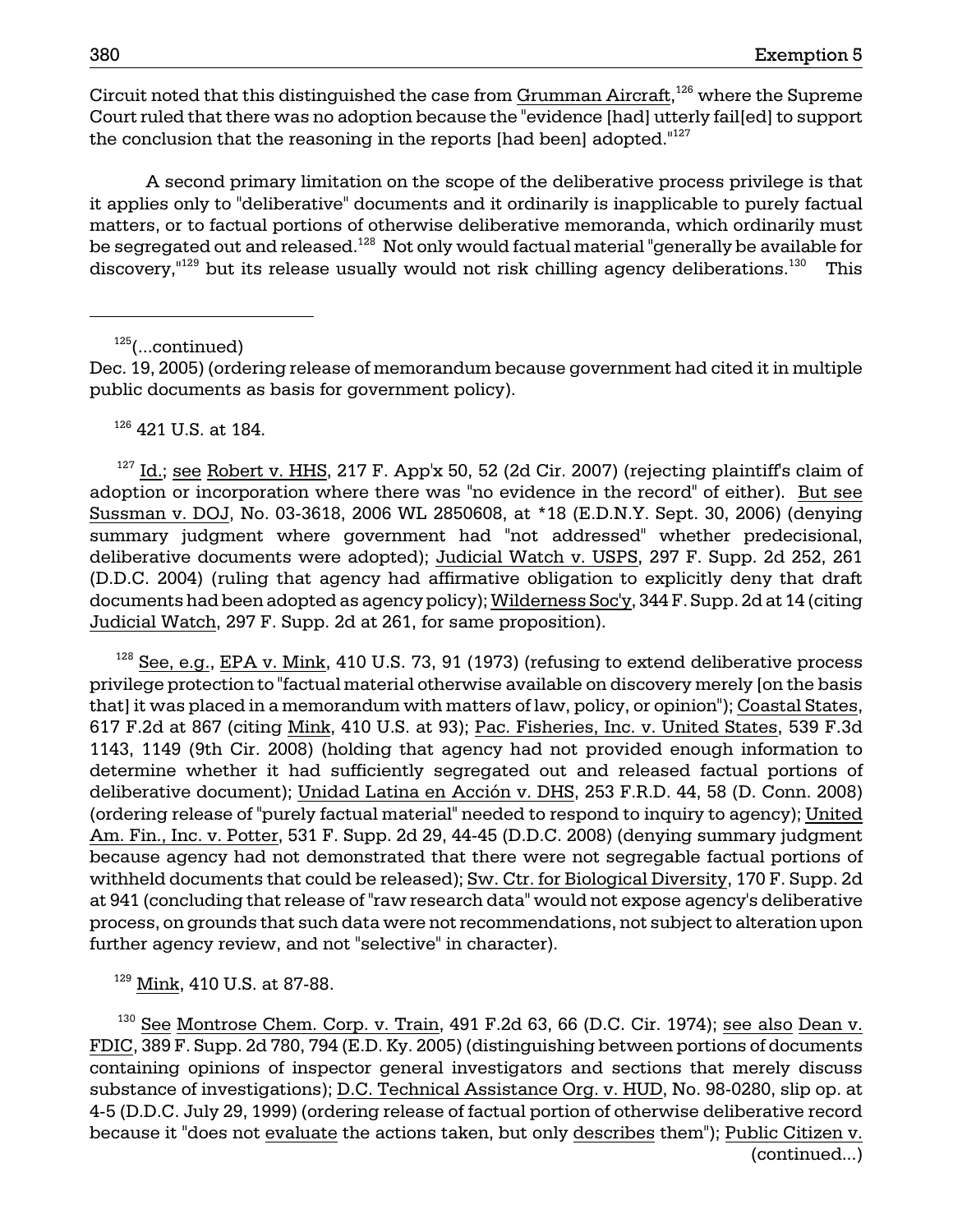Circuit noted that this distinguished the case from Grumman Aircraft,[126] where the Supreme Court ruled that there was no adoption because the "evidence [had] utterly fail[ed] to support the conclusion that the reasoning in the reports [had been] adopted."[127]

A second primary limitation on the scope of the deliberative process privilege is that it applies only to "deliberative" documents and it ordinarily is inapplicable to purely factual matters, or to factual portions of otherwise deliberative memoranda, which ordinarily must be segregated out and released.[128] Not only would factual material "generally be available for discovery,"[129] but its release usually would not risk chilling agency deliberations.[130] This

---

[125](...continued)
Dec. 19, 2005) (ordering release of memorandum because government had cited it in multiple public documents as basis for government policy).

[126] 421 U.S. at 184.

[127] Id.; see Robert v. HHS, 217 F. App'x 50, 52 (2d Cir. 2007) (rejecting plaintiff's claim of adoption or incorporation where there was "no evidence in the record" of either). But see Sussman v. DOJ, No. 03-3618, 2006 WL 2850608, at *18 (E.D.N.Y. Sept. 30, 2006) (denying summary judgment where government had "not addressed" whether predecisional, deliberative documents were adopted); Judicial Watch v. USPS, 297 F. Supp. 2d 252, 261 (D.D.C. 2004) (ruling that agency had affirmative obligation to explicitly deny that draft documents had been adopted as agency policy); Wilderness Soc'y, 344 F. Supp. 2d at 14 (citing Judicial Watch, 297 F. Supp. 2d at 261, for same proposition).

[128] See, e.g., EPA v. Mink, 410 U.S. 73, 91 (1973) (refusing to extend deliberative process privilege protection to "factual material otherwise available on discovery merely [on the basis that] it was placed in a memorandum with matters of law, policy, or opinion"); Coastal States, 617 F.2d at 867 (citing Mink, 410 U.S. at 93); Pac. Fisheries, Inc. v. United States, 539 F.3d 1143, 1149 (9th Cir. 2008) (holding that agency had not provided enough information to determine whether it had sufficiently segregated out and released factual portions of deliberative document); Unidad Latina en Acción v. DHS, 253 F.R.D. 44, 58 (D. Conn. 2008) (ordering release of "purely factual material" needed to respond to inquiry to agency); United Am. Fin., Inc. v. Potter, 531 F. Supp. 2d 29, 44-45 (D.D.C. 2008) (denying summary judgment because agency had not demonstrated that there were not segregable factual portions of withheld documents that could be released); Sw. Ctr. for Biological Diversity, 170 F. Supp. 2d at 941 (concluding that release of "raw research data" would not expose agency's deliberative process, on grounds that such data were not recommendations, not subject to alteration upon further agency review, and not "selective" in character).

[129] Mink, 410 U.S. at 87-88.

[130] See Montrose Chem. Corp. v. Train, 491 F.2d 63, 66 (D.C. Cir. 1974); see also Dean v. FDIC, 389 F. Supp. 2d 780, 794 (E.D. Ky. 2005) (distinguishing between portions of documents containing opinions of inspector general investigators and sections that merely discuss substance of investigations); D.C. Technical Assistance Org. v. HUD, No. 98-0280, slip op. at 4-5 (D.D.C. July 29, 1999) (ordering release of factual portion of otherwise deliberative record because it "does not evaluate the actions taken, but only describes them"); Public Citizen v. (continued...)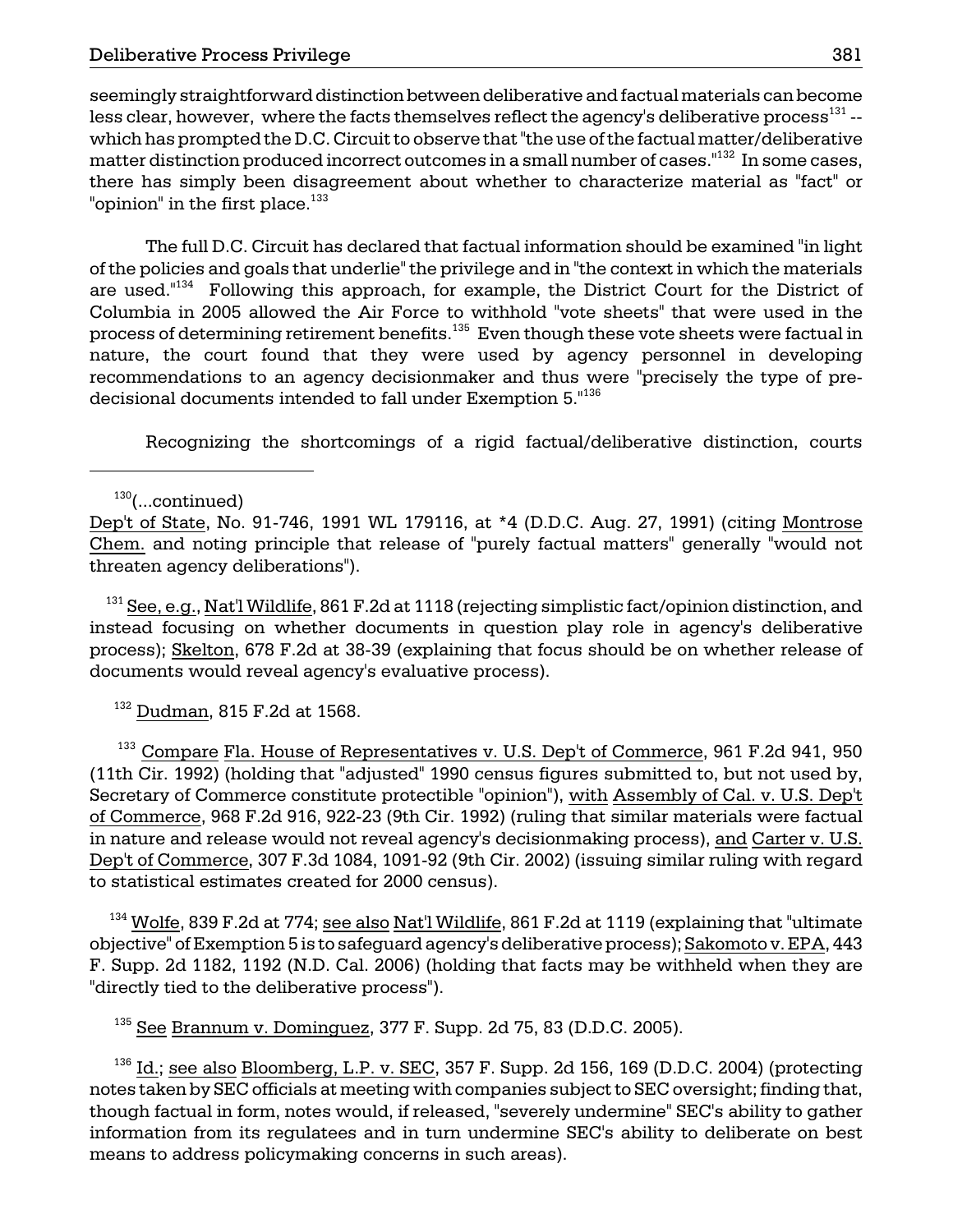seemingly straightforward distinction between deliberative and factual materials can become less clear, however, where the facts themselves reflect the agency's deliberative process[131] -- which has prompted the D.C. Circuit to observe that "the use of the factual matter/deliberative matter distinction produced incorrect outcomes in a small number of cases."[132] In some cases, there has simply been disagreement about whether to characterize material as "fact" or "opinion" in the first place.[133]

The full D.C. Circuit has declared that factual information should be examined "in light of the policies and goals that underlie" the privilege and in "the context in which the materials are used."[134] Following this approach, for example, the District Court for the District of Columbia in 2005 allowed the Air Force to withhold "vote sheets" that were used in the process of determining retirement benefits.[135] Even though these vote sheets were factual in nature, the court found that they were used by agency personnel in developing recommendations to an agency decisionmaker and thus were "precisely the type of pre-decisional documents intended to fall under Exemption 5."[136]

Recognizing the shortcomings of a rigid factual/deliberative distinction, courts

---

[130](...continued)
Dep't of State, No. 91-746, 1991 WL 179116, at *4 (D.D.C. Aug. 27, 1991) (citing Montrose Chem. and noting principle that release of "purely factual matters" generally "would not threaten agency deliberations").

[131] See, e.g., Nat'l Wildlife, 861 F.2d at 1118 (rejecting simplistic fact/opinion distinction, and instead focusing on whether documents in question play role in agency's deliberative process); Skelton, 678 F.2d at 38-39 (explaining that focus should be on whether release of documents would reveal agency's evaluative process).

[132] Dudman, 815 F.2d at 1568.

[133] Compare Fla. House of Representatives v. U.S. Dep't of Commerce, 961 F.2d 941, 950 (11th Cir. 1992) (holding that "adjusted" 1990 census figures submitted to, but not used by, Secretary of Commerce constitute protectible "opinion"), with Assembly of Cal. v. U.S. Dep't of Commerce, 968 F.2d 916, 922-23 (9th Cir. 1992) (ruling that similar materials were factual in nature and release would not reveal agency's decisionmaking process), and Carter v. U.S. Dep't of Commerce, 307 F.3d 1084, 1091-92 (9th Cir. 2002) (issuing similar ruling with regard to statistical estimates created for 2000 census).

[134] Wolfe, 839 F.2d at 774; see also Nat'l Wildlife, 861 F.2d at 1119 (explaining that "ultimate objective" of Exemption 5 is to safeguard agency's deliberative process); Sakomoto v. EPA, 443 F. Supp. 2d 1182, 1192 (N.D. Cal. 2006) (holding that facts may be withheld when they are "directly tied to the deliberative process").

[135] See Brannum v. Dominguez, 377 F. Supp. 2d 75, 83 (D.D.C. 2005).

[136] Id.; see also Bloomberg, L.P. v. SEC, 357 F. Supp. 2d 156, 169 (D.D.C. 2004) (protecting notes taken by SEC officials at meeting with companies subject to SEC oversight; finding that, though factual in form, notes would, if released, "severely undermine" SEC's ability to gather information from its regulatees and in turn undermine SEC's ability to deliberate on best means to address policymaking concerns in such areas).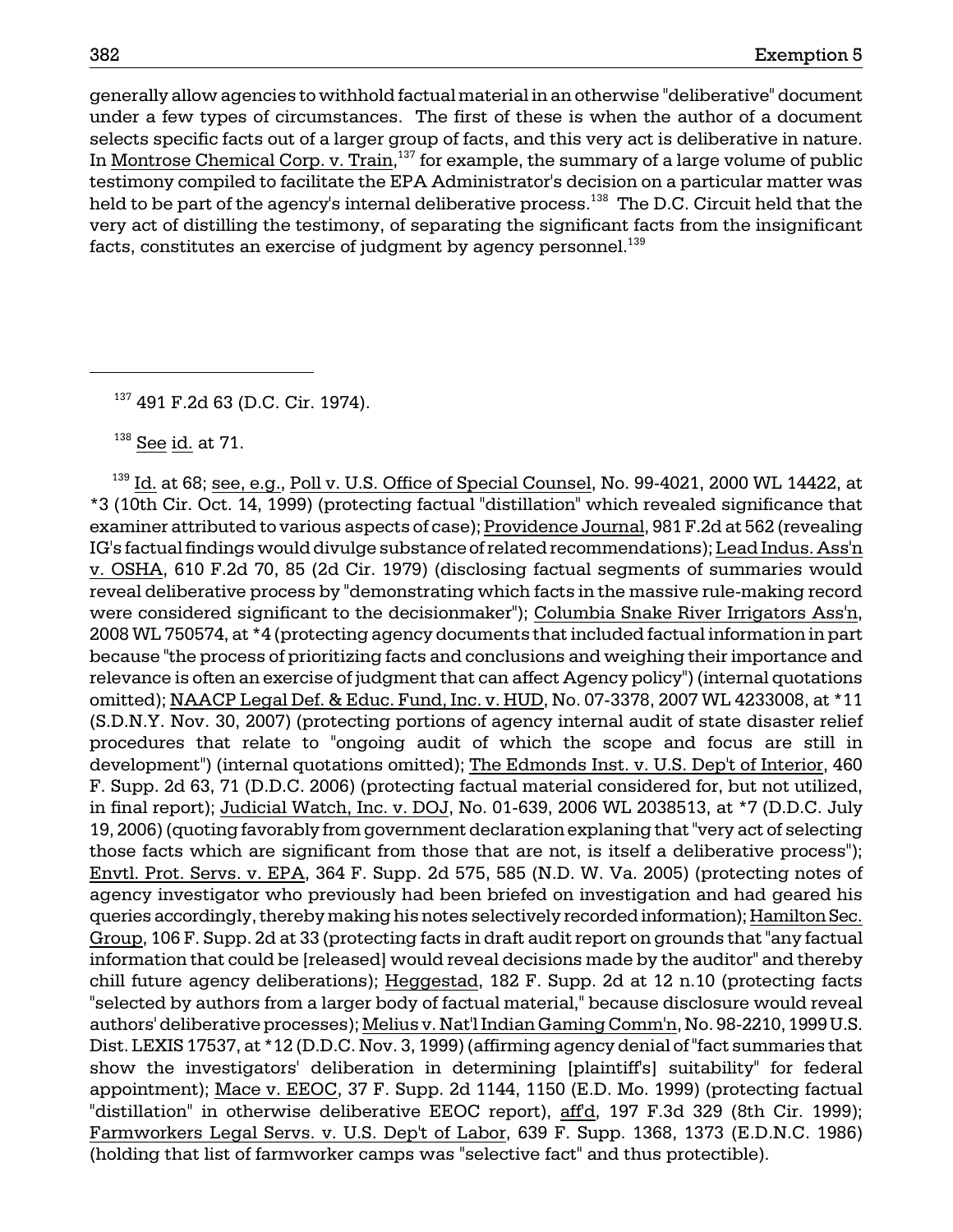generally allow agencies to withhold factual material in an otherwise "deliberative" document under a few types of circumstances. The first of these is when the author of a document selects specific facts out of a larger group of facts, and this very act is deliberative in nature. In Montrose Chemical Corp. v. Train,[137] for example, the summary of a large volume of public testimony compiled to facilitate the EPA Administrator's decision on a particular matter was held to be part of the agency's internal deliberative process.[138] The D.C. Circuit held that the very act of distilling the testimony, of separating the significant facts from the insignificant facts, constitutes an exercise of judgment by agency personnel.[139]

---

[137] 491 F.2d 63 (D.C. Cir. 1974).

[138] See id. at 71.

[139] Id. at 68; see, e.g., Poll v. U.S. Office of Special Counsel, No. 99-4021, 2000 WL 14422, at *3 (10th Cir. Oct. 14, 1999) (protecting factual "distillation" which revealed significance that examiner attributed to various aspects of case); Providence Journal, 981 F.2d at 562 (revealing IG's factual findings would divulge substance of related recommendations); Lead Indus. Ass'n v. OSHA, 610 F.2d 70, 85 (2d Cir. 1979) (disclosing factual segments of summaries would reveal deliberative process by "demonstrating which facts in the massive rule-making record were considered significant to the decisionmaker"); Columbia Snake River Irrigators Ass'n, 2008 WL 750574, at *4 (protecting agency documents that included factual information in part because "the process of prioritizing facts and conclusions and weighing their importance and relevance is often an exercise of judgment that can affect Agency policy") (internal quotations omitted); NAACP Legal Def. & Educ. Fund, Inc. v. HUD, No. 07-3378, 2007 WL 4233008, at *11 (S.D.N.Y. Nov. 30, 2007) (protecting portions of agency internal audit of state disaster relief procedures that relate to "ongoing audit of which the scope and focus are still in development") (internal quotations omitted); The Edmonds Inst. v. U.S. Dep't of Interior, 460 F. Supp. 2d 63, 71 (D.D.C. 2006) (protecting factual material considered for, but not utilized, in final report); Judicial Watch, Inc. v. DOJ, No. 01-639, 2006 WL 2038513, at *7 (D.D.C. July 19, 2006) (quoting favorably from government declaration explaining that "very act of selecting those facts which are significant from those that are not, is itself a deliberative process"); Envtl. Prot. Servs. v. EPA, 364 F. Supp. 2d 575, 585 (N.D. W. Va. 2005) (protecting notes of agency investigator who previously had been briefed on investigation and had geared his queries accordingly, thereby making his notes selectively recorded information); Hamilton Sec. Group, 106 F. Supp. 2d at 33 (protecting facts in draft audit report on grounds that "any factual information that could be [released] would reveal decisions made by the auditor" and thereby chill future agency deliberations); Heggestad, 182 F. Supp. 2d at 12 n.10 (protecting facts "selected by authors from a larger body of factual material," because disclosure would reveal authors' deliberative processes); Melius v. Nat'l Indian Gaming Comm'n, No. 98-2210, 1999 U.S. Dist. LEXIS 17537, at *12 (D.D.C. Nov. 3, 1999) (affirming agency denial of "fact summaries that show the investigators' deliberation in determining [plaintiff's] suitability" for federal appointment); Mace v. EEOC, 37 F. Supp. 2d 1144, 1150 (E.D. Mo. 1999) (protecting factual "distillation" in otherwise deliberative EEOC report), aff'd, 197 F.3d 329 (8th Cir. 1999); Farmworkers Legal Servs. v. U.S. Dep't of Labor, 639 F. Supp. 1368, 1373 (E.D.N.C. 1986) (holding that list of farmworker camps was "selective fact" and thus protectible).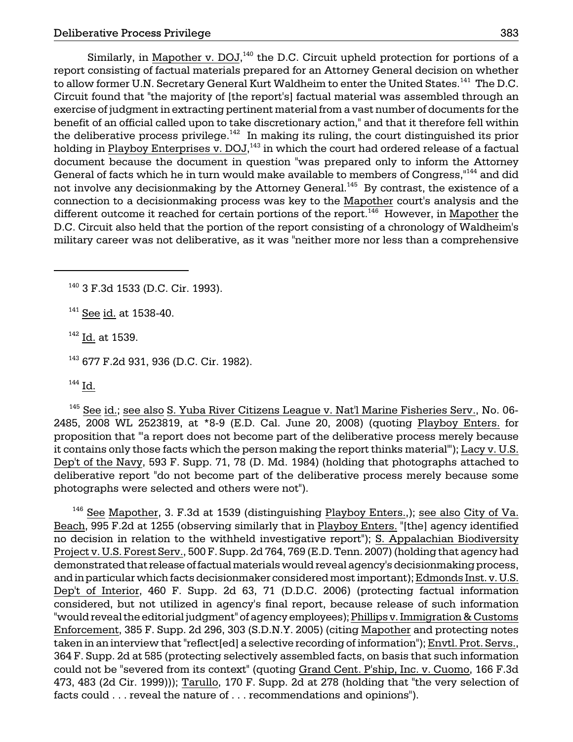Similarly, in Mapother v. DOJ,[140] the D.C. Circuit upheld protection for portions of a report consisting of factual materials prepared for an Attorney General decision on whether to allow former U.N. Secretary General Kurt Waldheim to enter the United States.[141] The D.C. Circuit found that "the majority of [the report's] factual material was assembled through an exercise of judgment in extracting pertinent material from a vast number of documents for the benefit of an official called upon to take discretionary action," and that it therefore fell within the deliberative process privilege.[142] In making its ruling, the court distinguished its prior holding in Playboy Enterprises v. DOJ,[143] in which the court had ordered release of a factual document because the document in question "was prepared only to inform the Attorney General of facts which he in turn would make available to members of Congress,"[144] and did not involve any decisionmaking by the Attorney General.[145] By contrast, the existence of a connection to a decisionmaking process was key to the Mapother court's analysis and the different outcome it reached for certain portions of the report.[146] However, in Mapother the D.C. Circuit also held that the portion of the report consisting of a chronology of Waldheim's military career was not deliberative, as it was "neither more nor less than a comprehensive

---

[140] 3 F.3d 1533 (D.C. Cir. 1993).

[141] See id. at 1538-40.

[142] Id. at 1539.

[143] 677 F.2d 931, 936 (D.C. Cir. 1982).

[144] Id.

[145] See id.; see also S. Yuba River Citizens League v. Nat'l Marine Fisheries Serv., No. 06-2485, 2008 WL 2523819, at *8-9 (E.D. Cal. June 20, 2008) (quoting Playboy Enters. for proposition that "'a report does not become part of the deliberative process merely because it contains only those facts which the person making the report thinks material'"); Lacy v. U.S. Dep't of the Navy, 593 F. Supp. 71, 78 (D. Md. 1984) (holding that photographs attached to deliberative report "do not become part of the deliberative process merely because some photographs were selected and others were not").

[146] See Mapother, 3. F.3d at 1539 (distinguishing Playboy Enters.,); see also City of Va. Beach, 995 F.2d at 1255 (observing similarly that in Playboy Enters. "[the] agency identified no decision in relation to the withheld investigative report"); S. Appalachian Biodiversity Project v. U.S. Forest Serv., 500 F. Supp. 2d 764, 769 (E.D. Tenn. 2007) (holding that agency had demonstrated that release of factual materials would reveal agency's decisionmaking process, and in particular which facts decisionmaker considered most important); Edmonds Inst. v. U.S. Dep't of Interior, 460 F. Supp. 2d 63, 71 (D.D.C. 2006) (protecting factual information considered, but not utilized in agency's final report, because release of such information "would reveal the editorial judgment" of agency employees); Phillips v. Immigration & Customs Enforcement, 385 F. Supp. 2d 296, 303 (S.D.N.Y. 2005) (citing Mapother and protecting notes taken in an interview that "reflect[ed] a selective recording of information"); Envtl. Prot. Servs., 364 F. Supp. 2d at 585 (protecting selectively assembled facts, on basis that such information could not be "severed from its context" (quoting Grand Cent. P'ship, Inc. v. Cuomo, 166 F.3d 473, 483 (2d Cir. 1999))); Tarullo, 170 F. Supp. 2d at 278 (holding that "the very selection of facts could . . . reveal the nature of . . . recommendations and opinions").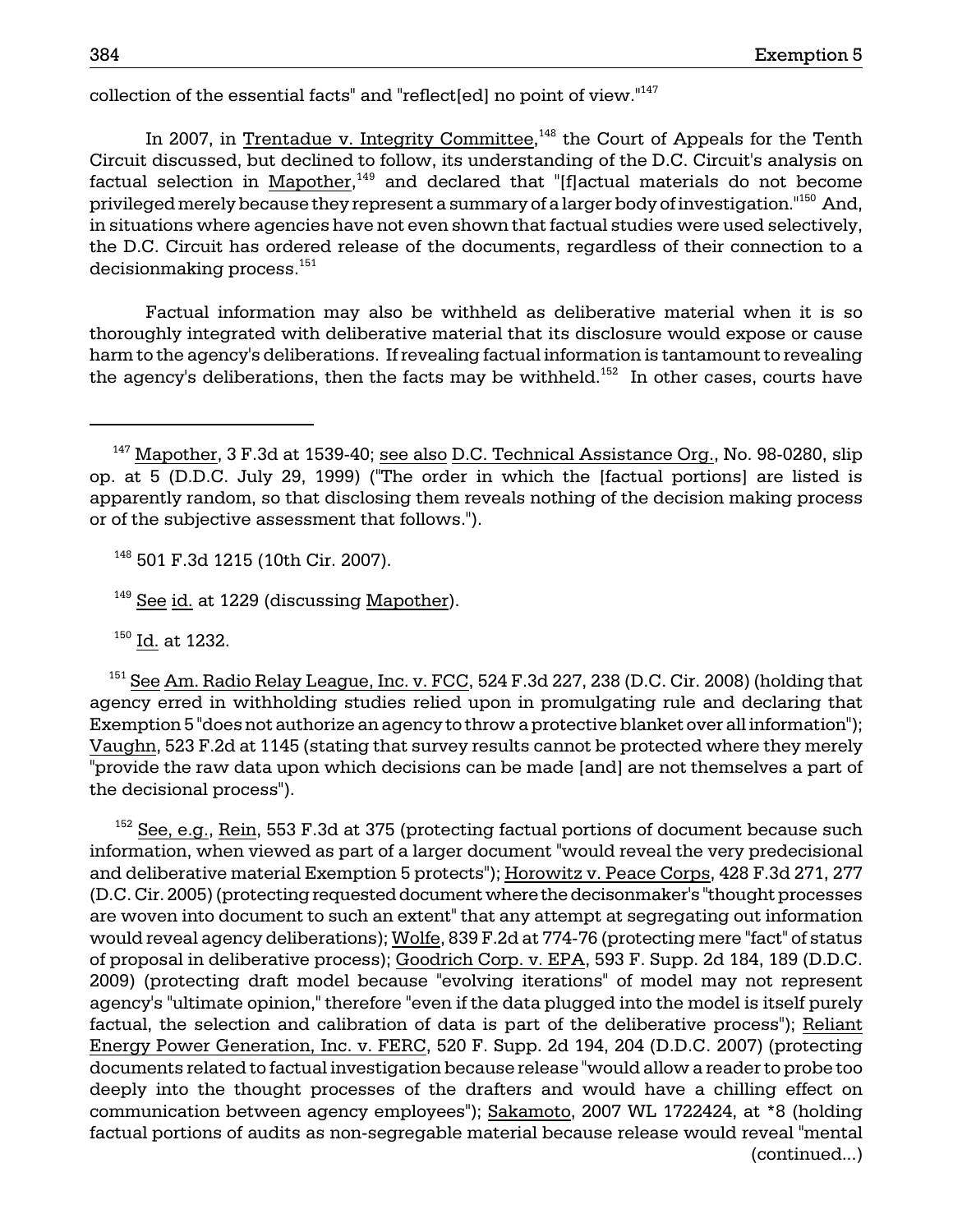collection of the essential facts" and "reflect[ed] no point of view."[147]

In 2007, in Trentadue v. Integrity Committee,[148] the Court of Appeals for the Tenth Circuit discussed, but declined to follow, its understanding of the D.C. Circuit's analysis on factual selection in Mapother,[149] and declared that "[f]actual materials do not become privileged merely because they represent a summary of a larger body of investigation."[150] And, in situations where agencies have not even shown that factual studies were used selectively, the D.C. Circuit has ordered release of the documents, regardless of their connection to a decisionmaking process.[151]

Factual information may also be withheld as deliberative material when it is so thoroughly integrated with deliberative material that its disclosure would expose or cause harm to the agency's deliberations. If revealing factual information is tantamount to revealing the agency's deliberations, then the facts may be withheld.[152] In other cases, courts have

---

[147] Mapother, 3 F.3d at 1539-40; see also D.C. Technical Assistance Org., No. 98-0280, slip op. at 5 (D.D.C. July 29, 1999) ("The order in which the [factual portions] are listed is apparently random, so that disclosing them reveals nothing of the decision making process or of the subjective assessment that follows.").

[148] 501 F.3d 1215 (10th Cir. 2007).

[149] See id. at 1229 (discussing Mapother).

[150] Id. at 1232.

[151] See Am. Radio Relay League, Inc. v. FCC, 524 F.3d 227, 238 (D.C. Cir. 2008) (holding that agency erred in withholding studies relied upon in promulgating rule and declaring that Exemption 5 "does not authorize an agency to throw a protective blanket over all information"); Vaughn, 523 F.2d at 1145 (stating that survey results cannot be protected where they merely "provide the raw data upon which decisions can be made [and] are not themselves a part of the decisional process").

[152] See, e.g., Rein, 553 F.3d at 375 (protecting factual portions of document because such information, when viewed as part of a larger document "would reveal the very predecisional and deliberative material Exemption 5 protects"); Horowitz v. Peace Corps, 428 F.3d 271, 277 (D.C. Cir. 2005) (protecting requested document where the decisonmaker's "thought processes are woven into document to such an extent" that any attempt at segregating out information would reveal agency deliberations); Wolfe, 839 F.2d at 774-76 (protecting mere "fact" of status of proposal in deliberative process); Goodrich Corp. v. EPA, 593 F. Supp. 2d 184, 189 (D.D.C. 2009) (protecting draft model because "evolving iterations" of model may not represent agency's "ultimate opinion," therefore "even if the data plugged into the model is itself purely factual, the selection and calibration of data is part of the deliberative process"); Reliant Energy Power Generation, Inc. v. FERC, 520 F. Supp. 2d 194, 204 (D.D.C. 2007) (protecting documents related to factual investigation because release "would allow a reader to probe too deeply into the thought processes of the drafters and would have a chilling effect on communication between agency employees"); Sakamoto, 2007 WL 1722424, at *8 (holding factual portions of audits as non-segregable material because release would reveal "mental

(continued...)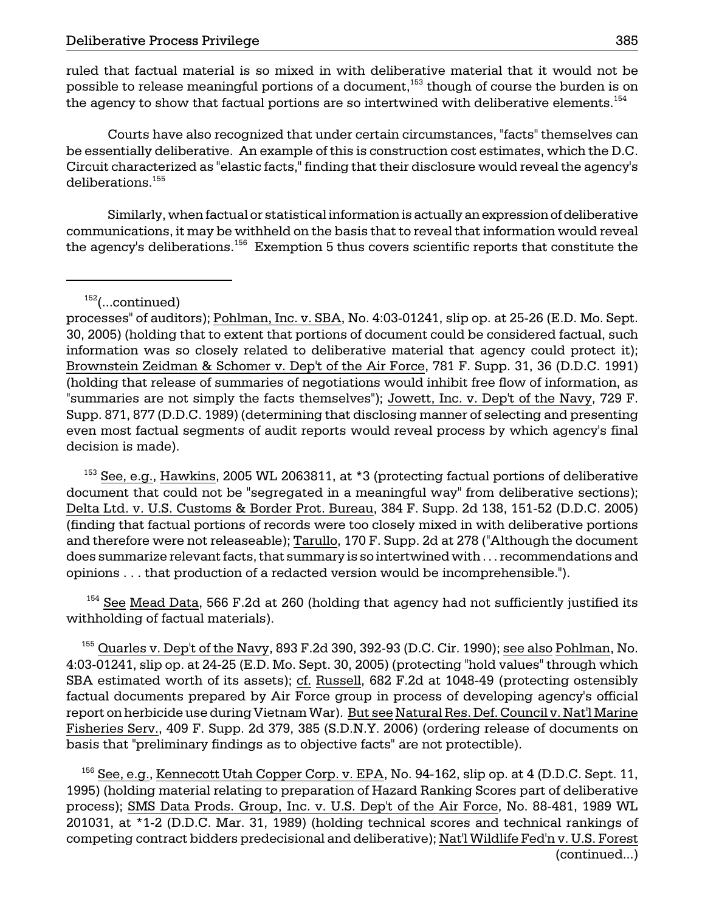ruled that factual material is so mixed in with deliberative material that it would not be possible to release meaningful portions of a document,[153] though of course the burden is on the agency to show that factual portions are so intertwined with deliberative elements.[154]

Courts have also recognized that under certain circumstances, "facts" themselves can be essentially deliberative. An example of this is construction cost estimates, which the D.C. Circuit characterized as "elastic facts," finding that their disclosure would reveal the agency's deliberations.[155]

Similarly, when factual or statistical information is actually an expression of deliberative communications, it may be withheld on the basis that to reveal that information would reveal the agency's deliberations.[156] Exemption 5 thus covers scientific reports that constitute the

---

[152](...continued)
processes" of auditors); Pohlman, Inc. v. SBA, No. 4:03-01241, slip op. at 25-26 (E.D. Mo. Sept. 30, 2005) (holding that to extent that portions of document could be considered factual, such information was so closely related to deliberative material that agency could protect it); Brownstein Zeidman & Schomer v. Dep't of the Air Force, 781 F. Supp. 31, 36 (D.D.C. 1991) (holding that release of summaries of negotiations would inhibit free flow of information, as "summaries are not simply the facts themselves"); Jowett, Inc. v. Dep't of the Navy, 729 F. Supp. 871, 877 (D.D.C. 1989) (determining that disclosing manner of selecting and presenting even most factual segments of audit reports would reveal process by which agency's final decision is made).

[153] See, e.g., Hawkins, 2005 WL 2063811, at *3 (protecting factual portions of deliberative document that could not be "segregated in a meaningful way" from deliberative sections); Delta Ltd. v. U.S. Customs & Border Prot. Bureau, 384 F. Supp. 2d 138, 151-52 (D.D.C. 2005) (finding that factual portions of records were too closely mixed in with deliberative portions and therefore were not releaseable); Tarullo, 170 F. Supp. 2d at 278 ("Although the document does summarize relevant facts, that summary is so intertwined with . . . recommendations and opinions . . . that production of a redacted version would be incomprehensible.").

[154] See Mead Data, 566 F.2d at 260 (holding that agency had not sufficiently justified its withholding of factual materials).

[155] Quarles v. Dep't of the Navy, 893 F.2d 390, 392-93 (D.C. Cir. 1990); see also Pohlman, No. 4:03-01241, slip op. at 24-25 (E.D. Mo. Sept. 30, 2005) (protecting "hold values" through which SBA estimated worth of its assets); cf. Russell, 682 F.2d at 1048-49 (protecting ostensibly factual documents prepared by Air Force group in process of developing agency's official report on herbicide use during Vietnam War). But see Natural Res. Def. Council v. Nat'l Marine Fisheries Serv., 409 F. Supp. 2d 379, 385 (S.D.N.Y. 2006) (ordering release of documents on basis that "preliminary findings as to objective facts" are not protectible).

[156] See, e.g., Kennecott Utah Copper Corp. v. EPA, No. 94-162, slip op. at 4 (D.D.C. Sept. 11, 1995) (holding material relating to preparation of Hazard Ranking Scores part of deliberative process); SMS Data Prods. Group, Inc. v. U.S. Dep't of the Air Force, No. 88-481, 1989 WL 201031, at *1-2 (D.D.C. Mar. 31, 1989) (holding technical scores and technical rankings of competing contract bidders predecisional and deliberative); Nat'l Wildlife Fed'n v. U.S. Forest (continued...)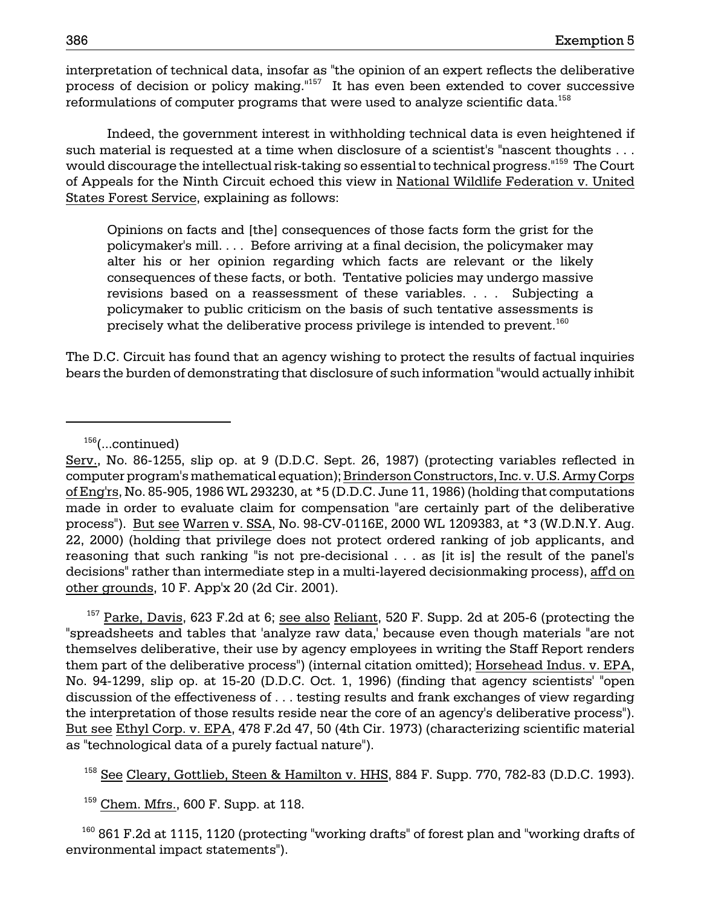interpretation of technical data, insofar as "the opinion of an expert reflects the deliberative process of decision or policy making."[157] It has even been extended to cover successive reformulations of computer programs that were used to analyze scientific data.[158]

Indeed, the government interest in withholding technical data is even heightened if such material is requested at a time when disclosure of a scientist's "nascent thoughts . . . would discourage the intellectual risk-taking so essential to technical progress."[159] The Court of Appeals for the Ninth Circuit echoed this view in National Wildlife Federation v. United States Forest Service, explaining as follows:

> Opinions on facts and [the] consequences of those facts form the grist for the policymaker's mill. . . . Before arriving at a final decision, the policymaker may alter his or her opinion regarding which facts are relevant or the likely consequences of these facts, or both. Tentative policies may undergo massive revisions based on a reassessment of these variables. . . . Subjecting a policymaker to public criticism on the basis of such tentative assessments is precisely what the deliberative process privilege is intended to prevent.[160]

The D.C. Circuit has found that an agency wishing to protect the results of factual inquiries bears the burden of demonstrating that disclosure of such information "would actually inhibit

---

[156](...continued)
Serv., No. 86-1255, slip op. at 9 (D.D.C. Sept. 26, 1987) (protecting variables reflected in computer program's mathematical equation); Brinderson Constructors, Inc. v. U.S. Army Corps of Eng'rs, No. 85-905, 1986 WL 293230, at *5 (D.D.C. June 11, 1986) (holding that computations made in order to evaluate claim for compensation "are certainly part of the deliberative process"). But see Warren v. SSA, No. 98-CV-0116E, 2000 WL 1209383, at *3 (W.D.N.Y. Aug. 22, 2000) (holding that privilege does not protect ordered ranking of job applicants, and reasoning that such ranking "is not pre-decisional . . . as [it is] the result of the panel's decisions" rather than intermediate step in a multi-layered decisionmaking process), aff'd on other grounds, 10 F. App'x 20 (2d Cir. 2001).

[157] Parke, Davis, 623 F.2d at 6; see also Reliant, 520 F. Supp. 2d at 205-6 (protecting the "spreadsheets and tables that 'analyze raw data,' because even though materials "are not themselves deliberative, their use by agency employees in writing the Staff Report renders them part of the deliberative process") (internal citation omitted); Horsehead Indus. v. EPA, No. 94-1299, slip op. at 15-20 (D.D.C. Oct. 1, 1996) (finding that agency scientists' "open discussion of the effectiveness of . . . testing results and frank exchanges of view regarding the interpretation of those results reside near the core of an agency's deliberative process"). But see Ethyl Corp. v. EPA, 478 F.2d 47, 50 (4th Cir. 1973) (characterizing scientific material as "technological data of a purely factual nature").

[158] See Cleary, Gottlieb, Steen & Hamilton v. HHS, 884 F. Supp. 770, 782-83 (D.D.C. 1993).

[159] Chem. Mfrs., 600 F. Supp. at 118.

[160] 861 F.2d at 1115, 1120 (protecting "working drafts" of forest plan and "working drafts of environmental impact statements").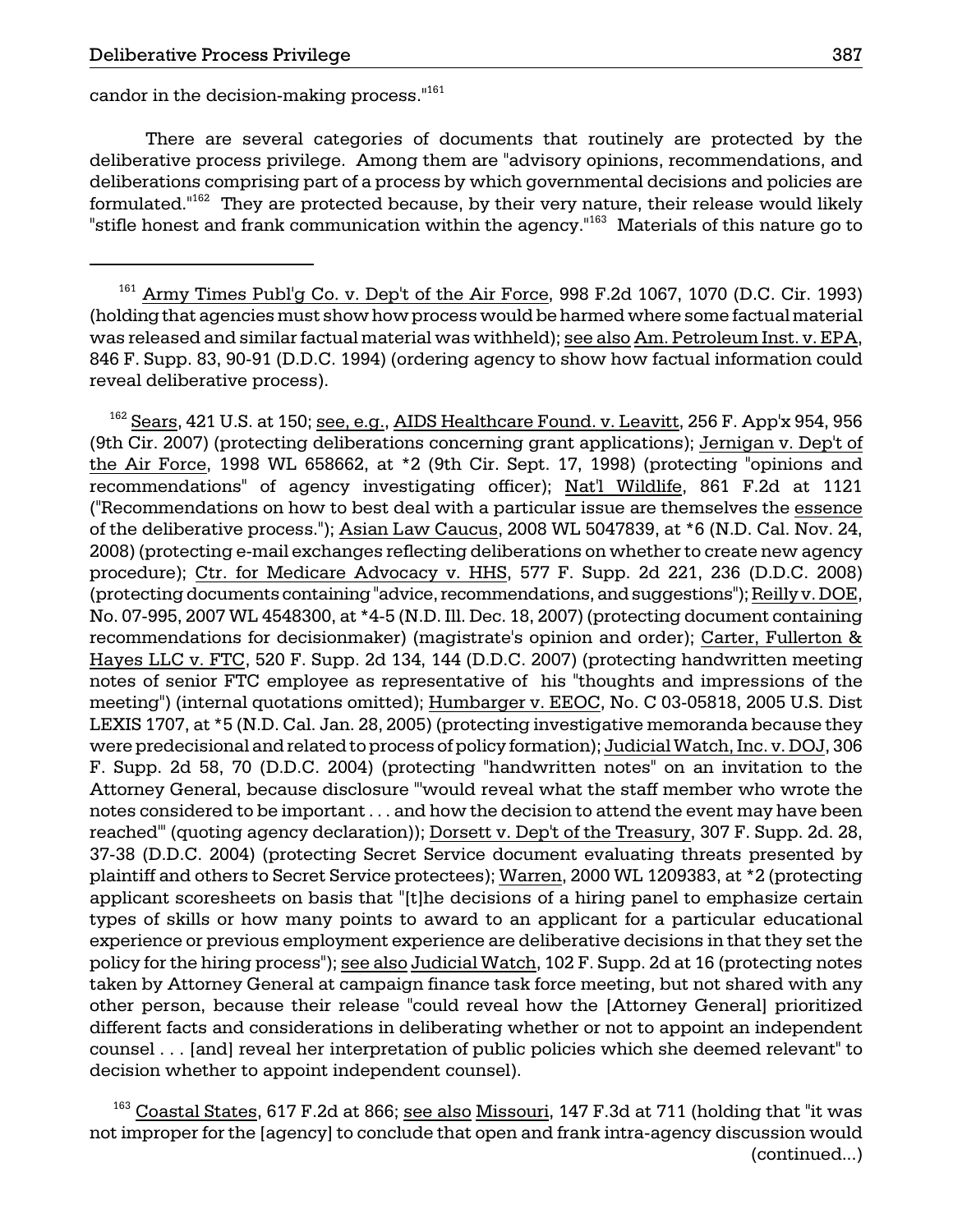candor in the decision-making process."[161]

There are several categories of documents that routinely are protected by the deliberative process privilege. Among them are "advisory opinions, recommendations, and deliberations comprising part of a process by which governmental decisions and policies are formulated."[162] They are protected because, by their very nature, their release would likely "stifle honest and frank communication within the agency."[163] Materials of this nature go to

---

[161] Army Times Publ'g Co. v. Dep't of the Air Force, 998 F.2d 1067, 1070 (D.C. Cir. 1993) (holding that agencies must show how process would be harmed where some factual material was released and similar factual material was withheld); see also Am. Petroleum Inst. v. EPA, 846 F. Supp. 83, 90-91 (D.D.C. 1994) (ordering agency to show how factual information could reveal deliberative process).

[162] Sears, 421 U.S. at 150; see, e.g., AIDS Healthcare Found. v. Leavitt, 256 F. App'x 954, 956 (9th Cir. 2007) (protecting deliberations concerning grant applications); Jernigan v. Dep't of the Air Force, 1998 WL 658662, at *2 (9th Cir. Sept. 17, 1998) (protecting "opinions and recommendations" of agency investigating officer); Nat'l Wildlife, 861 F.2d at 1121 ("Recommendations on how to best deal with a particular issue are themselves the essence of the deliberative process."); Asian Law Caucus, 2008 WL 5047839, at *6 (N.D. Cal. Nov. 24, 2008) (protecting e-mail exchanges reflecting deliberations on whether to create new agency procedure); Ctr. for Medicare Advocacy v. HHS, 577 F. Supp. 2d 221, 236 (D.D.C. 2008) (protecting documents containing "advice, recommendations, and suggestions"); Reilly v. DOE, No. 07-995, 2007 WL 4548300, at *4-5 (N.D. Ill. Dec. 18, 2007) (protecting document containing recommendations for decisionmaker) (magistrate's opinion and order); Carter, Fullerton & Hayes LLC v. FTC, 520 F. Supp. 2d 134, 144 (D.D.C. 2007) (protecting handwritten meeting notes of senior FTC employee as representative of his "thoughts and impressions of the meeting") (internal quotations omitted); Humbarger v. EEOC, No. C 03-05818, 2005 U.S. Dist LEXIS 1707, at *5 (N.D. Cal. Jan. 28, 2005) (protecting investigative memoranda because they were predecisional and related to process of policy formation); Judicial Watch, Inc. v. DOJ, 306 F. Supp. 2d 58, 70 (D.D.C. 2004) (protecting "handwritten notes" on an invitation to the Attorney General, because disclosure "'would reveal what the staff member who wrote the notes considered to be important . . . and how the decision to attend the event may have been reached'" (quoting agency declaration)); Dorsett v. Dep't of the Treasury, 307 F. Supp. 2d. 28, 37-38 (D.D.C. 2004) (protecting Secret Service document evaluating threats presented by plaintiff and others to Secret Service protectees); Warren, 2000 WL 1209383, at *2 (protecting applicant scoresheets on basis that "[t]he decisions of a hiring panel to emphasize certain types of skills or how many points to award to an applicant for a particular educational experience or previous employment experience are deliberative decisions in that they set the policy for the hiring process"); see also Judicial Watch, 102 F. Supp. 2d at 16 (protecting notes taken by Attorney General at campaign finance task force meeting, but not shared with any other person, because their release "could reveal how the [Attorney General] prioritized different facts and considerations in deliberating whether or not to appoint an independent counsel . . . [and] reveal her interpretation of public policies which she deemed relevant" to decision whether to appoint independent counsel).

[163] Coastal States, 617 F.2d at 866; see also Missouri, 147 F.3d at 711 (holding that "it was not improper for the [agency] to conclude that open and frank intra-agency discussion would (continued...)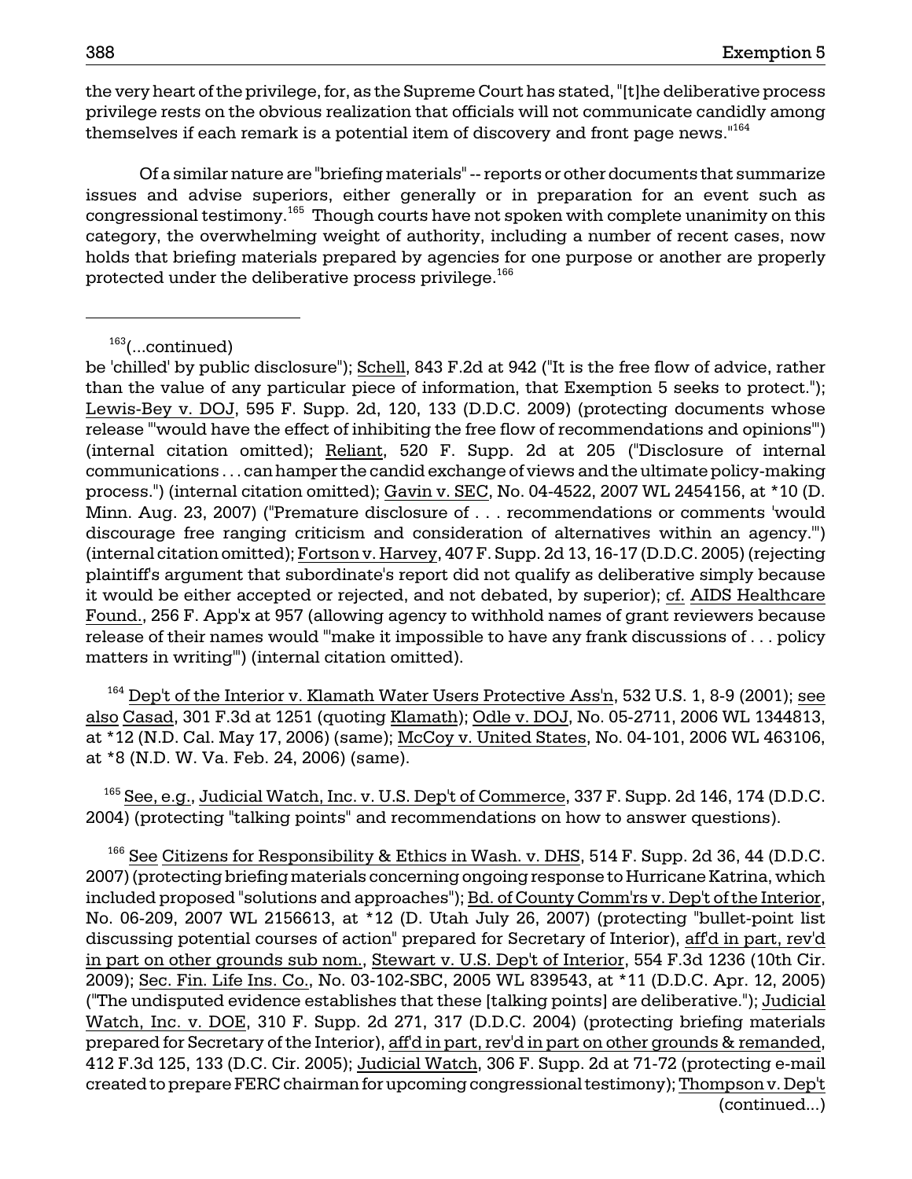the very heart of the privilege, for, as the Supreme Court has stated, "[t]he deliberative process privilege rests on the obvious realization that officials will not communicate candidly among themselves if each remark is a potential item of discovery and front page news."[164]

Of a similar nature are "briefing materials" -- reports or other documents that summarize issues and advise superiors, either generally or in preparation for an event such as congressional testimony.[165] Though courts have not spoken with complete unanimity on this category, the overwhelming weight of authority, including a number of recent cases, now holds that briefing materials prepared by agencies for one purpose or another are properly protected under the deliberative process privilege.[166]

---

[163](...continued)
be 'chilled' by public disclosure"); Schell, 843 F.2d at 942 ("It is the free flow of advice, rather than the value of any particular piece of information, that Exemption 5 seeks to protect."); Lewis-Bey v. DOJ, 595 F. Supp. 2d, 120, 133 (D.D.C. 2009) (protecting documents whose release "'would have the effect of inhibiting the free flow of recommendations and opinions'") (internal citation omitted); Reliant, 520 F. Supp. 2d at 205 ("Disclosure of internal communications . . . can hamper the candid exchange of views and the ultimate policy-making process.") (internal citation omitted); Gavin v. SEC, No. 04-4522, 2007 WL 2454156, at *10 (D. Minn. Aug. 23, 2007) ("Premature disclosure of . . . recommendations or comments 'would discourage free ranging criticism and consideration of alternatives within an agency.'") (internal citation omitted); Fortson v. Harvey, 407 F. Supp. 2d 13, 16-17 (D.D.C. 2005) (rejecting plaintiff's argument that subordinate's report did not qualify as deliberative simply because it would be either accepted or rejected, and not debated, by superior); cf. AIDS Healthcare Found., 256 F. App'x at 957 (allowing agency to withhold names of grant reviewers because release of their names would "'make it impossible to have any frank discussions of . . . policy matters in writing'") (internal citation omitted).

[164] Dep't of the Interior v. Klamath Water Users Protective Ass'n, 532 U.S. 1, 8-9 (2001); see also Casad, 301 F.3d at 1251 (quoting Klamath); Odle v. DOJ, No. 05-2711, 2006 WL 1344813, at *12 (N.D. Cal. May 17, 2006) (same); McCoy v. United States, No. 04-101, 2006 WL 463106, at *8 (N.D. W. Va. Feb. 24, 2006) (same).

[165] See, e.g., Judicial Watch, Inc. v. U.S. Dep't of Commerce, 337 F. Supp. 2d 146, 174 (D.D.C. 2004) (protecting "talking points" and recommendations on how to answer questions).

[166] See Citizens for Responsibility & Ethics in Wash. v. DHS, 514 F. Supp. 2d 36, 44 (D.D.C. 2007) (protecting briefing materials concerning ongoing response to Hurricane Katrina, which included proposed "solutions and approaches"); Bd. of County Comm'rs v. Dep't of the Interior, No. 06-209, 2007 WL 2156613, at *12 (D. Utah July 26, 2007) (protecting "bullet-point list discussing potential courses of action" prepared for Secretary of Interior), aff'd in part, rev'd in part on other grounds sub nom., Stewart v. U.S. Dep't of Interior, 554 F.3d 1236 (10th Cir. 2009); Sec. Fin. Life Ins. Co., No. 03-102-SBC, 2005 WL 839543, at *11 (D.D.C. Apr. 12, 2005) ("The undisputed evidence establishes that these [talking points] are deliberative."); Judicial Watch, Inc. v. DOE, 310 F. Supp. 2d 271, 317 (D.D.C. 2004) (protecting briefing materials prepared for Secretary of the Interior), aff'd in part, rev'd in part on other grounds & remanded, 412 F.3d 125, 133 (D.C. Cir. 2005); Judicial Watch, 306 F. Supp. 2d at 71-72 (protecting e-mail created to prepare FERC chairman for upcoming congressional testimony); Thompson v. Dep't (continued...)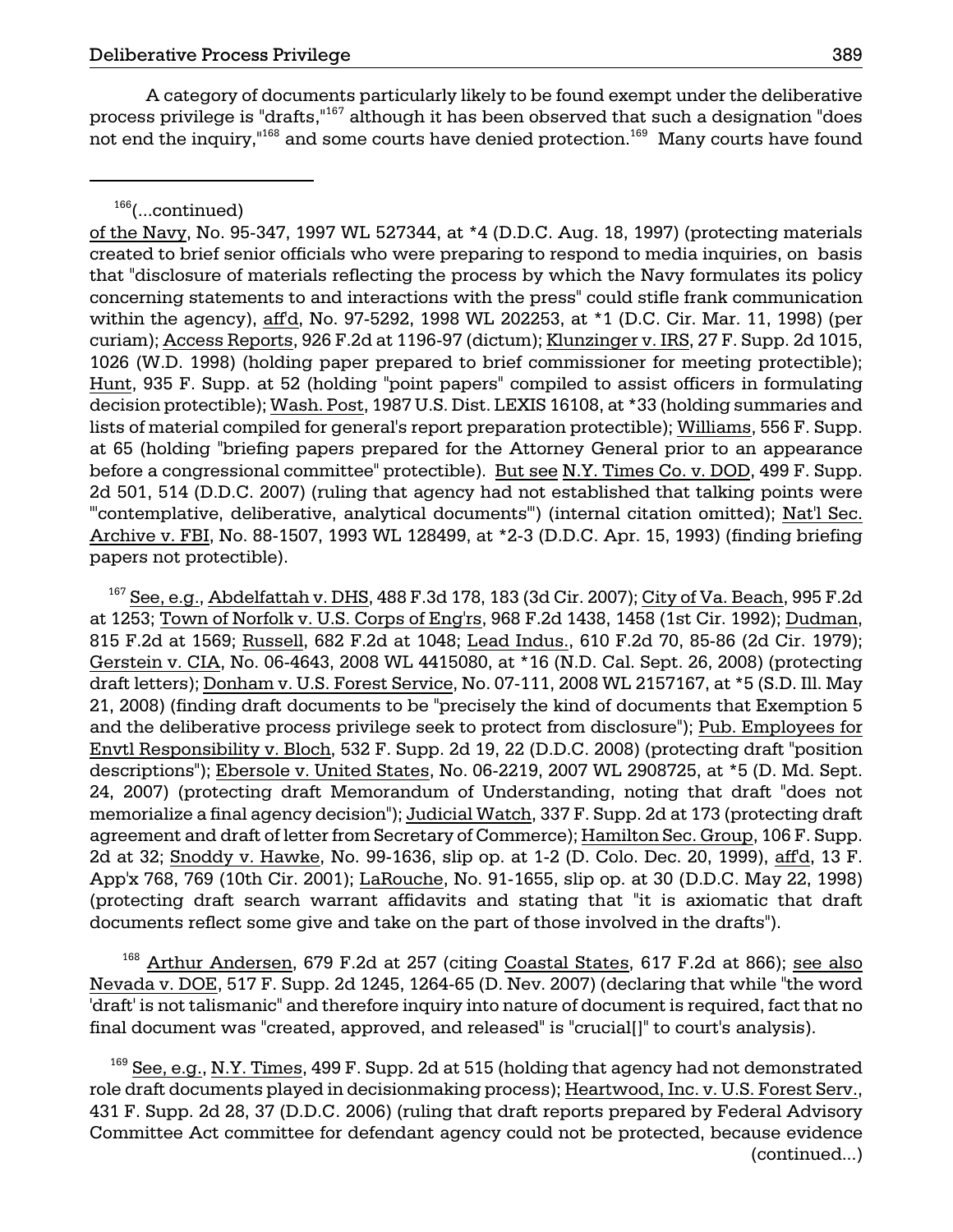A category of documents particularly likely to be found exempt under the deliberative process privilege is "drafts,"[167] although it has been observed that such a designation "does not end the inquiry,"[168] and some courts have denied protection.[169] Many courts have found

---

[166](...continued)

of the Navy, No. 95-347, 1997 WL 527344, at *4 (D.D.C. Aug. 18, 1997) (protecting materials created to brief senior officials who were preparing to respond to media inquiries, on basis that "disclosure of materials reflecting the process by which the Navy formulates its policy concerning statements to and interactions with the press" could stifle frank communication within the agency), aff'd, No. 97-5292, 1998 WL 202253, at *1 (D.C. Cir. Mar. 11, 1998) (per curiam); Access Reports, 926 F.2d at 1196-97 (dictum); Klunzinger v. IRS, 27 F. Supp. 2d 1015, 1026 (W.D. 1998) (holding paper prepared to brief commissioner for meeting protectible); Hunt, 935 F. Supp. at 52 (holding "point papers" compiled to assist officers in formulating decision protectible); Wash. Post, 1987 U.S. Dist. LEXIS 16108, at *33 (holding summaries and lists of material compiled for general's report preparation protectible); Williams, 556 F. Supp. at 65 (holding "briefing papers prepared for the Attorney General prior to an appearance before a congressional committee" protectible). But see N.Y. Times Co. v. DOD, 499 F. Supp. 2d 501, 514 (D.D.C. 2007) (ruling that agency had not established that talking points were "'contemplative, deliberative, analytical documents'") (internal citation omitted); Nat'l Sec. Archive v. FBI, No. 88-1507, 1993 WL 128499, at *2-3 (D.D.C. Apr. 15, 1993) (finding briefing papers not protectible).

[167] See, e.g., Abdelfattah v. DHS, 488 F.3d 178, 183 (3d Cir. 2007); City of Va. Beach, 995 F.2d at 1253; Town of Norfolk v. U.S. Corps of Eng'rs, 968 F.2d 1438, 1458 (1st Cir. 1992); Dudman, 815 F.2d at 1569; Russell, 682 F.2d at 1048; Lead Indus., 610 F.2d 70, 85-86 (2d Cir. 1979); Gerstein v. CIA, No. 06-4643, 2008 WL 4415080, at *16 (N.D. Cal. Sept. 26, 2008) (protecting draft letters); Donham v. U.S. Forest Service, No. 07-111, 2008 WL 2157167, at *5 (S.D. Ill. May 21, 2008) (finding draft documents to be "precisely the kind of documents that Exemption 5 and the deliberative process privilege seek to protect from disclosure"); Pub. Employees for Envtl Responsibility v. Bloch, 532 F. Supp. 2d 19, 22 (D.D.C. 2008) (protecting draft "position descriptions"); Ebersole v. United States, No. 06-2219, 2007 WL 2908725, at *5 (D. Md. Sept. 24, 2007) (protecting draft Memorandum of Understanding, noting that draft "does not memorialize a final agency decision"); Judicial Watch, 337 F. Supp. 2d at 173 (protecting draft agreement and draft of letter from Secretary of Commerce); Hamilton Sec. Group, 106 F. Supp. 2d at 32; Snoddy v. Hawke, No. 99-1636, slip op. at 1-2 (D. Colo. Dec. 20, 1999), aff'd, 13 F. App'x 768, 769 (10th Cir. 2001); LaRouche, No. 91-1655, slip op. at 30 (D.D.C. May 22, 1998) (protecting draft search warrant affidavits and stating that "it is axiomatic that draft documents reflect some give and take on the part of those involved in the drafts").

[168] Arthur Andersen, 679 F.2d at 257 (citing Coastal States, 617 F.2d at 866); see also Nevada v. DOE, 517 F. Supp. 2d 1245, 1264-65 (D. Nev. 2007) (declaring that while "the word 'draft' is not talismanic" and therefore inquiry into nature of document is required, fact that no final document was "created, approved, and released" is "crucial[]" to court's analysis).

[169] See, e.g., N.Y. Times, 499 F. Supp. 2d at 515 (holding that agency had not demonstrated role draft documents played in decisionmaking process); Heartwood, Inc. v. U.S. Forest Serv., 431 F. Supp. 2d 28, 37 (D.D.C. 2006) (ruling that draft reports prepared by Federal Advisory Committee Act committee for defendant agency could not be protected, because evidence (continued...)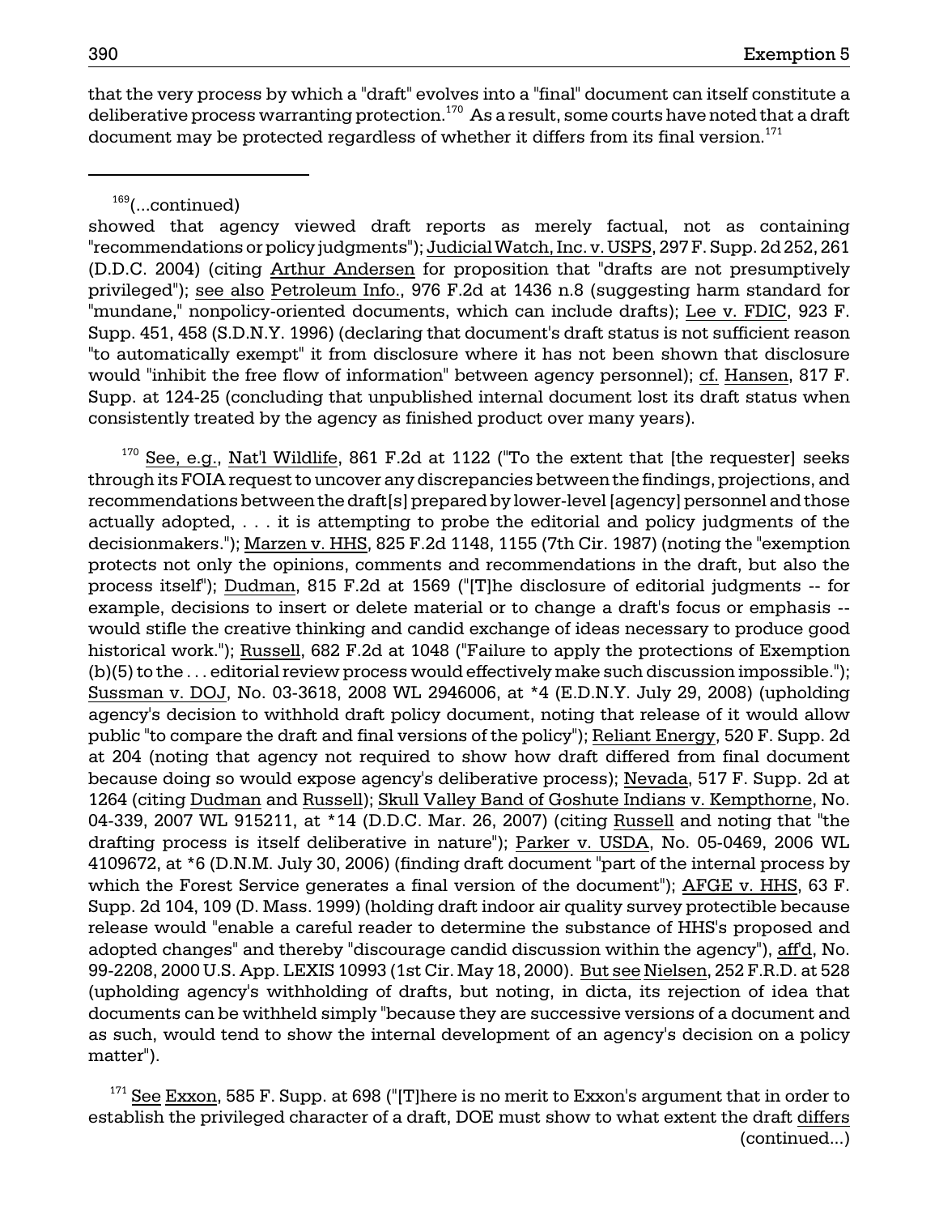that the very process by which a "draft" evolves into a "final" document can itself constitute a deliberative process warranting protection.[170] As a result, some courts have noted that a draft document may be protected regardless of whether it differs from its final version.[171]

---

[169](...continued)
showed that agency viewed draft reports as merely factual, not as containing "recommendations or policy judgments"); Judicial Watch, Inc. v. USPS, 297 F. Supp. 2d 252, 261 (D.D.C. 2004) (citing Arthur Andersen for proposition that "drafts are not presumptively privileged"); see also Petroleum Info., 976 F.2d at 1436 n.8 (suggesting harm standard for "mundane," nonpolicy-oriented documents, which can include drafts); Lee v. FDIC, 923 F. Supp. 451, 458 (S.D.N.Y. 1996) (declaring that document's draft status is not sufficient reason "to automatically exempt" it from disclosure where it has not been shown that disclosure would "inhibit the free flow of information" between agency personnel); cf. Hansen, 817 F. Supp. at 124-25 (concluding that unpublished internal document lost its draft status when consistently treated by the agency as finished product over many years).

[170] See, e.g., Nat'l Wildlife, 861 F.2d at 1122 ("To the extent that [the requester] seeks through its FOIA request to uncover any discrepancies between the findings, projections, and recommendations between the draft[s] prepared by lower-level [agency] personnel and those actually adopted, . . . it is attempting to probe the editorial and policy judgments of the decisionmakers."); Marzen v. HHS, 825 F.2d 1148, 1155 (7th Cir. 1987) (noting the "exemption protects not only the opinions, comments and recommendations in the draft, but also the process itself"); Dudman, 815 F.2d at 1569 ("[T]he disclosure of editorial judgments -- for example, decisions to insert or delete material or to change a draft's focus or emphasis -- would stifle the creative thinking and candid exchange of ideas necessary to produce good historical work."); Russell, 682 F.2d at 1048 ("Failure to apply the protections of Exemption (b)(5) to the . . . editorial review process would effectively make such discussion impossible."); Sussman v. DOJ, No. 03-3618, 2008 WL 2946006, at *4 (E.D.N.Y. July 29, 2008) (upholding agency's decision to withhold draft policy document, noting that release of it would allow public "to compare the draft and final versions of the policy"); Reliant Energy, 520 F. Supp. 2d at 204 (noting that agency not required to show how draft differed from final document because doing so would expose agency's deliberative process); Nevada, 517 F. Supp. 2d at 1264 (citing Dudman and Russell); Skull Valley Band of Goshute Indians v. Kempthorne, No. 04-339, 2007 WL 915211, at *14 (D.D.C. Mar. 26, 2007) (citing Russell and noting that "the drafting process is itself deliberative in nature"); Parker v. USDA, No. 05-0469, 2006 WL 4109672, at *6 (D.N.M. July 30, 2006) (finding draft document "part of the internal process by which the Forest Service generates a final version of the document"); AFGE v. HHS, 63 F. Supp. 2d 104, 109 (D. Mass. 1999) (holding draft indoor air quality survey protectible because release would "enable a careful reader to determine the substance of HHS's proposed and adopted changes" and thereby "discourage candid discussion within the agency"), aff'd, No. 99-2208, 2000 U.S. App. LEXIS 10993 (1st Cir. May 18, 2000). But see Nielsen, 252 F.R.D. at 528 (upholding agency's withholding of drafts, but noting, in dicta, its rejection of idea that documents can be withheld simply "because they are successive versions of a document and as such, would tend to show the internal development of an agency's decision on a policy matter").

[171] See Exxon, 585 F. Supp. at 698 ("[T]here is no merit to Exxon's argument that in order to establish the privileged character of a draft, DOE must show to what extent the draft differs
(continued...)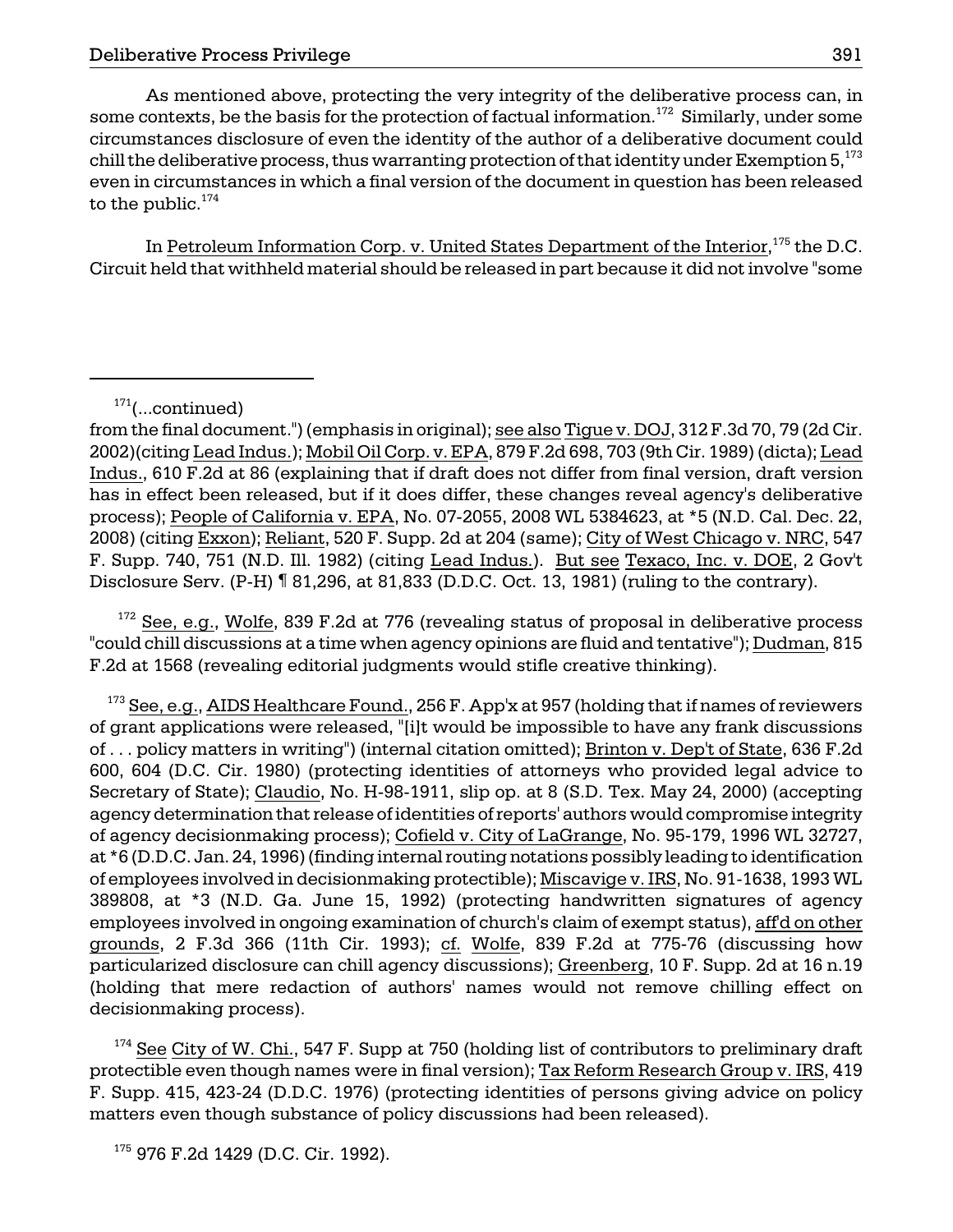As mentioned above, protecting the very integrity of the deliberative process can, in some contexts, be the basis for the protection of factual information.[172] Similarly, under some circumstances disclosure of even the identity of the author of a deliberative document could chill the deliberative process, thus warranting protection of that identity under Exemption 5,[173] even in circumstances in which a final version of the document in question has been released to the public.[174]

In Petroleum Information Corp. v. United States Department of the Interior,[175] the D.C. Circuit held that withheld material should be released in part because it did not involve "some

---

[171](...continued)
from the final document.") (emphasis in original); see also Tigue v. DOJ, 312 F.3d 70, 79 (2d Cir. 2002)(citing Lead Indus.); Mobil Oil Corp. v. EPA, 879 F.2d 698, 703 (9th Cir. 1989) (dicta); Lead Indus., 610 F.2d at 86 (explaining that if draft does not differ from final version, draft version has in effect been released, but if it does differ, these changes reveal agency's deliberative process); People of California v. EPA, No. 07-2055, 2008 WL 5384623, at *5 (N.D. Cal. Dec. 22, 2008) (citing Exxon); Reliant, 520 F. Supp. 2d at 204 (same); City of West Chicago v. NRC, 547 F. Supp. 740, 751 (N.D. Ill. 1982) (citing Lead Indus.). But see Texaco, Inc. v. DOE, 2 Gov't Disclosure Serv. (P-H) ¶ 81,296, at 81,833 (D.D.C. Oct. 13, 1981) (ruling to the contrary).

[172] See, e.g., Wolfe, 839 F.2d at 776 (revealing status of proposal in deliberative process "could chill discussions at a time when agency opinions are fluid and tentative"); Dudman, 815 F.2d at 1568 (revealing editorial judgments would stifle creative thinking).

[173] See, e.g., AIDS Healthcare Found., 256 F. App'x at 957 (holding that if names of reviewers of grant applications were released, "[i]t would be impossible to have any frank discussions of . . . policy matters in writing") (internal citation omitted); Brinton v. Dep't of State, 636 F.2d 600, 604 (D.C. Cir. 1980) (protecting identities of attorneys who provided legal advice to Secretary of State); Claudio, No. H-98-1911, slip op. at 8 (S.D. Tex. May 24, 2000) (accepting agency determination that release of identities of reports' authors would compromise integrity of agency decisionmaking process); Cofield v. City of LaGrange, No. 95-179, 1996 WL 32727, at *6 (D.D.C. Jan. 24, 1996) (finding internal routing notations possibly leading to identification of employees involved in decisionmaking protectible); Miscavige v. IRS, No. 91-1638, 1993 WL 389808, at *3 (N.D. Ga. June 15, 1992) (protecting handwritten signatures of agency employees involved in ongoing examination of church's claim of exempt status), aff'd on other grounds, 2 F.3d 366 (11th Cir. 1993); cf. Wolfe, 839 F.2d at 775-76 (discussing how particularized disclosure can chill agency discussions); Greenberg, 10 F. Supp. 2d at 16 n.19 (holding that mere redaction of authors' names would not remove chilling effect on decisionmaking process).

[174] See City of W. Chi., 547 F. Supp at 750 (holding list of contributors to preliminary draft protectible even though names were in final version); Tax Reform Research Group v. IRS, 419 F. Supp. 415, 423-24 (D.D.C. 1976) (protecting identities of persons giving advice on policy matters even though substance of policy discussions had been released).

[175] 976 F.2d 1429 (D.C. Cir. 1992).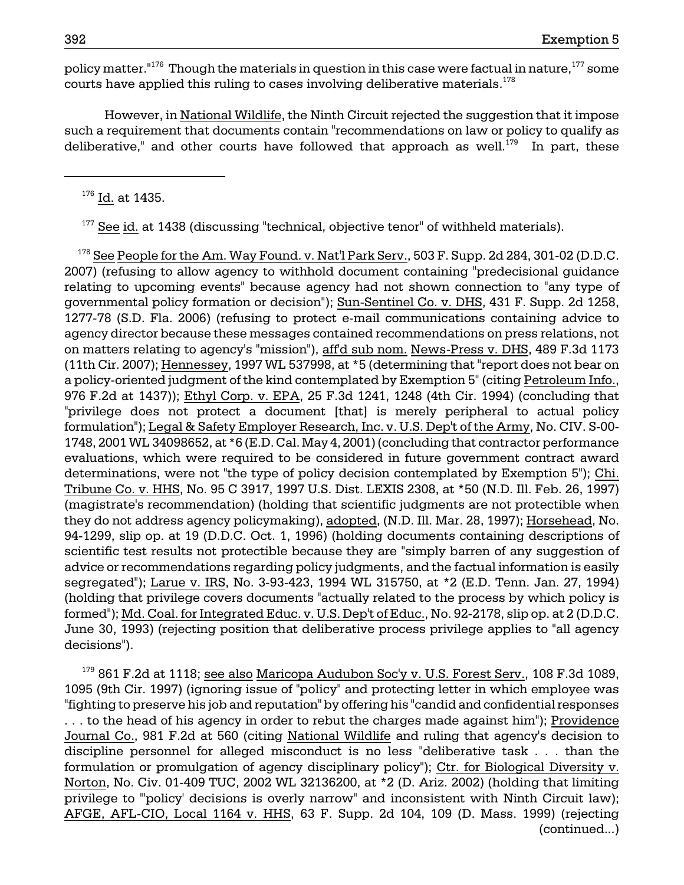policy matter."[176] Though the materials in question in this case were factual in nature,[177] some courts have applied this ruling to cases involving deliberative materials.[178]

However, in National Wildlife, the Ninth Circuit rejected the suggestion that it impose such a requirement that documents contain "recommendations on law or policy to qualify as deliberative," and other courts have followed that approach as well.[179] In part, these

---

[176] Id. at 1435.

[177] See id. at 1438 (discussing "technical, objective tenor" of withheld materials).

[178] See People for the Am. Way Found. v. Nat'l Park Serv., 503 F. Supp. 2d 284, 301-02 (D.D.C. 2007) (refusing to allow agency to withhold document containing "predecisional guidance relating to upcoming events" because agency had not shown connection to "any type of governmental policy formation or decision"); Sun-Sentinel Co. v. DHS, 431 F. Supp. 2d 1258, 1277-78 (S.D. Fla. 2006) (refusing to protect e-mail communications containing advice to agency director because these messages contained recommendations on press relations, not on matters relating to agency's "mission"), aff'd sub nom. News-Press v. DHS, 489 F.3d 1173 (11th Cir. 2007); Hennessey, 1997 WL 537998, at *5 (determining that "report does not bear on a policy-oriented judgment of the kind contemplated by Exemption 5" (citing Petroleum Info., 976 F.2d at 1437)); Ethyl Corp. v. EPA, 25 F.3d 1241, 1248 (4th Cir. 1994) (concluding that "privilege does not protect a document [that] is merely peripheral to actual policy formulation"); Legal & Safety Employer Research, Inc. v. U.S. Dep't of the Army, No. CIV. S-00-1748, 2001 WL 34098652, at *6 (E.D. Cal. May 4, 2001) (concluding that contractor performance evaluations, which were required to be considered in future government contract award determinations, were not "the type of policy decision contemplated by Exemption 5"); Chi. Tribune Co. v. HHS, No. 95 C 3917, 1997 U.S. Dist. LEXIS 2308, at *50 (N.D. Ill. Feb. 26, 1997) (magistrate's recommendation) (holding that scientific judgments are not protectible when they do not address agency policymaking), adopted, (N.D. Ill. Mar. 28, 1997); Horsehead, No. 94-1299, slip op. at 19 (D.D.C. Oct. 1, 1996) (holding documents containing descriptions of scientific test results not protectible because they are "simply barren of any suggestion of advice or recommendations regarding policy judgments, and the factual information is easily segregated"); Larue v. IRS, No. 3-93-423, 1994 WL 315750, at *2 (E.D. Tenn. Jan. 27, 1994) (holding that privilege covers documents "actually related to the process by which policy is formed"); Md. Coal. for Integrated Educ. v. U.S. Dep't of Educ., No. 92-2178, slip op. at 2 (D.D.C. June 30, 1993) (rejecting position that deliberative process privilege applies to "all agency decisions").

[179] 861 F.2d at 1118; see also Maricopa Audubon Soc'y v. U.S. Forest Serv., 108 F.3d 1089, 1095 (9th Cir. 1997) (ignoring issue of "policy" and protecting letter in which employee was "fighting to preserve his job and reputation" by offering his "candid and confidential responses . . . to the head of his agency in order to rebut the charges made against him"); Providence Journal Co., 981 F.2d at 560 (citing National Wildlife and ruling that agency's decision to discipline personnel for alleged misconduct is no less "deliberative task . . . than the formulation or promulgation of agency disciplinary policy"); Ctr. for Biological Diversity v. Norton, No. Civ. 01-409 TUC, 2002 WL 32136200, at *2 (D. Ariz. 2002) (holding that limiting privilege to "'policy' decisions is overly narrow" and inconsistent with Ninth Circuit law); AFGE, AFL-CIO, Local 1164 v. HHS, 63 F. Supp. 2d 104, 109 (D. Mass. 1999) (rejecting (continued...)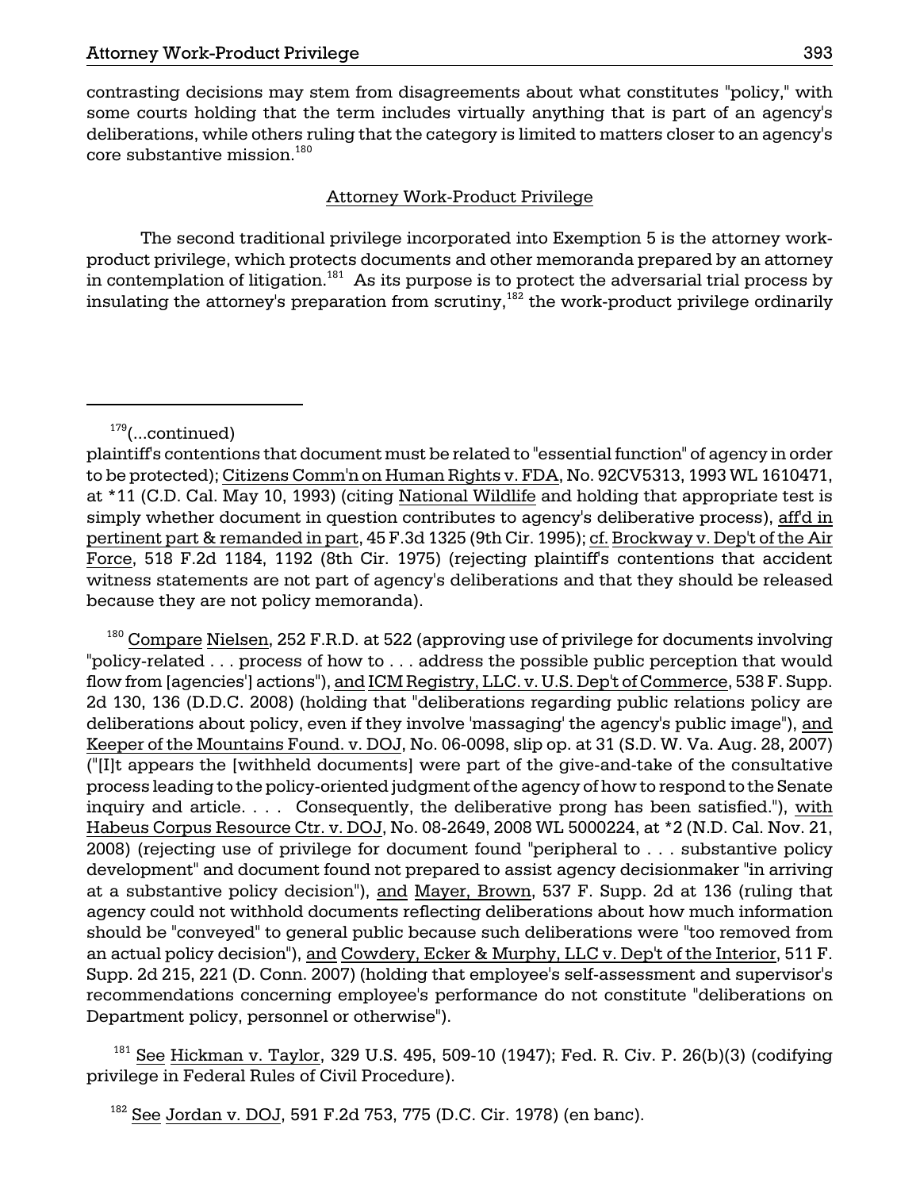contrasting decisions may stem from disagreements about what constitutes "policy," with some courts holding that the term includes virtually anything that is part of an agency's deliberations, while others ruling that the category is limited to matters closer to an agency's core substantive mission.[180]

## Attorney Work-Product Privilege

The second traditional privilege incorporated into Exemption 5 is the attorney work-product privilege, which protects documents and other memoranda prepared by an attorney in contemplation of litigation.[181] As its purpose is to protect the adversarial trial process by insulating the attorney's preparation from scrutiny,[182] the work-product privilege ordinarily

---

[179](...continued)
plaintiff's contentions that document must be related to "essential function" of agency in order to be protected); Citizens Comm'n on Human Rights v. FDA, No. 92CV5313, 1993 WL 1610471, at *11 (C.D. Cal. May 10, 1993) (citing National Wildlife and holding that appropriate test is simply whether document in question contributes to agency's deliberative process), aff'd in pertinent part & remanded in part, 45 F.3d 1325 (9th Cir. 1995); cf. Brockway v. Dep't of the Air Force, 518 F.2d 1184, 1192 (8th Cir. 1975) (rejecting plaintiff's contentions that accident witness statements are not part of agency's deliberations and that they should be released because they are not policy memoranda).

[180] Compare Nielsen, 252 F.R.D. at 522 (approving use of privilege for documents involving "policy-related . . . process of how to . . . address the possible public perception that would flow from [agencies'] actions"), and ICM Registry, LLC. v. U.S. Dep't of Commerce, 538 F. Supp. 2d 130, 136 (D.D.C. 2008) (holding that "deliberations regarding public relations policy are deliberations about policy, even if they involve 'massaging' the agency's public image"), and Keeper of the Mountains Found. v. DOJ, No. 06-0098, slip op. at 31 (S.D. W. Va. Aug. 28, 2007) ("[I]t appears the [withheld documents] were part of the give-and-take of the consultative process leading to the policy-oriented judgment of the agency of how to respond to the Senate inquiry and article. . . . Consequently, the deliberative prong has been satisfied."), with Habeus Corpus Resource Ctr. v. DOJ, No. 08-2649, 2008 WL 5000224, at *2 (N.D. Cal. Nov. 21, 2008) (rejecting use of privilege for document found "peripheral to . . . substantive policy development" and document found not prepared to assist agency decisionmaker "in arriving at a substantive policy decision"), and Mayer, Brown, 537 F. Supp. 2d at 136 (ruling that agency could not withhold documents reflecting deliberations about how much information should be "conveyed" to general public because such deliberations were "too removed from an actual policy decision"), and Cowdery, Ecker & Murphy, LLC v. Dep't of the Interior, 511 F. Supp. 2d 215, 221 (D. Conn. 2007) (holding that employee's self-assessment and supervisor's recommendations concerning employee's performance do not constitute "deliberations on Department policy, personnel or otherwise").

[181] See Hickman v. Taylor, 329 U.S. 495, 509-10 (1947); Fed. R. Civ. P. 26(b)(3) (codifying privilege in Federal Rules of Civil Procedure).

[182] See Jordan v. DOJ, 591 F.2d 753, 775 (D.C. Cir. 1978) (en banc).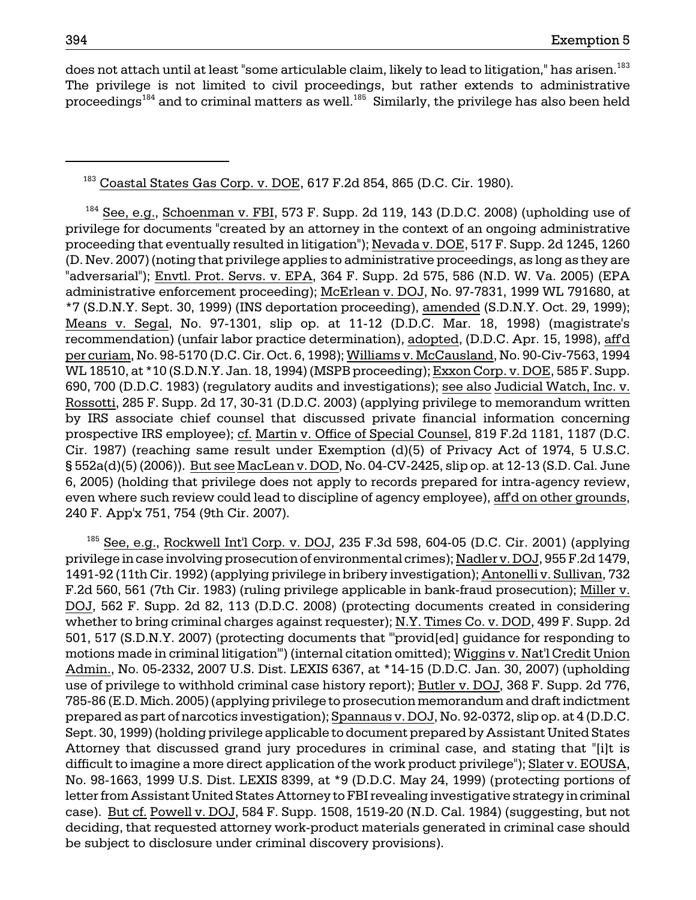does not attach until at least "some articulable claim, likely to lead to litigation," has arisen.[183] The privilege is not limited to civil proceedings, but rather extends to administrative proceedings[184] and to criminal matters as well.[185] Similarly, the privilege has also been held

---

[183] Coastal States Gas Corp. v. DOE, 617 F.2d 854, 865 (D.C. Cir. 1980).

[184] See, e.g., Schoenman v. FBI, 573 F. Supp. 2d 119, 143 (D.D.C. 2008) (upholding use of privilege for documents "created by an attorney in the context of an ongoing administrative proceeding that eventually resulted in litigation"); Nevada v. DOE, 517 F. Supp. 2d 1245, 1260 (D. Nev. 2007) (noting that privilege applies to administrative proceedings, as long as they are "adversarial"); Envtl. Prot. Servs. v. EPA, 364 F. Supp. 2d 575, 586 (N.D. W. Va. 2005) (EPA administrative enforcement proceeding); McErlean v. DOJ, No. 97-7831, 1999 WL 791680, at *7 (S.D.N.Y. Sept. 30, 1999) (INS deportation proceeding), amended (S.D.N.Y. Oct. 29, 1999); Means v. Segal, No. 97-1301, slip op. at 11-12 (D.D.C. Mar. 18, 1998) (magistrate's recommendation) (unfair labor practice determination), adopted, (D.D.C. Apr. 15, 1998), aff'd per curiam, No. 98-5170 (D.C. Cir. Oct. 6, 1998); Williams v. McCausland, No. 90-Civ-7563, 1994 WL 18510, at *10 (S.D.N.Y. Jan. 18, 1994) (MSPB proceeding); Exxon Corp. v. DOE, 585 F. Supp. 690, 700 (D.D.C. 1983) (regulatory audits and investigations); see also Judicial Watch, Inc. v. Rossotti, 285 F. Supp. 2d 17, 30-31 (D.D.C. 2003) (applying privilege to memorandum written by IRS associate chief counsel that discussed private financial information concerning prospective IRS employee); cf. Martin v. Office of Special Counsel, 819 F.2d 1181, 1187 (D.C. Cir. 1987) (reaching same result under Exemption (d)(5) of Privacy Act of 1974, 5 U.S.C. § 552a(d)(5) (2006)). But see MacLean v. DOD, No. 04-CV-2425, slip op. at 12-13 (S.D. Cal. June 6, 2005) (holding that privilege does not apply to records prepared for intra-agency review, even where such review could lead to discipline of agency employee), aff'd on other grounds, 240 F. App'x 751, 754 (9th Cir. 2007).

[185] See, e.g., Rockwell Int'l Corp. v. DOJ, 235 F.3d 598, 604-05 (D.C. Cir. 2001) (applying privilege in case involving prosecution of environmental crimes); Nadler v. DOJ, 955 F.2d 1479, 1491-92 (11th Cir. 1992) (applying privilege in bribery investigation); Antonelli v. Sullivan, 732 F.2d 560, 561 (7th Cir. 1983) (ruling privilege applicable in bank-fraud prosecution); Miller v. DOJ, 562 F. Supp. 2d 82, 113 (D.D.C. 2008) (protecting documents created in considering whether to bring criminal charges against requester); N.Y. Times Co. v. DOD, 499 F. Supp. 2d 501, 517 (S.D.N.Y. 2007) (protecting documents that "'provid[ed] guidance for responding to motions made in criminal litigation'") (internal citation omitted); Wiggins v. Nat'l Credit Union Admin., No. 05-2332, 2007 U.S. Dist. LEXIS 6367, at *14-15 (D.D.C. Jan. 30, 2007) (upholding use of privilege to withhold criminal case history report); Butler v. DOJ, 368 F. Supp. 2d 776, 785-86 (E.D. Mich. 2005) (applying privilege to prosecution memorandum and draft indictment prepared as part of narcotics investigation); Spannaus v. DOJ, No. 92-0372, slip op. at 4 (D.D.C. Sept. 30, 1999) (holding privilege applicable to document prepared by Assistant United States Attorney that discussed grand jury procedures in criminal case, and stating that "[i]t is difficult to imagine a more direct application of the work product privilege"); Slater v. EOUSA, No. 98-1663, 1999 U.S. Dist. LEXIS 8399, at *9 (D.D.C. May 24, 1999) (protecting portions of letter from Assistant United States Attorney to FBI revealing investigative strategy in criminal case). But cf. Powell v. DOJ, 584 F. Supp. 1508, 1519-20 (N.D. Cal. 1984) (suggesting, but not deciding, that requested attorney work-product materials generated in criminal case should be subject to disclosure under criminal discovery provisions).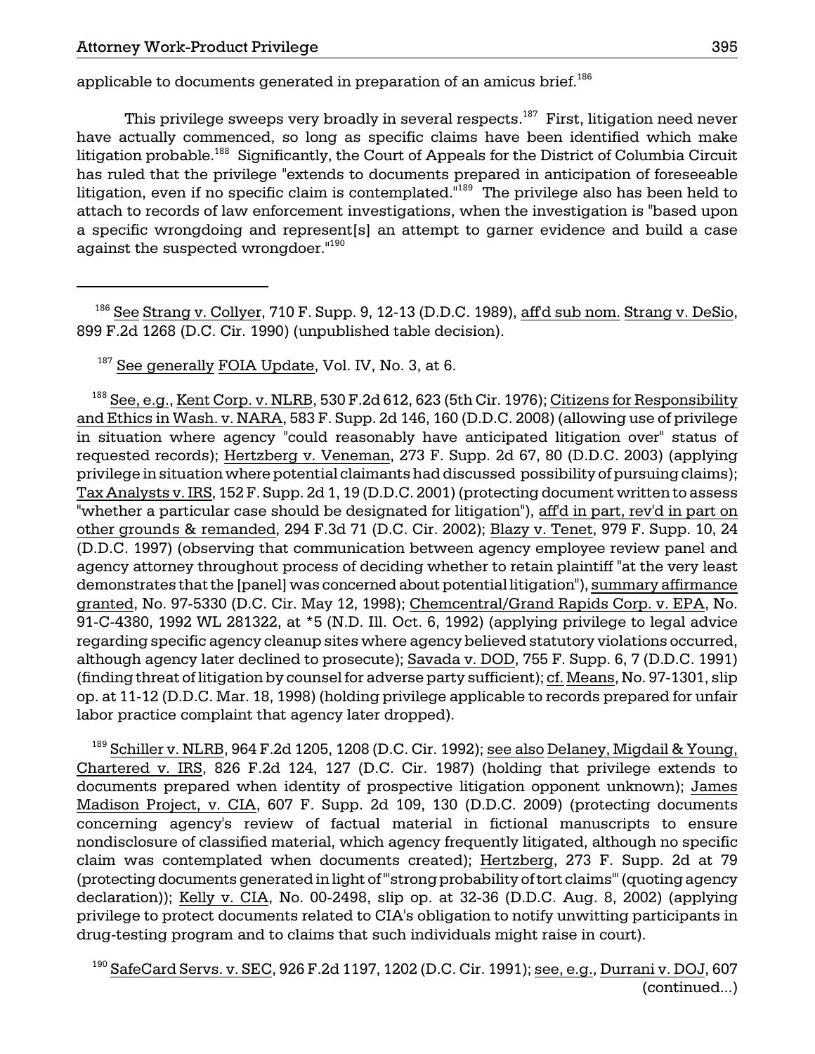applicable to documents generated in preparation of an amicus brief.[186]

This privilege sweeps very broadly in several respects.[187] First, litigation need never have actually commenced, so long as specific claims have been identified which make litigation probable.[188] Significantly, the Court of Appeals for the District of Columbia Circuit has ruled that the privilege "extends to documents prepared in anticipation of foreseeable litigation, even if no specific claim is contemplated."[189] The privilege also has been held to attach to records of law enforcement investigations, when the investigation is "based upon a specific wrongdoing and represent[s] an attempt to garner evidence and build a case against the suspected wrongdoer."[190]

---

[186] See Strang v. Collyer, 710 F. Supp. 9, 12-13 (D.D.C. 1989), aff'd sub nom. Strang v. DeSio, 899 F.2d 1268 (D.C. Cir. 1990) (unpublished table decision).

[187] See generally FOIA Update, Vol. IV, No. 3, at 6.

[188] See, e.g., Kent Corp. v. NLRB, 530 F.2d 612, 623 (5th Cir. 1976); Citizens for Responsibility and Ethics in Wash. v. NARA, 583 F. Supp. 2d 146, 160 (D.D.C. 2008) (allowing use of privilege in situation where agency "could reasonably have anticipated litigation over" status of requested records); Hertzberg v. Veneman, 273 F. Supp. 2d 67, 80 (D.D.C. 2003) (applying privilege in situation where potential claimants had discussed possibility of pursuing claims); Tax Analysts v. IRS, 152 F. Supp. 2d 1, 19 (D.D.C. 2001) (protecting document written to assess "whether a particular case should be designated for litigation"), aff'd in part, rev'd in part on other grounds & remanded, 294 F.3d 71 (D.C. Cir. 2002); Blazy v. Tenet, 979 F. Supp. 10, 24 (D.D.C. 1997) (observing that communication between agency employee review panel and agency attorney throughout process of deciding whether to retain plaintiff "at the very least demonstrates that the [panel] was concerned about potential litigation"), summary affirmance granted, No. 97-5330 (D.C. Cir. May 12, 1998); Chemcentral/Grand Rapids Corp. v. EPA, No. 91-C-4380, 1992 WL 281322, at *5 (N.D. Ill. Oct. 6, 1992) (applying privilege to legal advice regarding specific agency cleanup sites where agency believed statutory violations occurred, although agency later declined to prosecute); Savada v. DOD, 755 F. Supp. 6, 7 (D.D.C. 1991) (finding threat of litigation by counsel for adverse party sufficient); cf. Means, No. 97-1301, slip op. at 11-12 (D.D.C. Mar. 18, 1998) (holding privilege applicable to records prepared for unfair labor practice complaint that agency later dropped).

[189] Schiller v. NLRB, 964 F.2d 1205, 1208 (D.C. Cir. 1992); see also Delaney, Migdail & Young, Chartered v. IRS, 826 F.2d 124, 127 (D.C. Cir. 1987) (holding that privilege extends to documents prepared when identity of prospective litigation opponent unknown); James Madison Project, v. CIA, 607 F. Supp. 2d 109, 130 (D.D.C. 2009) (protecting documents concerning agency's review of factual material in fictional manuscripts to ensure nondisclosure of classified material, which agency frequently litigated, although no specific claim was contemplated when documents created); Hertzberg, 273 F. Supp. 2d at 79 (protecting documents generated in light of "'strong probability of tort claims'" (quoting agency declaration)); Kelly v. CIA, No. 00-2498, slip op. at 32-36 (D.D.C. Aug. 8, 2002) (applying privilege to protect documents related to CIA's obligation to notify unwitting participants in drug-testing program and to claims that such individuals might raise in court).

[190] SafeCard Servs. v. SEC, 926 F.2d 1197, 1202 (D.C. Cir. 1991); see, e.g., Durrani v. DOJ, 607 (continued...)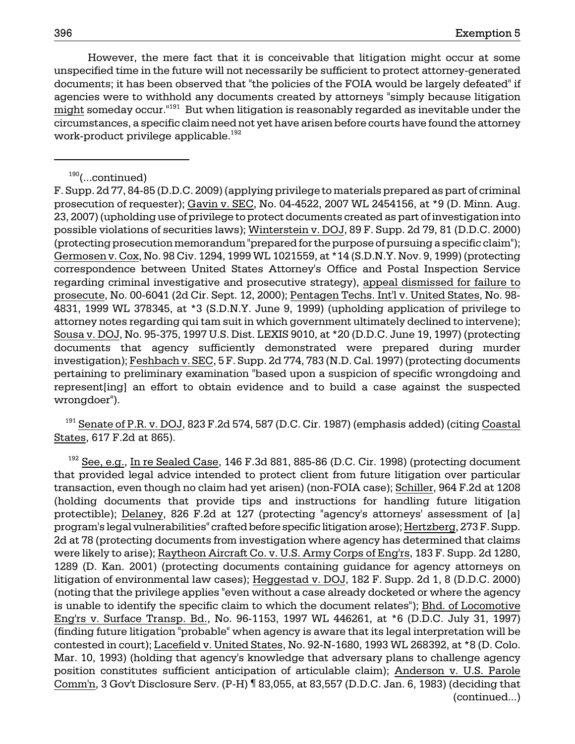However, the mere fact that it is conceivable that litigation might occur at some unspecified time in the future will not necessarily be sufficient to protect attorney-generated documents; it has been observed that "the policies of the FOIA would be largely defeated" if agencies were to withhold any documents created by attorneys "simply because litigation might someday occur."[191] But when litigation is reasonably regarded as inevitable under the circumstances, a specific claim need not yet have arisen before courts have found the attorney work-product privilege applicable.[192]

---

[190](...continued)
F. Supp. 2d 77, 84-85 (D.D.C. 2009) (applying privilege to materials prepared as part of criminal prosecution of requester); Gavin v. SEC, No. 04-4522, 2007 WL 2454156, at *9 (D. Minn. Aug. 23, 2007) (upholding use of privilege to protect documents created as part of investigation into possible violations of securities laws); Winterstein v. DOJ, 89 F. Supp. 2d 79, 81 (D.D.C. 2000) (protecting prosecution memorandum "prepared for the purpose of pursuing a specific claim"); Germosen v. Cox, No. 98 Civ. 1294, 1999 WL 1021559, at *14 (S.D.N.Y. Nov. 9, 1999) (protecting correspondence between United States Attorney's Office and Postal Inspection Service regarding criminal investigative and prosecutive strategy), appeal dismissed for failure to prosecute, No. 00-6041 (2d Cir. Sept. 12, 2000); Pentagen Techs. Int'l v. United States, No. 98-4831, 1999 WL 378345, at *3 (S.D.N.Y. June 9, 1999) (upholding application of privilege to attorney notes regarding qui tam suit in which government ultimately declined to intervene); Sousa v. DOJ, No. 95-375, 1997 U.S. Dist. LEXIS 9010, at *20 (D.D.C. June 19, 1997) (protecting documents that agency sufficiently demonstrated were prepared during murder investigation); Feshbach v. SEC, 5 F. Supp. 2d 774, 783 (N.D. Cal. 1997) (protecting documents pertaining to preliminary examination "based upon a suspicion of specific wrongdoing and represent[ing] an effort to obtain evidence and to build a case against the suspected wrongdoer").

[191] Senate of P.R. v. DOJ, 823 F.2d 574, 587 (D.C. Cir. 1987) (emphasis added) (citing Coastal States, 617 F.2d at 865).

[192] See, e.g., In re Sealed Case, 146 F.3d 881, 885-86 (D.C. Cir. 1998) (protecting document that provided legal advice intended to protect client from future litigation over particular transaction, even though no claim had yet arisen) (non-FOIA case); Schiller, 964 F.2d at 1208 (holding documents that provide tips and instructions for handling future litigation protectible); Delaney, 826 F.2d at 127 (protecting "agency's attorneys' assessment of [a] program's legal vulnerabilities" crafted before specific litigation arose); Hertzberg, 273 F. Supp. 2d at 78 (protecting documents from investigation where agency has determined that claims were likely to arise); Raytheon Aircraft Co. v. U.S. Army Corps of Eng'rs, 183 F. Supp. 2d 1280, 1289 (D. Kan. 2001) (protecting documents containing guidance for agency attorneys on litigation of environmental law cases); Heggestad v. DOJ, 182 F. Supp. 2d 1, 8 (D.D.C. 2000) (noting that the privilege applies "even without a case already docketed or where the agency is unable to identify the specific claim to which the document relates"); Bhd. of Locomotive Eng'rs v. Surface Transp. Bd., No. 96-1153, 1997 WL 446261, at *6 (D.D.C. July 31, 1997) (finding future litigation "probable" when agency is aware that its legal interpretation will be contested in court); Lacefield v. United States, No. 92-N-1680, 1993 WL 268392, at *8 (D. Colo. Mar. 10, 1993) (holding that agency's knowledge that adversary plans to challenge agency position constitutes sufficient anticipation of articulable claim); Anderson v. U.S. Parole Comm'n, 3 Gov't Disclosure Serv. (P-H) ¶ 83,055, at 83,557 (D.D.C. Jan. 6, 1983) (deciding that (continued...)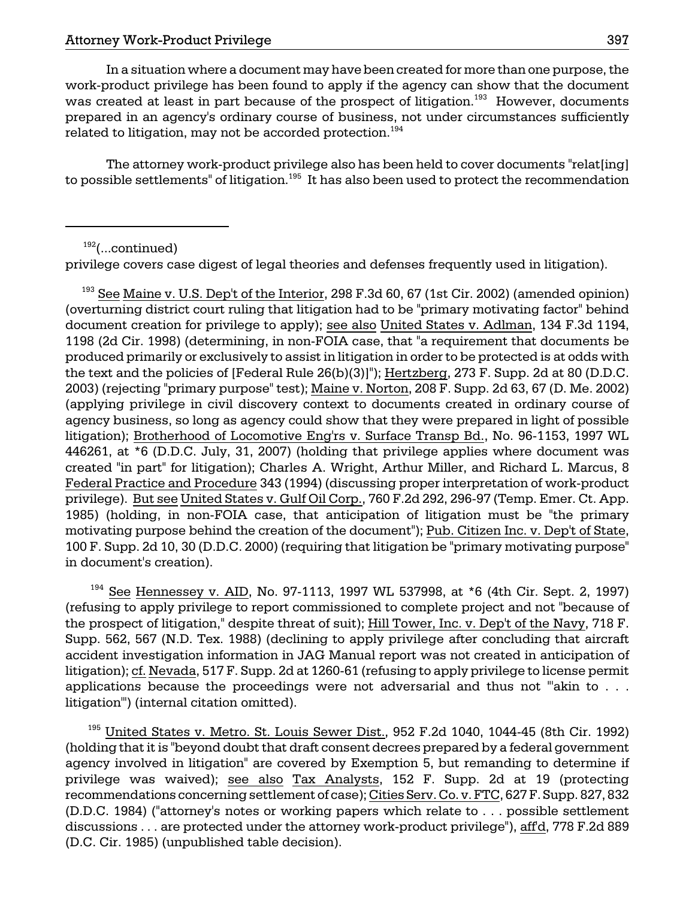In a situation where a document may have been created for more than one purpose, the work-product privilege has been found to apply if the agency can show that the document was created at least in part because of the prospect of litigation.[193] However, documents prepared in an agency's ordinary course of business, not under circumstances sufficiently related to litigation, may not be accorded protection.[194]

The attorney work-product privilege also has been held to cover documents "relat[ing] to possible settlements" of litigation.[195] It has also been used to protect the recommendation

---

[192](...continued)
privilege covers case digest of legal theories and defenses frequently used in litigation).

[193] See Maine v. U.S. Dep't of the Interior, 298 F.3d 60, 67 (1st Cir. 2002) (amended opinion) (overturning district court ruling that litigation had to be "primary motivating factor" behind document creation for privilege to apply); see also United States v. Adlman, 134 F.3d 1194, 1198 (2d Cir. 1998) (determining, in non-FOIA case, that "a requirement that documents be produced primarily or exclusively to assist in litigation in order to be protected is at odds with the text and the policies of [Federal Rule 26(b)(3)]"); Hertzberg, 273 F. Supp. 2d at 80 (D.D.C. 2003) (rejecting "primary purpose" test); Maine v. Norton, 208 F. Supp. 2d 63, 67 (D. Me. 2002) (applying privilege in civil discovery context to documents created in ordinary course of agency business, so long as agency could show that they were prepared in light of possible litigation); Brotherhood of Locomotive Eng'rs v. Surface Transp Bd., No. 96-1153, 1997 WL 446261, at *6 (D.D.C. July, 31, 2007) (holding that privilege applies where document was created "in part" for litigation); Charles A. Wright, Arthur Miller, and Richard L. Marcus, 8 Federal Practice and Procedure 343 (1994) (discussing proper interpretation of work-product privilege). But see United States v. Gulf Oil Corp., 760 F.2d 292, 296-97 (Temp. Emer. Ct. App. 1985) (holding, in non-FOIA case, that anticipation of litigation must be "the primary motivating purpose behind the creation of the document"); Pub. Citizen Inc. v. Dep't of State, 100 F. Supp. 2d 10, 30 (D.D.C. 2000) (requiring that litigation be "primary motivating purpose" in document's creation).

[194] See Hennessey v. AID, No. 97-1113, 1997 WL 537998, at *6 (4th Cir. Sept. 2, 1997) (refusing to apply privilege to report commissioned to complete project and not "because of the prospect of litigation," despite threat of suit); Hill Tower, Inc. v. Dep't of the Navy, 718 F. Supp. 562, 567 (N.D. Tex. 1988) (declining to apply privilege after concluding that aircraft accident investigation information in JAG Manual report was not created in anticipation of litigation); cf. Nevada, 517 F. Supp. 2d at 1260-61 (refusing to apply privilege to license permit applications because the proceedings were not adversarial and thus not "'akin to . . . litigation'") (internal citation omitted).

[195] United States v. Metro. St. Louis Sewer Dist., 952 F.2d 1040, 1044-45 (8th Cir. 1992) (holding that it is "beyond doubt that draft consent decrees prepared by a federal government agency involved in litigation" are covered by Exemption 5, but remanding to determine if privilege was waived); see also Tax Analysts, 152 F. Supp. 2d at 19 (protecting recommendations concerning settlement of case); Cities Serv. Co. v. FTC, 627 F. Supp. 827, 832 (D.D.C. 1984) ("attorney's notes or working papers which relate to . . . possible settlement discussions . . . are protected under the attorney work-product privilege"), aff'd, 778 F.2d 889 (D.C. Cir. 1985) (unpublished table decision).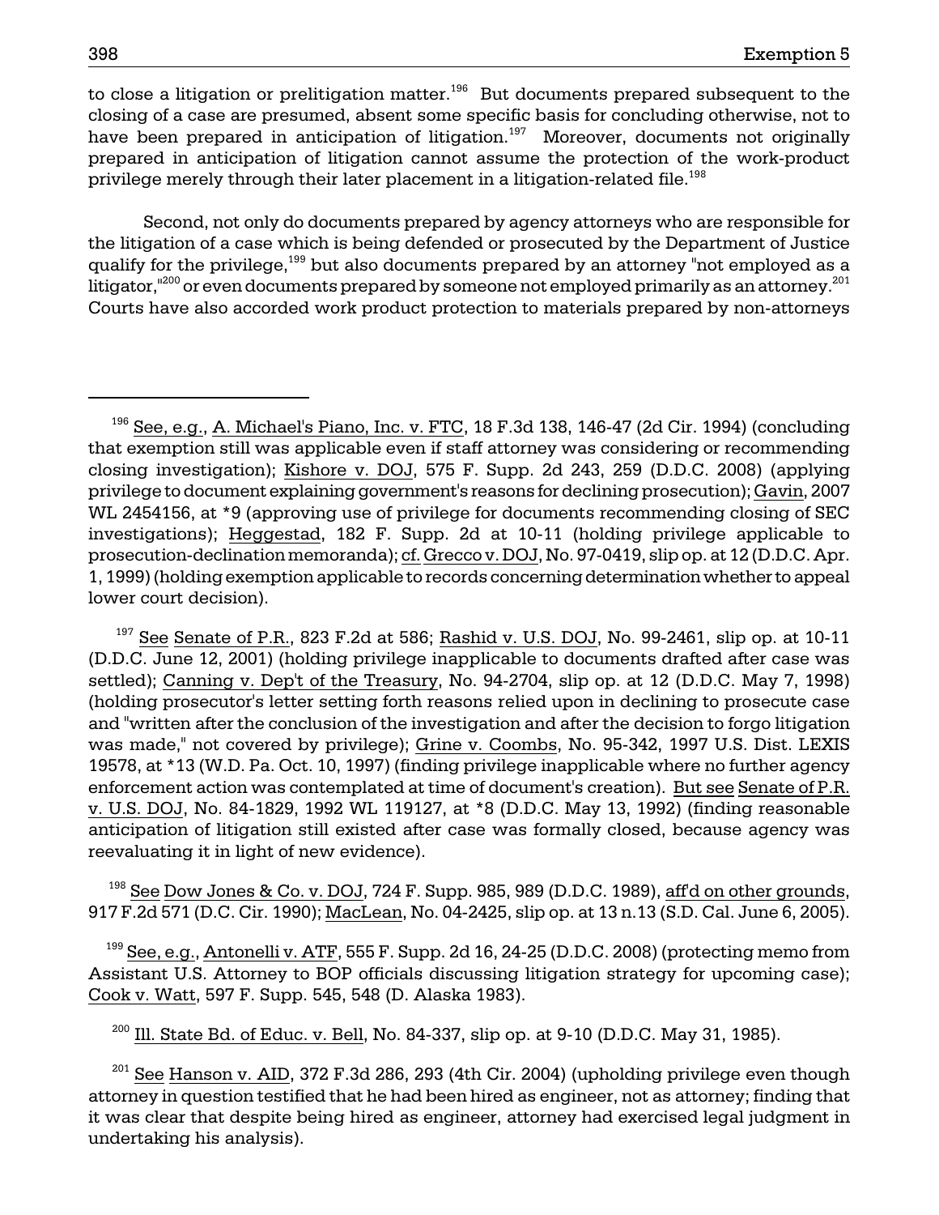to close a litigation or prelitigation matter.[196] But documents prepared subsequent to the closing of a case are presumed, absent some specific basis for concluding otherwise, not to have been prepared in anticipation of litigation.[197] Moreover, documents not originally prepared in anticipation of litigation cannot assume the protection of the work-product privilege merely through their later placement in a litigation-related file.[198]

Second, not only do documents prepared by agency attorneys who are responsible for the litigation of a case which is being defended or prosecuted by the Department of Justice qualify for the privilege,[199] but also documents prepared by an attorney "not employed as a litigator,"[200] or even documents prepared by someone not employed primarily as an attorney.[201] Courts have also accorded work product protection to materials prepared by non-attorneys

---

[196] See, e.g., A. Michael's Piano, Inc. v. FTC, 18 F.3d 138, 146-47 (2d Cir. 1994) (concluding that exemption still was applicable even if staff attorney was considering or recommending closing investigation); Kishore v. DOJ, 575 F. Supp. 2d 243, 259 (D.D.C. 2008) (applying privilege to document explaining government's reasons for declining prosecution); Gavin, 2007 WL 2454156, at *9 (approving use of privilege for documents recommending closing of SEC investigations); Heggestad, 182 F. Supp. 2d at 10-11 (holding privilege applicable to prosecution-declination memoranda); cf. Grecco v. DOJ, No. 97-0419, slip op. at 12 (D.D.C. Apr. 1, 1999) (holding exemption applicable to records concerning determination whether to appeal lower court decision).

[197] See Senate of P.R., 823 F.2d at 586; Rashid v. U.S. DOJ, No. 99-2461, slip op. at 10-11 (D.D.C. June 12, 2001) (holding privilege inapplicable to documents drafted after case was settled); Canning v. Dep't of the Treasury, No. 94-2704, slip op. at 12 (D.D.C. May 7, 1998) (holding prosecutor's letter setting forth reasons relied upon in declining to prosecute case and "written after the conclusion of the investigation and after the decision to forgo litigation was made," not covered by privilege); Grine v. Coombs, No. 95-342, 1997 U.S. Dist. LEXIS 19578, at *13 (W.D. Pa. Oct. 10, 1997) (finding privilege inapplicable where no further agency enforcement action was contemplated at time of document's creation). But see Senate of P.R. v. U.S. DOJ, No. 84-1829, 1992 WL 119127, at *8 (D.D.C. May 13, 1992) (finding reasonable anticipation of litigation still existed after case was formally closed, because agency was reevaluating it in light of new evidence).

[198] See Dow Jones & Co. v. DOJ, 724 F. Supp. 985, 989 (D.D.C. 1989), aff'd on other grounds, 917 F.2d 571 (D.C. Cir. 1990); MacLean, No. 04-2425, slip op. at 13 n.13 (S.D. Cal. June 6, 2005).

[199] See, e.g., Antonelli v. ATF, 555 F. Supp. 2d 16, 24-25 (D.D.C. 2008) (protecting memo from Assistant U.S. Attorney to BOP officials discussing litigation strategy for upcoming case); Cook v. Watt, 597 F. Supp. 545, 548 (D. Alaska 1983).

[200] Ill. State Bd. of Educ. v. Bell, No. 84-337, slip op. at 9-10 (D.D.C. May 31, 1985).

[201] See Hanson v. AID, 372 F.3d 286, 293 (4th Cir. 2004) (upholding privilege even though attorney in question testified that he had been hired as engineer, not as attorney; finding that it was clear that despite being hired as engineer, attorney had exercised legal judgment in undertaking his analysis).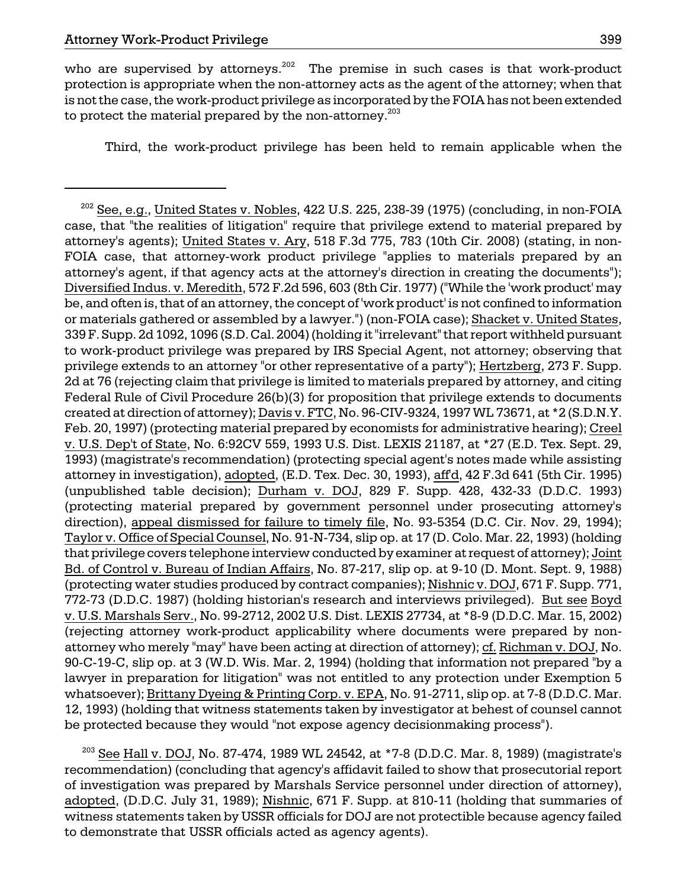who are supervised by attorneys.[202] The premise in such cases is that work-product protection is appropriate when the non-attorney acts as the agent of the attorney; when that is not the case, the work-product privilege as incorporated by the FOIA has not been extended to protect the material prepared by the non-attorney.[203]

Third, the work-product privilege has been held to remain applicable when the

---

[202] See, e.g., United States v. Nobles, 422 U.S. 225, 238-39 (1975) (concluding, in non-FOIA case, that "the realities of litigation" require that privilege extend to material prepared by attorney's agents); United States v. Ary, 518 F.3d 775, 783 (10th Cir. 2008) (stating, in non-FOIA case, that attorney-work product privilege "applies to materials prepared by an attorney's agent, if that agency acts at the attorney's direction in creating the documents"); Diversified Indus. v. Meredith, 572 F.2d 596, 603 (8th Cir. 1977) ("While the 'work product' may be, and often is, that of an attorney, the concept of 'work product' is not confined to information or materials gathered or assembled by a lawyer.") (non-FOIA case); Shacket v. United States, 339 F. Supp. 2d 1092, 1096 (S.D. Cal. 2004) (holding it "irrelevant" that report withheld pursuant to work-product privilege was prepared by IRS Special Agent, not attorney; observing that privilege extends to an attorney "or other representative of a party"); Hertzberg, 273 F. Supp. 2d at 76 (rejecting claim that privilege is limited to materials prepared by attorney, and citing Federal Rule of Civil Procedure 26(b)(3) for proposition that privilege extends to documents created at direction of attorney); Davis v. FTC, No. 96-CIV-9324, 1997 WL 73671, at *2 (S.D.N.Y. Feb. 20, 1997) (protecting material prepared by economists for administrative hearing); Creel v. U.S. Dep't of State, No. 6:92CV 559, 1993 U.S. Dist. LEXIS 21187, at *27 (E.D. Tex. Sept. 29, 1993) (magistrate's recommendation) (protecting special agent's notes made while assisting attorney in investigation), adopted, (E.D. Tex. Dec. 30, 1993), aff'd, 42 F.3d 641 (5th Cir. 1995) (unpublished table decision); Durham v. DOJ, 829 F. Supp. 428, 432-33 (D.D.C. 1993) (protecting material prepared by government personnel under prosecuting attorney's direction), appeal dismissed for failure to timely file, No. 93-5354 (D.C. Cir. Nov. 29, 1994); Taylor v. Office of Special Counsel, No. 91-N-734, slip op. at 17 (D. Colo. Mar. 22, 1993) (holding that privilege covers telephone interview conducted by examiner at request of attorney); Joint Bd. of Control v. Bureau of Indian Affairs, No. 87-217, slip op. at 9-10 (D. Mont. Sept. 9, 1988) (protecting water studies produced by contract companies); Nishnic v. DOJ, 671 F. Supp. 771, 772-73 (D.D.C. 1987) (holding historian's research and interviews privileged). But see Boyd v. U.S. Marshals Serv., No. 99-2712, 2002 U.S. Dist. LEXIS 27734, at *8-9 (D.D.C. Mar. 15, 2002) (rejecting attorney work-product applicability where documents were prepared by non-attorney who merely "may" have been acting at direction of attorney); cf. Richman v. DOJ, No. 90-C-19-C, slip op. at 3 (W.D. Wis. Mar. 2, 1994) (holding that information not prepared "by a lawyer in preparation for litigation" was not entitled to any protection under Exemption 5 whatsoever); Brittany Dyeing & Printing Corp. v. EPA, No. 91-2711, slip op. at 7-8 (D.D.C. Mar. 12, 1993) (holding that witness statements taken by investigator at behest of counsel cannot be protected because they would "not expose agency decisionmaking process").

[203] See Hall v. DOJ, No. 87-474, 1989 WL 24542, at *7-8 (D.D.C. Mar. 8, 1989) (magistrate's recommendation) (concluding that agency's affidavit failed to show that prosecutorial report of investigation was prepared by Marshals Service personnel under direction of attorney), adopted, (D.D.C. July 31, 1989); Nishnic, 671 F. Supp. at 810-11 (holding that summaries of witness statements taken by USSR officials for DOJ are not protectible because agency failed to demonstrate that USSR officials acted as agency agents).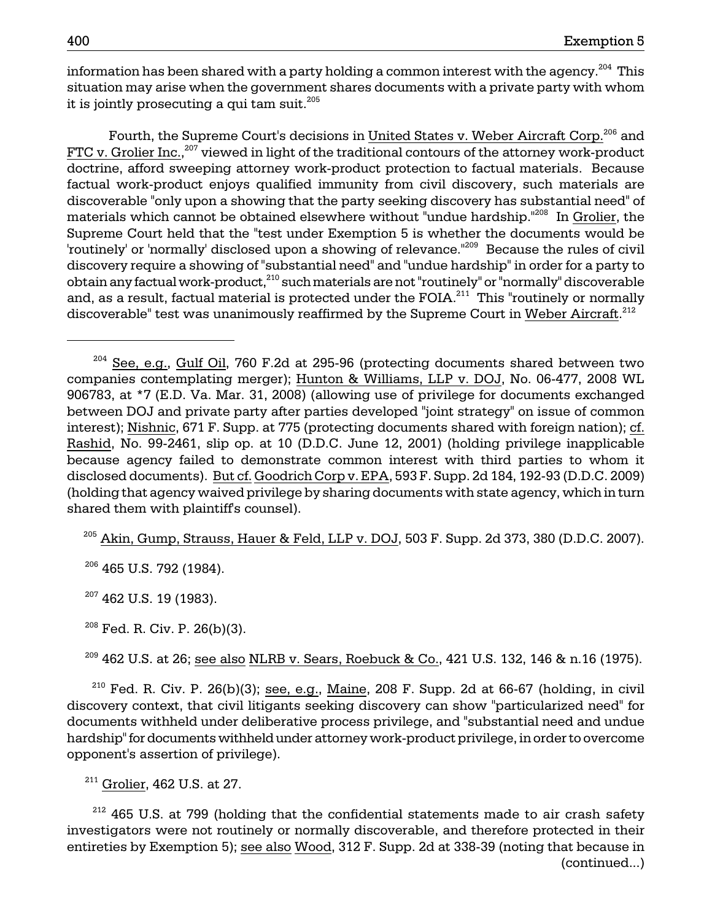information has been shared with a party holding a common interest with the agency.[204] This situation may arise when the government shares documents with a private party with whom it is jointly prosecuting a qui tam suit.[205]

Fourth, the Supreme Court's decisions in United States v. Weber Aircraft Corp.[206] and FTC v. Grolier Inc.,[207] viewed in light of the traditional contours of the attorney work-product doctrine, afford sweeping attorney work-product protection to factual materials. Because factual work-product enjoys qualified immunity from civil discovery, such materials are discoverable "only upon a showing that the party seeking discovery has substantial need" of materials which cannot be obtained elsewhere without "undue hardship."[208] In Grolier, the Supreme Court held that the "test under Exemption 5 is whether the documents would be 'routinely' or 'normally' disclosed upon a showing of relevance."[209] Because the rules of civil discovery require a showing of "substantial need" and "undue hardship" in order for a party to obtain any factual work-product,[210] such materials are not "routinely" or "normally" discoverable and, as a result, factual material is protected under the FOIA.[211] This "routinely or normally discoverable" test was unanimously reaffirmed by the Supreme Court in Weber Aircraft.[212]

---

[204] See, e.g., Gulf Oil, 760 F.2d at 295-96 (protecting documents shared between two companies contemplating merger); Hunton & Williams, LLP v. DOJ, No. 06-477, 2008 WL 906783, at *7 (E.D. Va. Mar. 31, 2008) (allowing use of privilege for documents exchanged between DOJ and private party after parties developed "joint strategy" on issue of common interest); Nishnic, 671 F. Supp. at 775 (protecting documents shared with foreign nation); cf. Rashid, No. 99-2461, slip op. at 10 (D.D.C. June 12, 2001) (holding privilege inapplicable because agency failed to demonstrate common interest with third parties to whom it disclosed documents). But cf. Goodrich Corp v. EPA, 593 F. Supp. 2d 184, 192-93 (D.D.C. 2009) (holding that agency waived privilege by sharing documents with state agency, which in turn shared them with plaintiff's counsel).

[205] Akin, Gump, Strauss, Hauer & Feld, LLP v. DOJ, 503 F. Supp. 2d 373, 380 (D.D.C. 2007).

[206] 465 U.S. 792 (1984).

[207] 462 U.S. 19 (1983).

[208] Fed. R. Civ. P. 26(b)(3).

[209] 462 U.S. at 26; see also NLRB v. Sears, Roebuck & Co., 421 U.S. 132, 146 & n.16 (1975).

[210] Fed. R. Civ. P. 26(b)(3); see, e.g., Maine, 208 F. Supp. 2d at 66-67 (holding, in civil discovery context, that civil litigants seeking discovery can show "particularized need" for documents withheld under deliberative process privilege, and "substantial need and undue hardship" for documents withheld under attorney work-product privilege, in order to overcome opponent's assertion of privilege).

[211] Grolier, 462 U.S. at 27.

[212] 465 U.S. at 799 (holding that the confidential statements made to air crash safety investigators were not routinely or normally discoverable, and therefore protected in their entireties by Exemption 5); see also Wood, 312 F. Supp. 2d at 338-39 (noting that because in (continued...)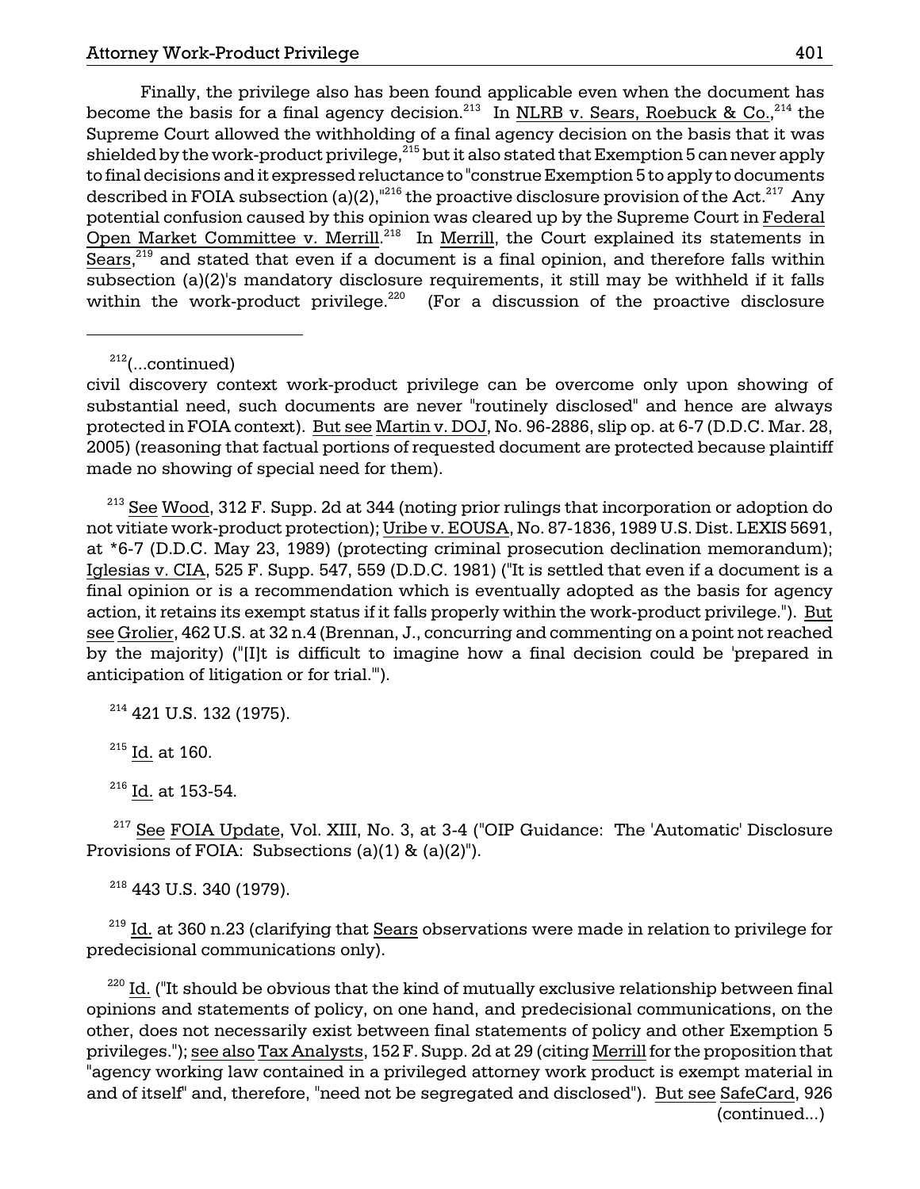Finally, the privilege also has been found applicable even when the document has become the basis for a final agency decision.[213] In NLRB v. Sears, Roebuck & Co.,[214] the Supreme Court allowed the withholding of a final agency decision on the basis that it was shielded by the work-product privilege,[215] but it also stated that Exemption 5 can never apply to final decisions and it expressed reluctance to "construe Exemption 5 to apply to documents described in FOIA subsection (a)(2),"[216] the proactive disclosure provision of the Act.[217] Any potential confusion caused by this opinion was cleared up by the Supreme Court in Federal Open Market Committee v. Merrill.[218] In Merrill, the Court explained its statements in Sears,[219] and stated that even if a document is a final opinion, and therefore falls within subsection (a)(2)'s mandatory disclosure requirements, it still may be withheld if it falls within the work-product privilege.[220] (For a discussion of the proactive disclosure

---

[212](...continued)
civil discovery context work-product privilege can be overcome only upon showing of substantial need, such documents are never "routinely disclosed" and hence are always protected in FOIA context). But see Martin v. DOJ, No. 96-2886, slip op. at 6-7 (D.D.C. Mar. 28, 2005) (reasoning that factual portions of requested document are protected because plaintiff made no showing of special need for them).

[213] See Wood, 312 F. Supp. 2d at 344 (noting prior rulings that incorporation or adoption do not vitiate work-product protection); Uribe v. EOUSA, No. 87-1836, 1989 U.S. Dist. LEXIS 5691, at *6-7 (D.D.C. May 23, 1989) (protecting criminal prosecution declination memorandum); Iglesias v. CIA, 525 F. Supp. 547, 559 (D.D.C. 1981) ("It is settled that even if a document is a final opinion or is a recommendation which is eventually adopted as the basis for agency action, it retains its exempt status if it falls properly within the work-product privilege."). But see Grolier, 462 U.S. at 32 n.4 (Brennan, J., concurring and commenting on a point not reached by the majority) ("[I]t is difficult to imagine how a final decision could be 'prepared in anticipation of litigation or for trial.'").

[214] 421 U.S. 132 (1975).

[215] Id. at 160.

[216] Id. at 153-54.

[217] See FOIA Update, Vol. XIII, No. 3, at 3-4 ("OIP Guidance: The 'Automatic' Disclosure Provisions of FOIA: Subsections (a)(1) & (a)(2)").

[218] 443 U.S. 340 (1979).

[219] Id. at 360 n.23 (clarifying that Sears observations were made in relation to privilege for predecisional communications only).

[220] Id. ("It should be obvious that the kind of mutually exclusive relationship between final opinions and statements of policy, on one hand, and predecisional communications, on the other, does not necessarily exist between final statements of policy and other Exemption 5 privileges."); see also Tax Analysts, 152 F. Supp. 2d at 29 (citing Merrill for the proposition that "agency working law contained in a privileged attorney work product is exempt material in and of itself" and, therefore, "need not be segregated and disclosed"). But see SafeCard, 926 (continued...)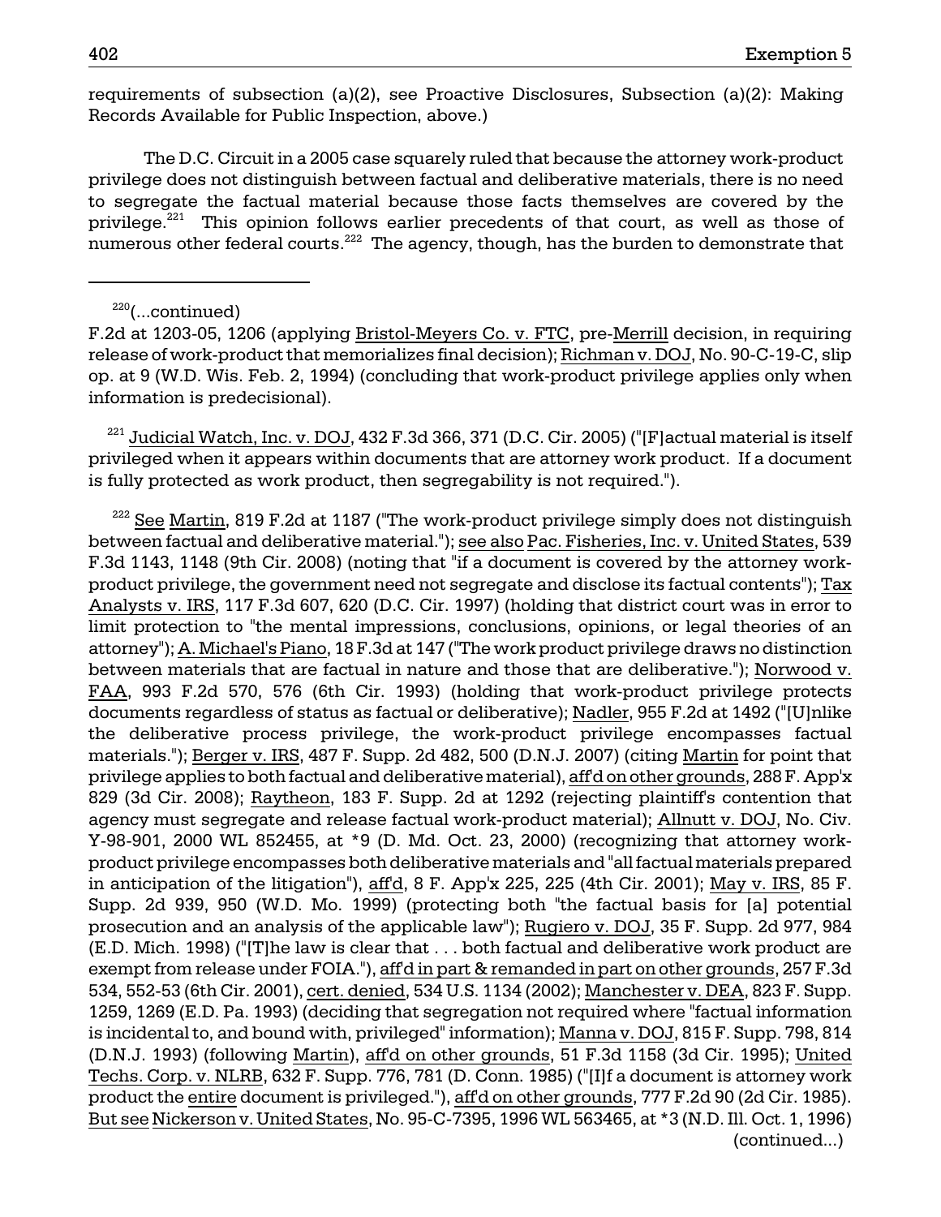requirements of subsection (a)(2), see Proactive Disclosures, Subsection (a)(2): Making Records Available for Public Inspection, above.)

The D.C. Circuit in a 2005 case squarely ruled that because the attorney work-product privilege does not distinguish between factual and deliberative materials, there is no need to segregate the factual material because those facts themselves are covered by the privilege.[221] This opinion follows earlier precedents of that court, as well as those of numerous other federal courts.[222] The agency, though, has the burden to demonstrate that

---

[220](...continued) F.2d at 1203-05, 1206 (applying Bristol-Meyers Co. v. FTC, pre-Merrill decision, in requiring release of work-product that memorializes final decision); Richman v. DOJ, No. 90-C-19-C, slip op. at 9 (W.D. Wis. Feb. 2, 1994) (concluding that work-product privilege applies only when information is predecisional).

[221] Judicial Watch, Inc. v. DOJ, 432 F.3d 366, 371 (D.C. Cir. 2005) ("[F]actual material is itself privileged when it appears within documents that are attorney work product. If a document is fully protected as work product, then segregability is not required.").

[222] See Martin, 819 F.2d at 1187 ("The work-product privilege simply does not distinguish between factual and deliberative material."); see also Pac. Fisheries, Inc. v. United States, 539 F.3d 1143, 1148 (9th Cir. 2008) (noting that "if a document is covered by the attorney work-product privilege, the government need not segregate and disclose its factual contents"); Tax Analysts v. IRS, 117 F.3d 607, 620 (D.C. Cir. 1997) (holding that district court was in error to limit protection to "the mental impressions, conclusions, opinions, or legal theories of an attorney"); A. Michael's Piano, 18 F.3d at 147 ("The work product privilege draws no distinction between materials that are factual in nature and those that are deliberative."); Norwood v. FAA, 993 F.2d 570, 576 (6th Cir. 1993) (holding that work-product privilege protects documents regardless of status as factual or deliberative); Nadler, 955 F.2d at 1492 ("[U]nlike the deliberative process privilege, the work-product privilege encompasses factual materials."); Berger v. IRS, 487 F. Supp. 2d 482, 500 (D.N.J. 2007) (citing Martin for point that privilege applies to both factual and deliberative material), aff'd on other grounds, 288 F. App'x 829 (3d Cir. 2008); Raytheon, 183 F. Supp. 2d at 1292 (rejecting plaintiff's contention that agency must segregate and release factual work-product material); Allnutt v. DOJ, No. Civ. Y-98-901, 2000 WL 852455, at *9 (D. Md. Oct. 23, 2000) (recognizing that attorney work-product privilege encompasses both deliberative materials and "all factual materials prepared in anticipation of the litigation"), aff'd, 8 F. App'x 225, 225 (4th Cir. 2001); May v. IRS, 85 F. Supp. 2d 939, 950 (W.D. Mo. 1999) (protecting both "the factual basis for [a] potential prosecution and an analysis of the applicable law"); Rugiero v. DOJ, 35 F. Supp. 2d 977, 984 (E.D. Mich. 1998) ("[T]he law is clear that . . . both factual and deliberative work product are exempt from release under FOIA."), aff'd in part & remanded in part on other grounds, 257 F.3d 534, 552-53 (6th Cir. 2001), cert. denied, 534 U.S. 1134 (2002); Manchester v. DEA, 823 F. Supp. 1259, 1269 (E.D. Pa. 1993) (deciding that segregation not required where "factual information is incidental to, and bound with, privileged" information); Manna v. DOJ, 815 F. Supp. 798, 814 (D.N.J. 1993) (following Martin), aff'd on other grounds, 51 F.3d 1158 (3d Cir. 1995); United Techs. Corp. v. NLRB, 632 F. Supp. 776, 781 (D. Conn. 1985) ("[I]f a document is attorney work product the entire document is privileged."), aff'd on other grounds, 777 F.2d 90 (2d Cir. 1985). But see Nickerson v. United States, No. 95-C-7395, 1996 WL 563465, at *3 (N.D. Ill. Oct. 1, 1996) (continued...)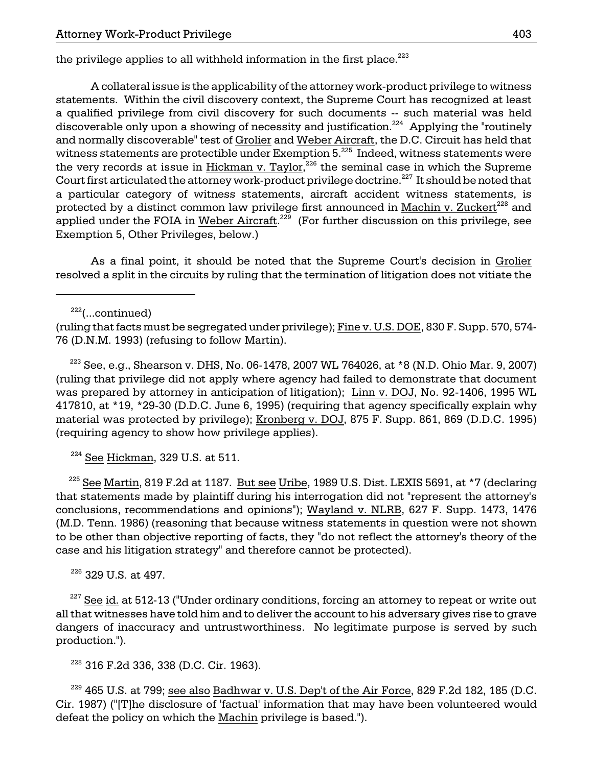the privilege applies to all withheld information in the first place.[223]

A collateral issue is the applicability of the attorney work-product privilege to witness statements. Within the civil discovery context, the Supreme Court has recognized at least a qualified privilege from civil discovery for such documents -- such material was held discoverable only upon a showing of necessity and justification.[224] Applying the "routinely and normally discoverable" test of Grolier and Weber Aircraft, the D.C. Circuit has held that witness statements are protectible under Exemption 5.[225] Indeed, witness statements were the very records at issue in Hickman v. Taylor,[226] the seminal case in which the Supreme Court first articulated the attorney work-product privilege doctrine.[227] It should be noted that a particular category of witness statements, aircraft accident witness statements, is protected by a distinct common law privilege first announced in Machin v. Zuckert[228] and applied under the FOIA in Weber Aircraft.[229] (For further discussion on this privilege, see Exemption 5, Other Privileges, below.)

As a final point, it should be noted that the Supreme Court's decision in Grolier resolved a split in the circuits by ruling that the termination of litigation does not vitiate the

---

[222](...continued) (ruling that facts must be segregated under privilege); Fine v. U.S. DOE, 830 F. Supp. 570, 574-76 (D.N.M. 1993) (refusing to follow Martin).

[223] See, e.g., Shearson v. DHS, No. 06-1478, 2007 WL 764026, at *8 (N.D. Ohio Mar. 9, 2007) (ruling that privilege did not apply where agency had failed to demonstrate that document was prepared by attorney in anticipation of litigation); Linn v. DOJ, No. 92-1406, 1995 WL 417810, at *19, *29-30 (D.D.C. June 6, 1995) (requiring that agency specifically explain why material was protected by privilege); Kronberg v. DOJ, 875 F. Supp. 861, 869 (D.D.C. 1995) (requiring agency to show how privilege applies).

[224] See Hickman, 329 U.S. at 511.

[225] See Martin, 819 F.2d at 1187. But see Uribe, 1989 U.S. Dist. LEXIS 5691, at *7 (declaring that statements made by plaintiff during his interrogation did not "represent the attorney's conclusions, recommendations and opinions"); Wayland v. NLRB, 627 F. Supp. 1473, 1476 (M.D. Tenn. 1986) (reasoning that because witness statements in question were not shown to be other than objective reporting of facts, they "do not reflect the attorney's theory of the case and his litigation strategy" and therefore cannot be protected).

[226] 329 U.S. at 497.

[227] See id. at 512-13 ("Under ordinary conditions, forcing an attorney to repeat or write out all that witnesses have told him and to deliver the account to his adversary gives rise to grave dangers of inaccuracy and untrustworthiness. No legitimate purpose is served by such production.").

[228] 316 F.2d 336, 338 (D.C. Cir. 1963).

[229] 465 U.S. at 799; see also Badhwar v. U.S. Dep't of the Air Force, 829 F.2d 182, 185 (D.C. Cir. 1987) ("[T]he disclosure of 'factual' information that may have been volunteered would defeat the policy on which the Machin privilege is based.").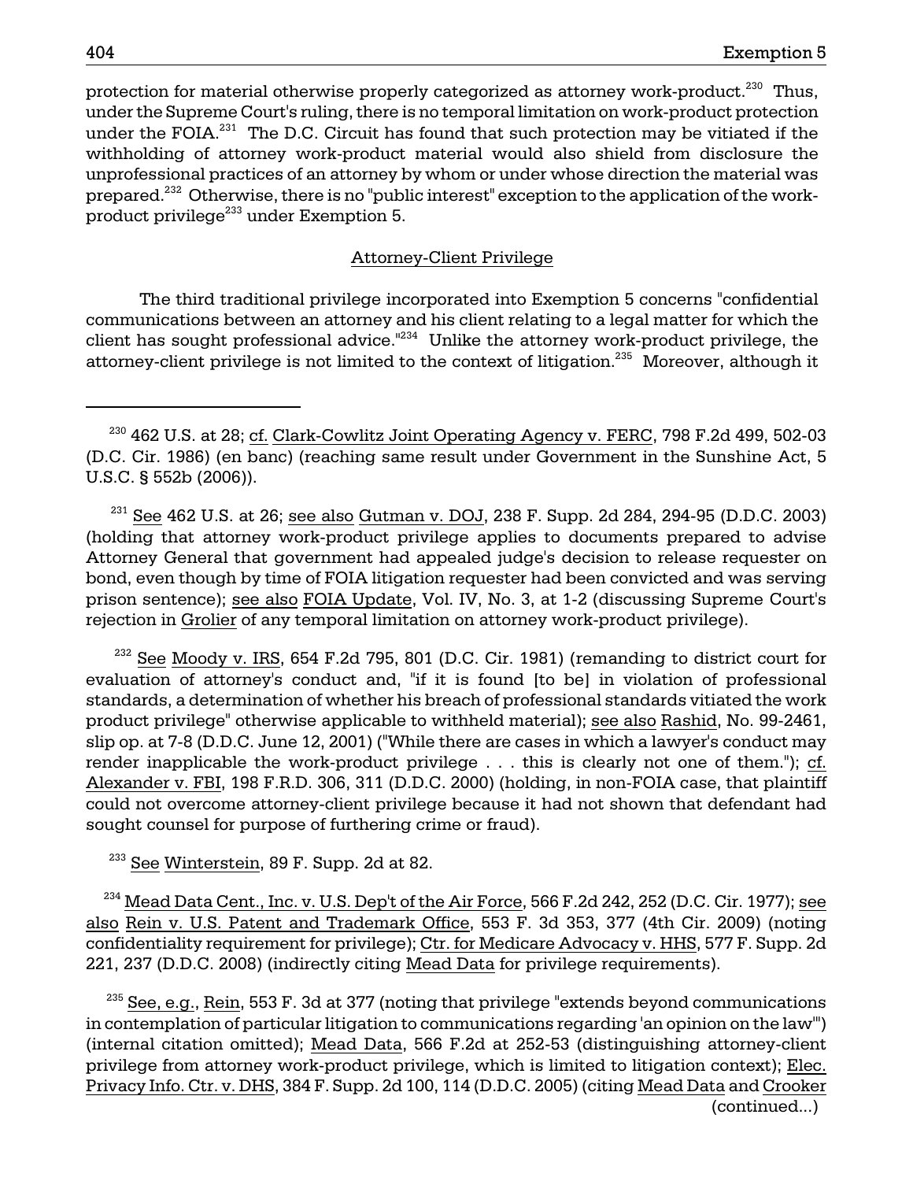protection for material otherwise properly categorized as attorney work-product.[230] Thus, under the Supreme Court's ruling, there is no temporal limitation on work-product protection under the FOIA.[231] The D.C. Circuit has found that such protection may be vitiated if the withholding of attorney work-product material would also shield from disclosure the unprofessional practices of an attorney by whom or under whose direction the material was prepared.[232] Otherwise, there is no "public interest" exception to the application of the work-product privilege[233] under Exemption 5.

## Attorney-Client Privilege

The third traditional privilege incorporated into Exemption 5 concerns "confidential communications between an attorney and his client relating to a legal matter for which the client has sought professional advice."[234] Unlike the attorney work-product privilege, the attorney-client privilege is not limited to the context of litigation.[235] Moreover, although it

---

[230] 462 U.S. at 28; cf. Clark-Cowlitz Joint Operating Agency v. FERC, 798 F.2d 499, 502-03 (D.C. Cir. 1986) (en banc) (reaching same result under Government in the Sunshine Act, 5 U.S.C. § 552b (2006)).

[231] See 462 U.S. at 26; see also Gutman v. DOJ, 238 F. Supp. 2d 284, 294-95 (D.D.C. 2003) (holding that attorney work-product privilege applies to documents prepared to advise Attorney General that government had appealed judge's decision to release requester on bond, even though by time of FOIA litigation requester had been convicted and was serving prison sentence); see also FOIA Update, Vol. IV, No. 3, at 1-2 (discussing Supreme Court's rejection in Grolier of any temporal limitation on attorney work-product privilege).

[232] See Moody v. IRS, 654 F.2d 795, 801 (D.C. Cir. 1981) (remanding to district court for evaluation of attorney's conduct and, "if it is found [to be] in violation of professional standards, a determination of whether his breach of professional standards vitiated the work product privilege" otherwise applicable to withheld material); see also Rashid, No. 99-2461, slip op. at 7-8 (D.D.C. June 12, 2001) ("While there are cases in which a lawyer's conduct may render inapplicable the work-product privilege . . . this is clearly not one of them."); cf. Alexander v. FBI, 198 F.R.D. 306, 311 (D.D.C. 2000) (holding, in non-FOIA case, that plaintiff could not overcome attorney-client privilege because it had not shown that defendant had sought counsel for purpose of furthering crime or fraud).

[233] See Winterstein, 89 F. Supp. 2d at 82.

[234] Mead Data Cent., Inc. v. U.S. Dep't of the Air Force, 566 F.2d 242, 252 (D.C. Cir. 1977); see also Rein v. U.S. Patent and Trademark Office, 553 F. 3d 353, 377 (4th Cir. 2009) (noting confidentiality requirement for privilege); Ctr. for Medicare Advocacy v. HHS, 577 F. Supp. 2d 221, 237 (D.D.C. 2008) (indirectly citing Mead Data for privilege requirements).

[235] See, e.g., Rein, 553 F. 3d at 377 (noting that privilege "extends beyond communications in contemplation of particular litigation to communications regarding 'an opinion on the law'") (internal citation omitted); Mead Data, 566 F.2d at 252-53 (distinguishing attorney-client privilege from attorney work-product privilege, which is limited to litigation context); Elec. Privacy Info. Ctr. v. DHS, 384 F. Supp. 2d 100, 114 (D.D.C. 2005) (citing Mead Data and Crooker (continued...)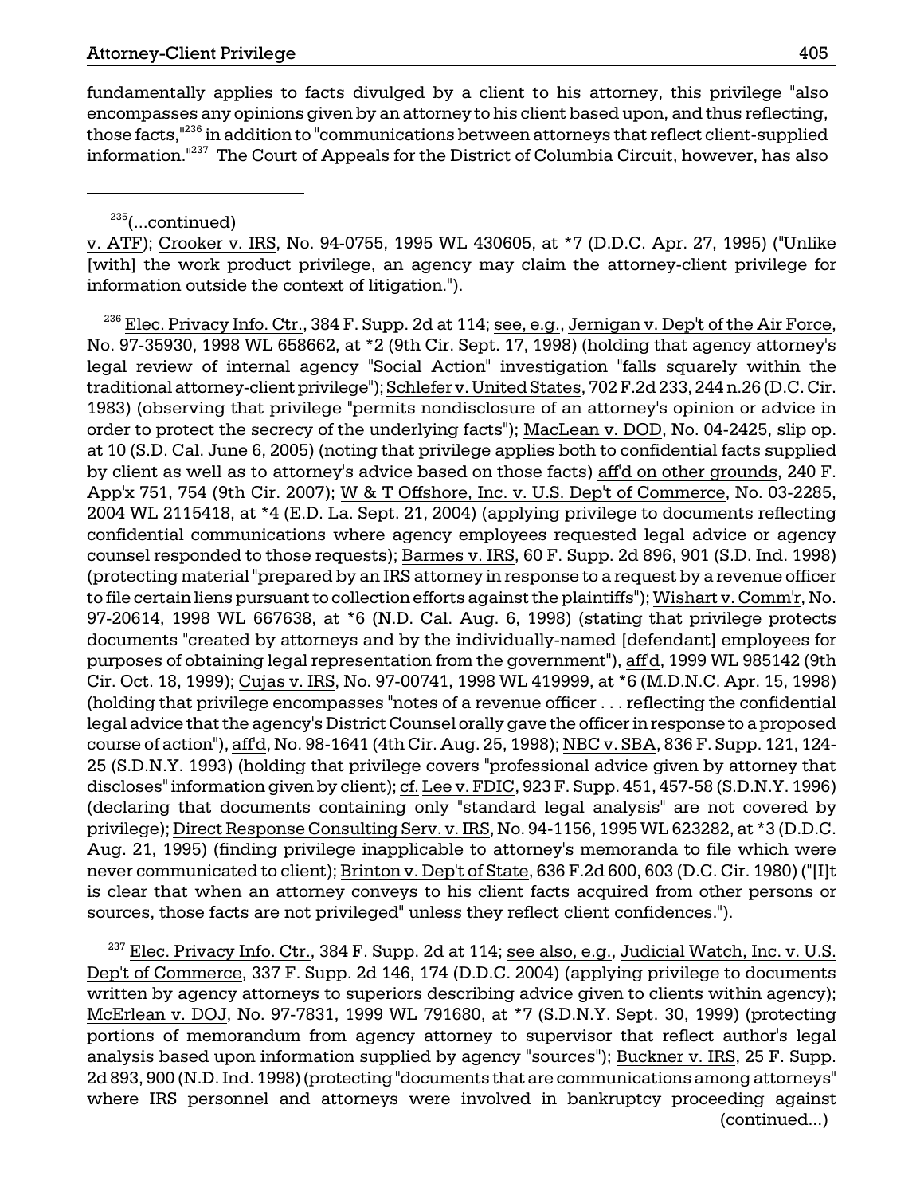fundamentally applies to facts divulged by a client to his attorney, this privilege "also encompasses any opinions given by an attorney to his client based upon, and thus reflecting, those facts,"[236] in addition to "communications between attorneys that reflect client-supplied information."[237] The Court of Appeals for the District of Columbia Circuit, however, has also

---

[235](...continued)
v. ATF); Crooker v. IRS, No. 94-0755, 1995 WL 430605, at *7 (D.D.C. Apr. 27, 1995) ("Unlike [with] the work product privilege, an agency may claim the attorney-client privilege for information outside the context of litigation.").

[236] Elec. Privacy Info. Ctr., 384 F. Supp. 2d at 114; see, e.g., Jernigan v. Dep't of the Air Force, No. 97-35930, 1998 WL 658662, at *2 (9th Cir. Sept. 17, 1998) (holding that agency attorney's legal review of internal agency "Social Action" investigation "falls squarely within the traditional attorney-client privilege"); Schlefer v. United States, 702 F.2d 233, 244 n.26 (D.C. Cir. 1983) (observing that privilege "permits nondisclosure of an attorney's opinion or advice in order to protect the secrecy of the underlying facts"); MacLean v. DOD, No. 04-2425, slip op. at 10 (S.D. Cal. June 6, 2005) (noting that privilege applies both to confidential facts supplied by client as well as to attorney's advice based on those facts) aff'd on other grounds, 240 F. App'x 751, 754 (9th Cir. 2007); W & T Offshore, Inc. v. U.S. Dep't of Commerce, No. 03-2285, 2004 WL 2115418, at *4 (E.D. La. Sept. 21, 2004) (applying privilege to documents reflecting confidential communications where agency employees requested legal advice or agency counsel responded to those requests); Barmes v. IRS, 60 F. Supp. 2d 896, 901 (S.D. Ind. 1998) (protecting material "prepared by an IRS attorney in response to a request by a revenue officer to file certain liens pursuant to collection efforts against the plaintiffs"); Wishart v. Comm'r, No. 97-20614, 1998 WL 667638, at *6 (N.D. Cal. Aug. 6, 1998) (stating that privilege protects documents "created by attorneys and by the individually-named [defendant] employees for purposes of obtaining legal representation from the government"), aff'd, 1999 WL 985142 (9th Cir. Oct. 18, 1999); Cujas v. IRS, No. 97-00741, 1998 WL 419999, at *6 (M.D.N.C. Apr. 15, 1998) (holding that privilege encompasses "notes of a revenue officer . . . reflecting the confidential legal advice that the agency's District Counsel orally gave the officer in response to a proposed course of action"), aff'd, No. 98-1641 (4th Cir. Aug. 25, 1998); NBC v. SBA, 836 F. Supp. 121, 124-25 (S.D.N.Y. 1993) (holding that privilege covers "professional advice given by attorney that discloses" information given by client); cf. Lee v. FDIC, 923 F. Supp. 451, 457-58 (S.D.N.Y. 1996) (declaring that documents containing only "standard legal analysis" are not covered by privilege); Direct Response Consulting Serv. v. IRS, No. 94-1156, 1995 WL 623282, at *3 (D.D.C. Aug. 21, 1995) (finding privilege inapplicable to attorney's memoranda to file which were never communicated to client); Brinton v. Dep't of State, 636 F.2d 600, 603 (D.C. Cir. 1980) ("[I]t is clear that when an attorney conveys to his client facts acquired from other persons or sources, those facts are not privileged" unless they reflect client confidences.").

[237] Elec. Privacy Info. Ctr., 384 F. Supp. 2d at 114; see also, e.g., Judicial Watch, Inc. v. U.S. Dep't of Commerce, 337 F. Supp. 2d 146, 174 (D.D.C. 2004) (applying privilege to documents written by agency attorneys to superiors describing advice given to clients within agency); McErlean v. DOJ, No. 97-7831, 1999 WL 791680, at *7 (S.D.N.Y. Sept. 30, 1999) (protecting portions of memorandum from agency attorney to supervisor that reflect author's legal analysis based upon information supplied by agency "sources"); Buckner v. IRS, 25 F. Supp. 2d 893, 900 (N.D. Ind. 1998) (protecting "documents that are communications among attorneys" where IRS personnel and attorneys were involved in bankruptcy proceeding against (continued...)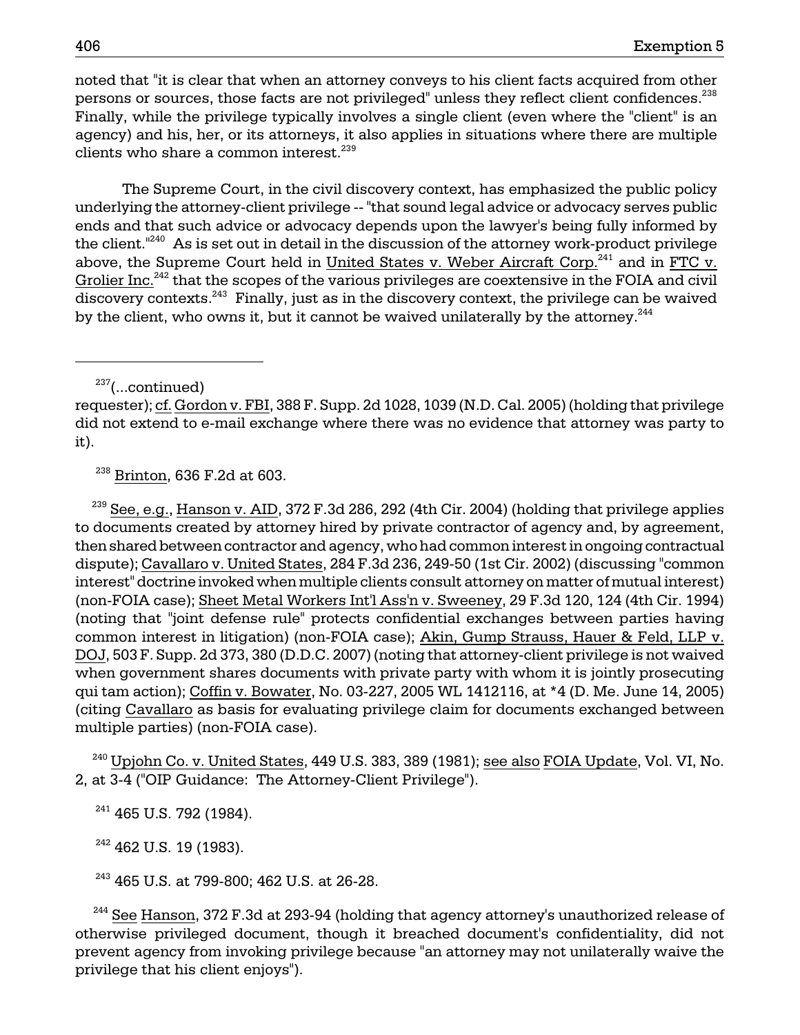noted that "it is clear that when an attorney conveys to his client facts acquired from other persons or sources, those facts are not privileged" unless they reflect client confidences.[238] Finally, while the privilege typically involves a single client (even where the "client" is an agency) and his, her, or its attorneys, it also applies in situations where there are multiple clients who share a common interest.[239]

The Supreme Court, in the civil discovery context, has emphasized the public policy underlying the attorney-client privilege -- "that sound legal advice or advocacy serves public ends and that such advice or advocacy depends upon the lawyer's being fully informed by the client."[240] As is set out in detail in the discussion of the attorney work-product privilege above, the Supreme Court held in United States v. Weber Aircraft Corp.[241] and in FTC v. Grolier Inc.[242] that the scopes of the various privileges are coextensive in the FOIA and civil discovery contexts.[243] Finally, just as in the discovery context, the privilege can be waived by the client, who owns it, but it cannot be waived unilaterally by the attorney.[244]

---

[237](...continued) requester); cf. Gordon v. FBI, 388 F. Supp. 2d 1028, 1039 (N.D. Cal. 2005) (holding that privilege did not extend to e-mail exchange where there was no evidence that attorney was party to it).

[238] Brinton, 636 F.2d at 603.

[239] See, e.g., Hanson v. AID, 372 F.3d 286, 292 (4th Cir. 2004) (holding that privilege applies to documents created by attorney hired by private contractor of agency and, by agreement, then shared between contractor and agency, who had common interest in ongoing contractual dispute); Cavallaro v. United States, 284 F.3d 236, 249-50 (1st Cir. 2002) (discussing "common interest" doctrine invoked when multiple clients consult attorney on matter of mutual interest) (non-FOIA case); Sheet Metal Workers Int'l Ass'n v. Sweeney, 29 F.3d 120, 124 (4th Cir. 1994) (noting that "joint defense rule" protects confidential exchanges between parties having common interest in litigation) (non-FOIA case); Akin, Gump Strauss, Hauer & Feld, LLP v. DOJ, 503 F. Supp. 2d 373, 380 (D.D.C. 2007) (noting that attorney-client privilege is not waived when government shares documents with private party with whom it is jointly prosecuting qui tam action); Coffin v. Bowater, No. 03-227, 2005 WL 1412116, at *4 (D. Me. June 14, 2005) (citing Cavallaro as basis for evaluating privilege claim for documents exchanged between multiple parties) (non-FOIA case).

[240] Upjohn Co. v. United States, 449 U.S. 383, 389 (1981); see also FOIA Update, Vol. VI, No. 2, at 3-4 ("OIP Guidance: The Attorney-Client Privilege").

[241] 465 U.S. 792 (1984).

[242] 462 U.S. 19 (1983).

[243] 465 U.S. at 799-800; 462 U.S. at 26-28.

[244] See Hanson, 372 F.3d at 293-94 (holding that agency attorney's unauthorized release of otherwise privileged document, though it breached document's confidentiality, did not prevent agency from invoking privilege because "an attorney may not unilaterally waive the privilege that his client enjoys").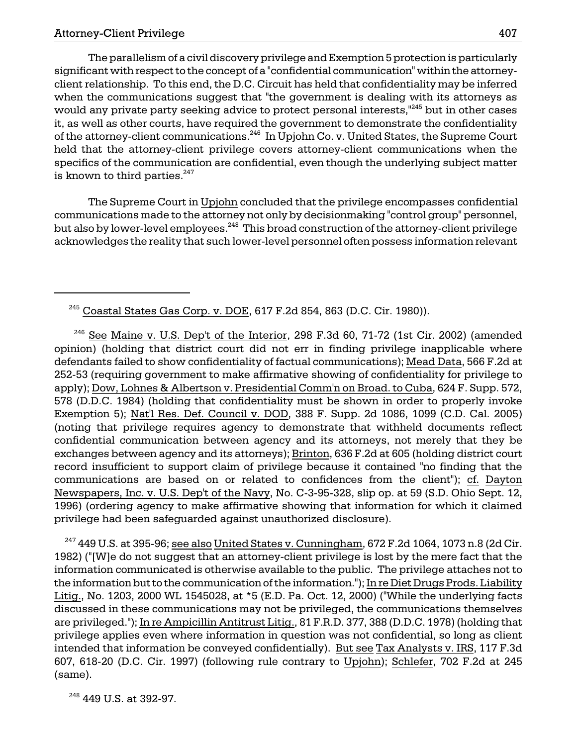The parallelism of a civil discovery privilege and Exemption 5 protection is particularly significant with respect to the concept of a "confidential communication" within the attorney-client relationship. To this end, the D.C. Circuit has held that confidentiality may be inferred when the communications suggest that "the government is dealing with its attorneys as would any private party seeking advice to protect personal interests,"[245] but in other cases it, as well as other courts, have required the government to demonstrate the confidentiality of the attorney-client communications.[246] In Upjohn Co. v. United States, the Supreme Court held that the attorney-client privilege covers attorney-client communications when the specifics of the communication are confidential, even though the underlying subject matter is known to third parties.[247]

The Supreme Court in Upjohn concluded that the privilege encompasses confidential communications made to the attorney not only by decisionmaking "control group" personnel, but also by lower-level employees.[248] This broad construction of the attorney-client privilege acknowledges the reality that such lower-level personnel often possess information relevant

---

[245] Coastal States Gas Corp. v. DOE, 617 F.2d 854, 863 (D.C. Cir. 1980)).

[246] See Maine v. U.S. Dep't of the Interior, 298 F.3d 60, 71-72 (1st Cir. 2002) (amended opinion) (holding that district court did not err in finding privilege inapplicable where defendants failed to show confidentiality of factual communications); Mead Data, 566 F.2d at 252-53 (requiring government to make affirmative showing of confidentiality for privilege to apply); Dow, Lohnes & Albertson v. Presidential Comm'n on Broad. to Cuba, 624 F. Supp. 572, 578 (D.D.C. 1984) (holding that confidentiality must be shown in order to properly invoke Exemption 5); Nat'l Res. Def. Council v. DOD, 388 F. Supp. 2d 1086, 1099 (C.D. Cal. 2005) (noting that privilege requires agency to demonstrate that withheld documents reflect confidential communication between agency and its attorneys, not merely that they be exchanges between agency and its attorneys); Brinton, 636 F.2d at 605 (holding district court record insufficient to support claim of privilege because it contained "no finding that the communications are based on or related to confidences from the client"); cf. Dayton Newspapers, Inc. v. U.S. Dep't of the Navy, No. C-3-95-328, slip op. at 59 (S.D. Ohio Sept. 12, 1996) (ordering agency to make affirmative showing that information for which it claimed privilege had been safeguarded against unauthorized disclosure).

[247] 449 U.S. at 395-96; see also United States v. Cunningham, 672 F.2d 1064, 1073 n.8 (2d Cir. 1982) ("[W]e do not suggest that an attorney-client privilege is lost by the mere fact that the information communicated is otherwise available to the public. The privilege attaches not to the information but to the communication of the information."); In re Diet Drugs Prods. Liability Litig., No. 1203, 2000 WL 1545028, at *5 (E.D. Pa. Oct. 12, 2000) ("While the underlying facts discussed in these communications may not be privileged, the communications themselves are privileged."); In re Ampicillin Antitrust Litig., 81 F.R.D. 377, 388 (D.D.C. 1978) (holding that privilege applies even where information in question was not confidential, so long as client intended that information be conveyed confidentially). But see Tax Analysts v. IRS, 117 F.3d 607, 618-20 (D.C. Cir. 1997) (following rule contrary to Upjohn); Schlefer, 702 F.2d at 245 (same).

[248] 449 U.S. at 392-97.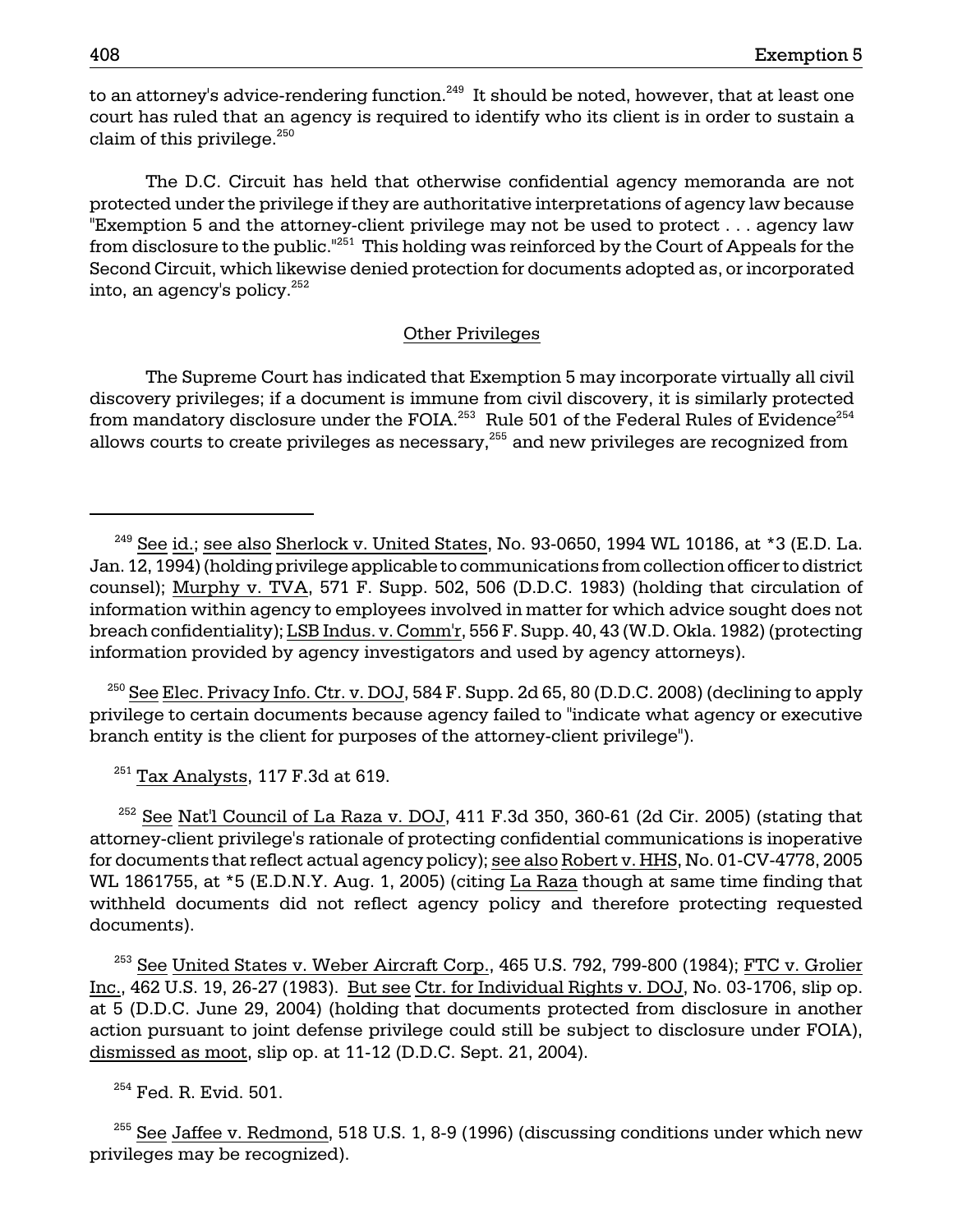to an attorney's advice-rendering function.[249] It should be noted, however, that at least one court has ruled that an agency is required to identify who its client is in order to sustain a claim of this privilege.[250]

The D.C. Circuit has held that otherwise confidential agency memoranda are not protected under the privilege if they are authoritative interpretations of agency law because "Exemption 5 and the attorney-client privilege may not be used to protect . . . agency law from disclosure to the public."[251] This holding was reinforced by the Court of Appeals for the Second Circuit, which likewise denied protection for documents adopted as, or incorporated into, an agency's policy.[252]

## Other Privileges

The Supreme Court has indicated that Exemption 5 may incorporate virtually all civil discovery privileges; if a document is immune from civil discovery, it is similarly protected from mandatory disclosure under the FOIA.[253] Rule 501 of the Federal Rules of Evidence[254] allows courts to create privileges as necessary,[255] and new privileges are recognized from

---

[249] See id.; see also Sherlock v. United States, No. 93-0650, 1994 WL 10186, at *3 (E.D. La. Jan. 12, 1994) (holding privilege applicable to communications from collection officer to district counsel); Murphy v. TVA, 571 F. Supp. 502, 506 (D.D.C. 1983) (holding that circulation of information within agency to employees involved in matter for which advice sought does not breach confidentiality); LSB Indus. v. Comm'r, 556 F. Supp. 40, 43 (W.D. Okla. 1982) (protecting information provided by agency investigators and used by agency attorneys).

[250] See Elec. Privacy Info. Ctr. v. DOJ, 584 F. Supp. 2d 65, 80 (D.D.C. 2008) (declining to apply privilege to certain documents because agency failed to "indicate what agency or executive branch entity is the client for purposes of the attorney-client privilege").

[251] Tax Analysts, 117 F.3d at 619.

[252] See Nat'l Council of La Raza v. DOJ, 411 F.3d 350, 360-61 (2d Cir. 2005) (stating that attorney-client privilege's rationale of protecting confidential communications is inoperative for documents that reflect actual agency policy); see also Robert v. HHS, No. 01-CV-4778, 2005 WL 1861755, at *5 (E.D.N.Y. Aug. 1, 2005) (citing La Raza though at same time finding that withheld documents did not reflect agency policy and therefore protecting requested documents).

[253] See United States v. Weber Aircraft Corp., 465 U.S. 792, 799-800 (1984); FTC v. Grolier Inc., 462 U.S. 19, 26-27 (1983). But see Ctr. for Individual Rights v. DOJ, No. 03-1706, slip op. at 5 (D.D.C. June 29, 2004) (holding that documents protected from disclosure in another action pursuant to joint defense privilege could still be subject to disclosure under FOIA), dismissed as moot, slip op. at 11-12 (D.D.C. Sept. 21, 2004).

[254] Fed. R. Evid. 501.

[255] See Jaffee v. Redmond, 518 U.S. 1, 8-9 (1996) (discussing conditions under which new privileges may be recognized).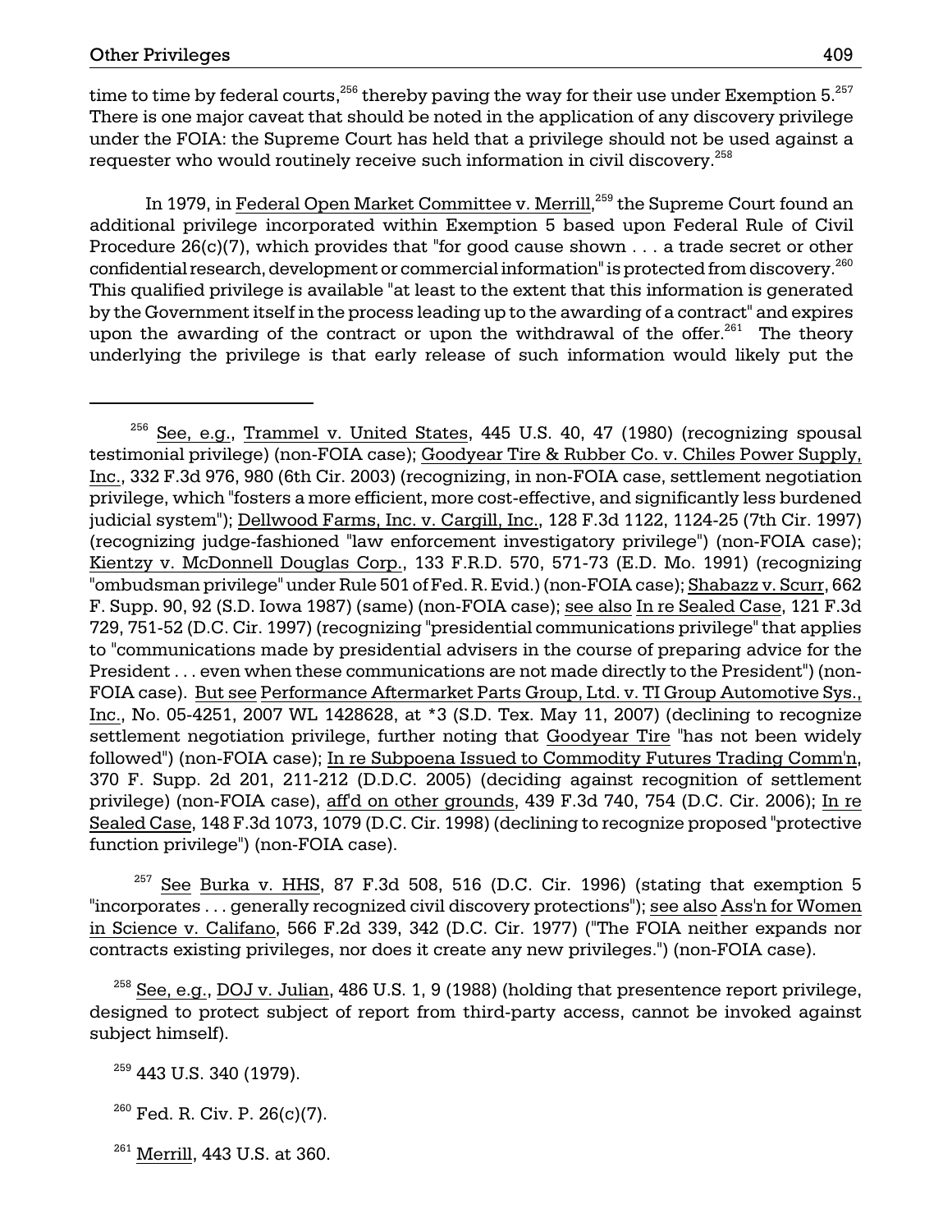time to time by federal courts,[256] thereby paving the way for their use under Exemption 5.[257] There is one major caveat that should be noted in the application of any discovery privilege under the FOIA: the Supreme Court has held that a privilege should not be used against a requester who would routinely receive such information in civil discovery.[258]

In 1979, in Federal Open Market Committee v. Merrill,[259] the Supreme Court found an additional privilege incorporated within Exemption 5 based upon Federal Rule of Civil Procedure 26(c)(7), which provides that "for good cause shown . . . a trade secret or other confidential research, development or commercial information" is protected from discovery.[260] This qualified privilege is available "at least to the extent that this information is generated by the Government itself in the process leading up to the awarding of a contract" and expires upon the awarding of the contract or upon the withdrawal of the offer.[261] The theory underlying the privilege is that early release of such information would likely put the

---

[256] See, e.g., Trammel v. United States, 445 U.S. 40, 47 (1980) (recognizing spousal testimonial privilege) (non-FOIA case); Goodyear Tire & Rubber Co. v. Chiles Power Supply, Inc., 332 F.3d 976, 980 (6th Cir. 2003) (recognizing, in non-FOIA case, settlement negotiation privilege, which "fosters a more efficient, more cost-effective, and significantly less burdened judicial system"); Dellwood Farms, Inc. v. Cargill, Inc., 128 F.3d 1122, 1124-25 (7th Cir. 1997) (recognizing judge-fashioned "law enforcement investigatory privilege") (non-FOIA case); Kientzy v. McDonnell Douglas Corp., 133 F.R.D. 570, 571-73 (E.D. Mo. 1991) (recognizing "ombudsman privilege" under Rule 501 of Fed. R. Evid.) (non-FOIA case); Shabazz v. Scurr, 662 F. Supp. 90, 92 (S.D. Iowa 1987) (same) (non-FOIA case); see also In re Sealed Case, 121 F.3d 729, 751-52 (D.C. Cir. 1997) (recognizing "presidential communications privilege" that applies to "communications made by presidential advisers in the course of preparing advice for the President . . . even when these communications are not made directly to the President") (non-FOIA case). But see Performance Aftermarket Parts Group, Ltd. v. TI Group Automotive Sys., Inc., No. 05-4251, 2007 WL 1428628, at *3 (S.D. Tex. May 11, 2007) (declining to recognize settlement negotiation privilege, further noting that Goodyear Tire "has not been widely followed") (non-FOIA case); In re Subpoena Issued to Commodity Futures Trading Comm'n, 370 F. Supp. 2d 201, 211-212 (D.D.C. 2005) (deciding against recognition of settlement privilege) (non-FOIA case), aff'd on other grounds, 439 F.3d 740, 754 (D.C. Cir. 2006); In re Sealed Case, 148 F.3d 1073, 1079 (D.C. Cir. 1998) (declining to recognize proposed "protective function privilege") (non-FOIA case).

[257] See Burka v. HHS, 87 F.3d 508, 516 (D.C. Cir. 1996) (stating that exemption 5 "incorporates . . . generally recognized civil discovery protections"); see also Ass'n for Women in Science v. Califano, 566 F.2d 339, 342 (D.C. Cir. 1977) ("The FOIA neither expands nor contracts existing privileges, nor does it create any new privileges.") (non-FOIA case).

[258] See, e.g., DOJ v. Julian, 486 U.S. 1, 9 (1988) (holding that presentence report privilege, designed to protect subject of report from third-party access, cannot be invoked against subject himself).

[259] 443 U.S. 340 (1979).

[260] Fed. R. Civ. P. 26(c)(7).

[261] Merrill, 443 U.S. at 360.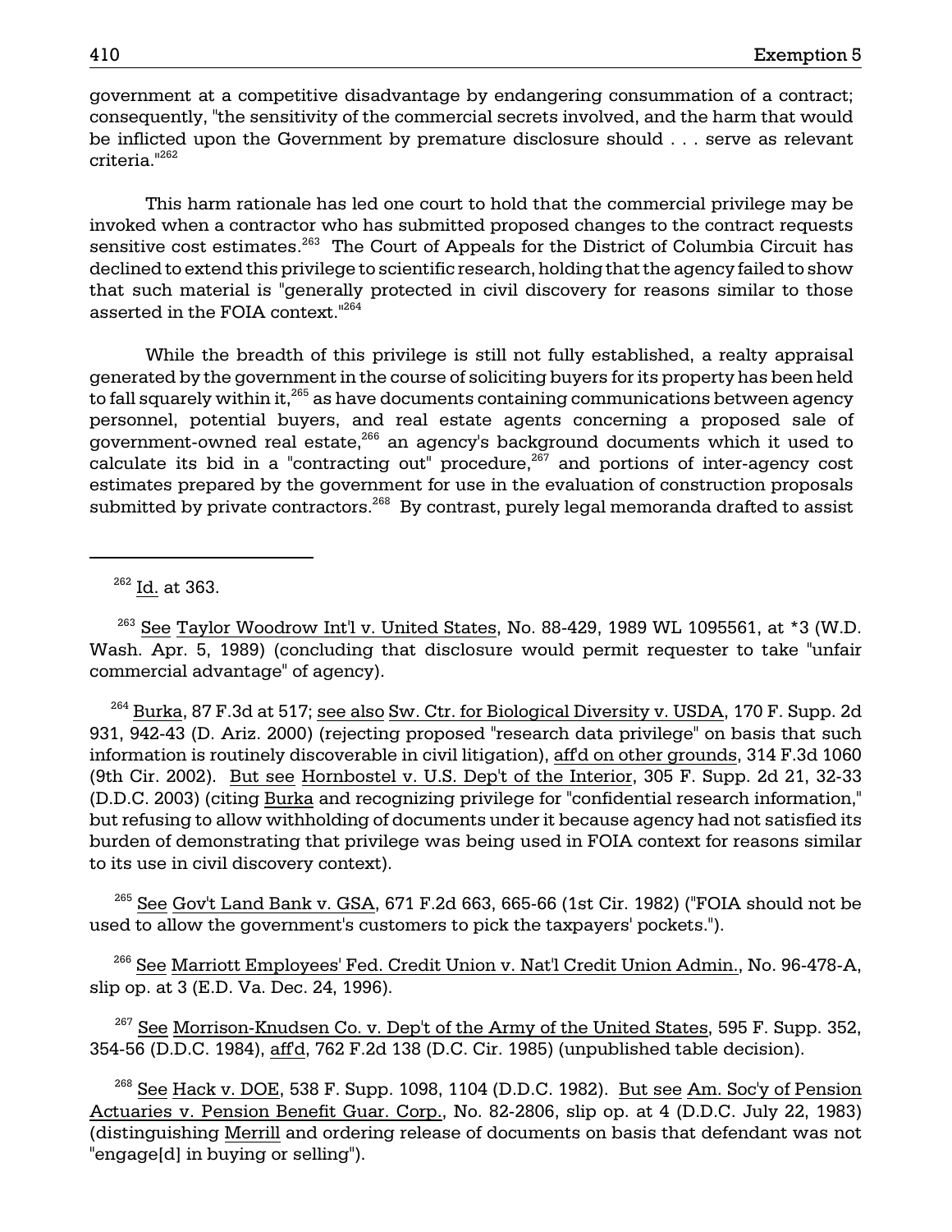government at a competitive disadvantage by endangering consummation of a contract; consequently, "the sensitivity of the commercial secrets involved, and the harm that would be inflicted upon the Government by premature disclosure should . . . serve as relevant criteria."[262]

This harm rationale has led one court to hold that the commercial privilege may be invoked when a contractor who has submitted proposed changes to the contract requests sensitive cost estimates.[263] The Court of Appeals for the District of Columbia Circuit has declined to extend this privilege to scientific research, holding that the agency failed to show that such material is "generally protected in civil discovery for reasons similar to those asserted in the FOIA context."[264]

While the breadth of this privilege is still not fully established, a realty appraisal generated by the government in the course of soliciting buyers for its property has been held to fall squarely within it,[265] as have documents containing communications between agency personnel, potential buyers, and real estate agents concerning a proposed sale of government-owned real estate,[266] an agency's background documents which it used to calculate its bid in a "contracting out" procedure,[267] and portions of inter-agency cost estimates prepared by the government for use in the evaluation of construction proposals submitted by private contractors.[268] By contrast, purely legal memoranda drafted to assist

---

[262] Id. at 363.

[263] See Taylor Woodrow Int'l v. United States, No. 88-429, 1989 WL 1095561, at *3 (W.D. Wash. Apr. 5, 1989) (concluding that disclosure would permit requester to take "unfair commercial advantage" of agency).

[264] Burka, 87 F.3d at 517; see also Sw. Ctr. for Biological Diversity v. USDA, 170 F. Supp. 2d 931, 942-43 (D. Ariz. 2000) (rejecting proposed "research data privilege" on basis that such information is routinely discoverable in civil litigation), aff'd on other grounds, 314 F.3d 1060 (9th Cir. 2002). But see Hornbostel v. U.S. Dep't of the Interior, 305 F. Supp. 2d 21, 32-33 (D.D.C. 2003) (citing Burka and recognizing privilege for "confidential research information," but refusing to allow withholding of documents under it because agency had not satisfied its burden of demonstrating that privilege was being used in FOIA context for reasons similar to its use in civil discovery context).

[265] See Gov't Land Bank v. GSA, 671 F.2d 663, 665-66 (1st Cir. 1982) ("FOIA should not be used to allow the government's customers to pick the taxpayers' pockets.").

[266] See Marriott Employees' Fed. Credit Union v. Nat'l Credit Union Admin., No. 96-478-A, slip op. at 3 (E.D. Va. Dec. 24, 1996).

[267] See Morrison-Knudsen Co. v. Dep't of the Army of the United States, 595 F. Supp. 352, 354-56 (D.D.C. 1984), aff'd, 762 F.2d 138 (D.C. Cir. 1985) (unpublished table decision).

[268] See Hack v. DOE, 538 F. Supp. 1098, 1104 (D.D.C. 1982). But see Am. Soc'y of Pension Actuaries v. Pension Benefit Guar. Corp., No. 82-2806, slip op. at 4 (D.D.C. July 22, 1983) (distinguishing Merrill and ordering release of documents on basis that defendant was not "engage[d] in buying or selling").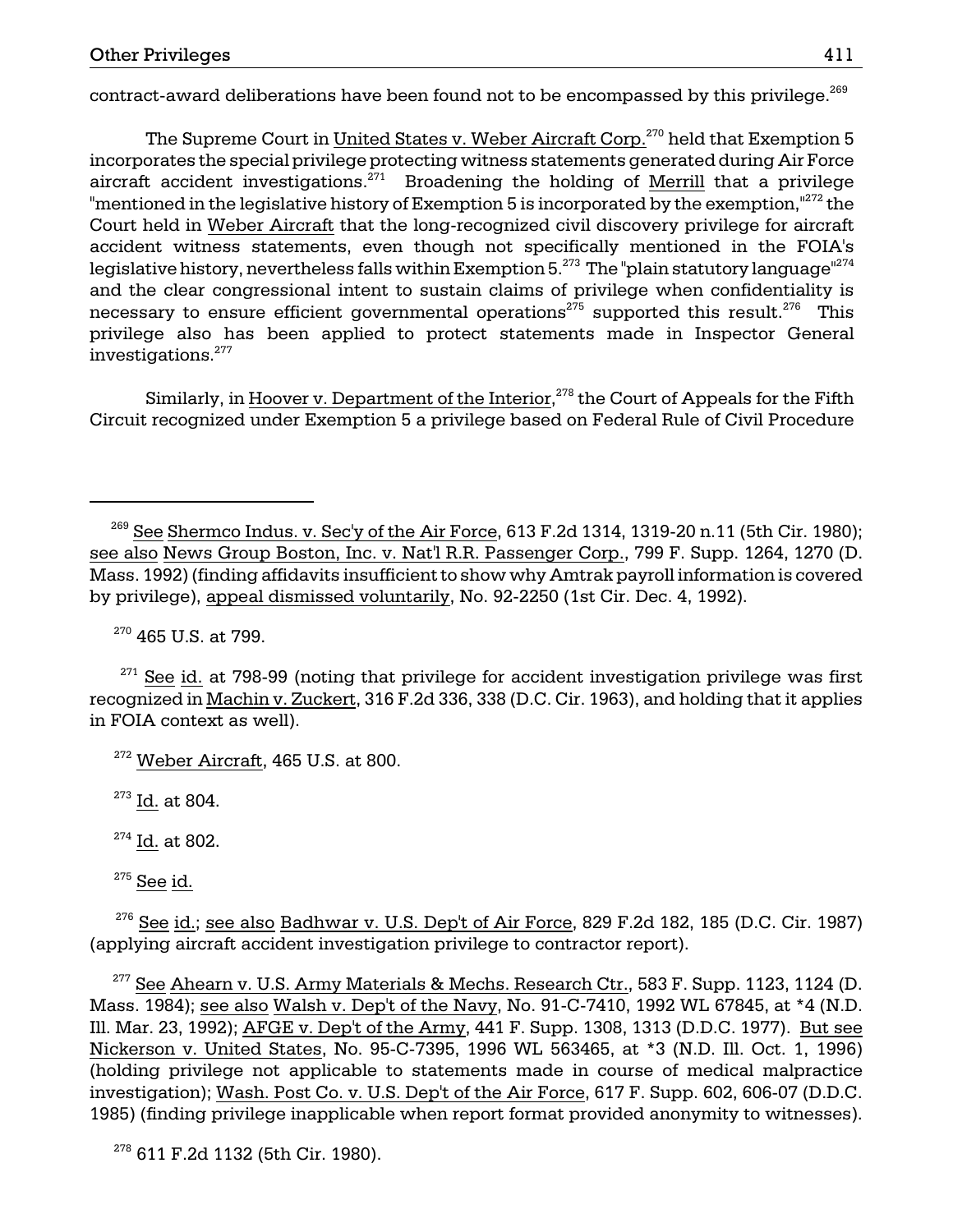contract-award deliberations have been found not to be encompassed by this privilege.[269]

The Supreme Court in United States v. Weber Aircraft Corp.[270] held that Exemption 5 incorporates the special privilege protecting witness statements generated during Air Force aircraft accident investigations.[271] Broadening the holding of Merrill that a privilege "mentioned in the legislative history of Exemption 5 is incorporated by the exemption,"[272] the Court held in Weber Aircraft that the long-recognized civil discovery privilege for aircraft accident witness statements, even though not specifically mentioned in the FOIA's legislative history, nevertheless falls within Exemption 5.[273] The "plain statutory language"[274] and the clear congressional intent to sustain claims of privilege when confidentiality is necessary to ensure efficient governmental operations[275] supported this result.[276] This privilege also has been applied to protect statements made in Inspector General investigations.[277]

Similarly, in Hoover v. Department of the Interior,[278] the Court of Appeals for the Fifth Circuit recognized under Exemption 5 a privilege based on Federal Rule of Civil Procedure

---

[269] See Shermco Indus. v. Sec'y of the Air Force, 613 F.2d 1314, 1319-20 n.11 (5th Cir. 1980); see also News Group Boston, Inc. v. Nat'l R.R. Passenger Corp., 799 F. Supp. 1264, 1270 (D. Mass. 1992) (finding affidavits insufficient to show why Amtrak payroll information is covered by privilege), appeal dismissed voluntarily, No. 92-2250 (1st Cir. Dec. 4, 1992).

[270] 465 U.S. at 799.

[271] See id. at 798-99 (noting that privilege for accident investigation privilege was first recognized in Machin v. Zuckert, 316 F.2d 336, 338 (D.C. Cir. 1963), and holding that it applies in FOIA context as well).

[272] Weber Aircraft, 465 U.S. at 800.

[273] Id. at 804.

[274] Id. at 802.

[275] See id.

[276] See id.; see also Badhwar v. U.S. Dep't of Air Force, 829 F.2d 182, 185 (D.C. Cir. 1987) (applying aircraft accident investigation privilege to contractor report).

[277] See Ahearn v. U.S. Army Materials & Mechs. Research Ctr., 583 F. Supp. 1123, 1124 (D. Mass. 1984); see also Walsh v. Dep't of the Navy, No. 91-C-7410, 1992 WL 67845, at *4 (N.D. Ill. Mar. 23, 1992); AFGE v. Dep't of the Army, 441 F. Supp. 1308, 1313 (D.D.C. 1977). But see Nickerson v. United States, No. 95-C-7395, 1996 WL 563465, at *3 (N.D. Ill. Oct. 1, 1996) (holding privilege not applicable to statements made in course of medical malpractice investigation); Wash. Post Co. v. U.S. Dep't of the Air Force, 617 F. Supp. 602, 606-07 (D.D.C. 1985) (finding privilege inapplicable when report format provided anonymity to witnesses).

[278] 611 F.2d 1132 (5th Cir. 1980).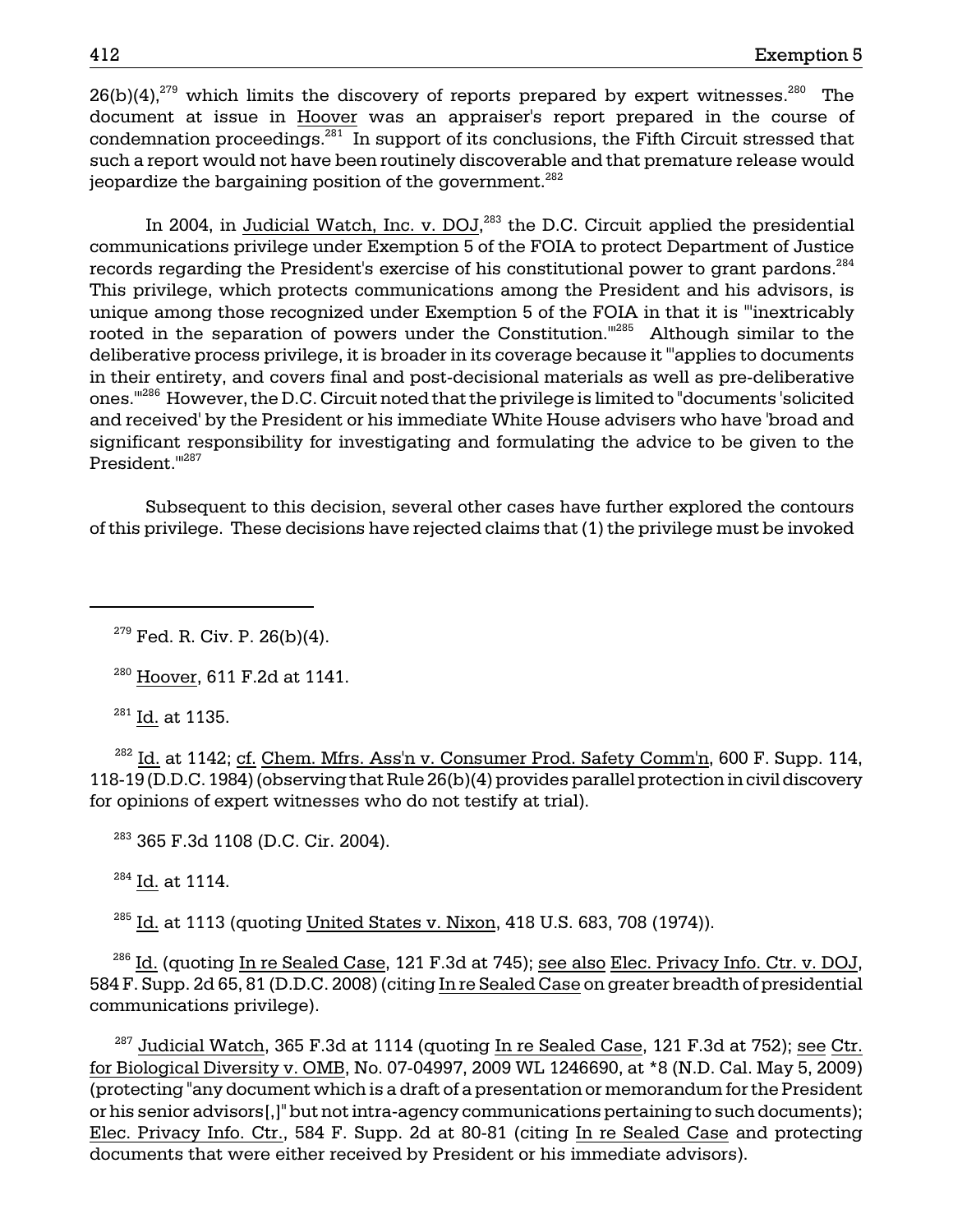26(b)(4),[279] which limits the discovery of reports prepared by expert witnesses.[280] The document at issue in Hoover was an appraiser's report prepared in the course of condemnation proceedings.[281] In support of its conclusions, the Fifth Circuit stressed that such a report would not have been routinely discoverable and that premature release would jeopardize the bargaining position of the government.[282]

In 2004, in Judicial Watch, Inc. v. DOJ,[283] the D.C. Circuit applied the presidential communications privilege under Exemption 5 of the FOIA to protect Department of Justice records regarding the President's exercise of his constitutional power to grant pardons.[284] This privilege, which protects communications among the President and his advisors, is unique among those recognized under Exemption 5 of the FOIA in that it is "'inextricably rooted in the separation of powers under the Constitution.'"[285] Although similar to the deliberative process privilege, it is broader in its coverage because it "'applies to documents in their entirety, and covers final and post-decisional materials as well as pre-deliberative ones.'"[286] However, the D.C. Circuit noted that the privilege is limited to "documents 'solicited and received' by the President or his immediate White House advisers who have 'broad and significant responsibility for investigating and formulating the advice to be given to the President.'"[287]

Subsequent to this decision, several other cases have further explored the contours of this privilege. These decisions have rejected claims that (1) the privilege must be invoked

---

[279] Fed. R. Civ. P. 26(b)(4).

[280] Hoover, 611 F.2d at 1141.

[281] Id. at 1135.

[282] Id. at 1142; cf. Chem. Mfrs. Ass'n v. Consumer Prod. Safety Comm'n, 600 F. Supp. 114, 118-19 (D.D.C. 1984) (observing that Rule 26(b)(4) provides parallel protection in civil discovery for opinions of expert witnesses who do not testify at trial).

[283] 365 F.3d 1108 (D.C. Cir. 2004).

[284] Id. at 1114.

[285] Id. at 1113 (quoting United States v. Nixon, 418 U.S. 683, 708 (1974)).

[286] Id. (quoting In re Sealed Case, 121 F.3d at 745); see also Elec. Privacy Info. Ctr. v. DOJ, 584 F. Supp. 2d 65, 81 (D.D.C. 2008) (citing In re Sealed Case on greater breadth of presidential communications privilege).

[287] Judicial Watch, 365 F.3d at 1114 (quoting In re Sealed Case, 121 F.3d at 752); see Ctr. for Biological Diversity v. OMB, No. 07-04997, 2009 WL 1246690, at *8 (N.D. Cal. May 5, 2009) (protecting "any document which is a draft of a presentation or memorandum for the President or his senior advisors[,]" but not intra-agency communications pertaining to such documents); Elec. Privacy Info. Ctr., 584 F. Supp. 2d at 80-81 (citing In re Sealed Case and protecting documents that were either received by President or his immediate advisors).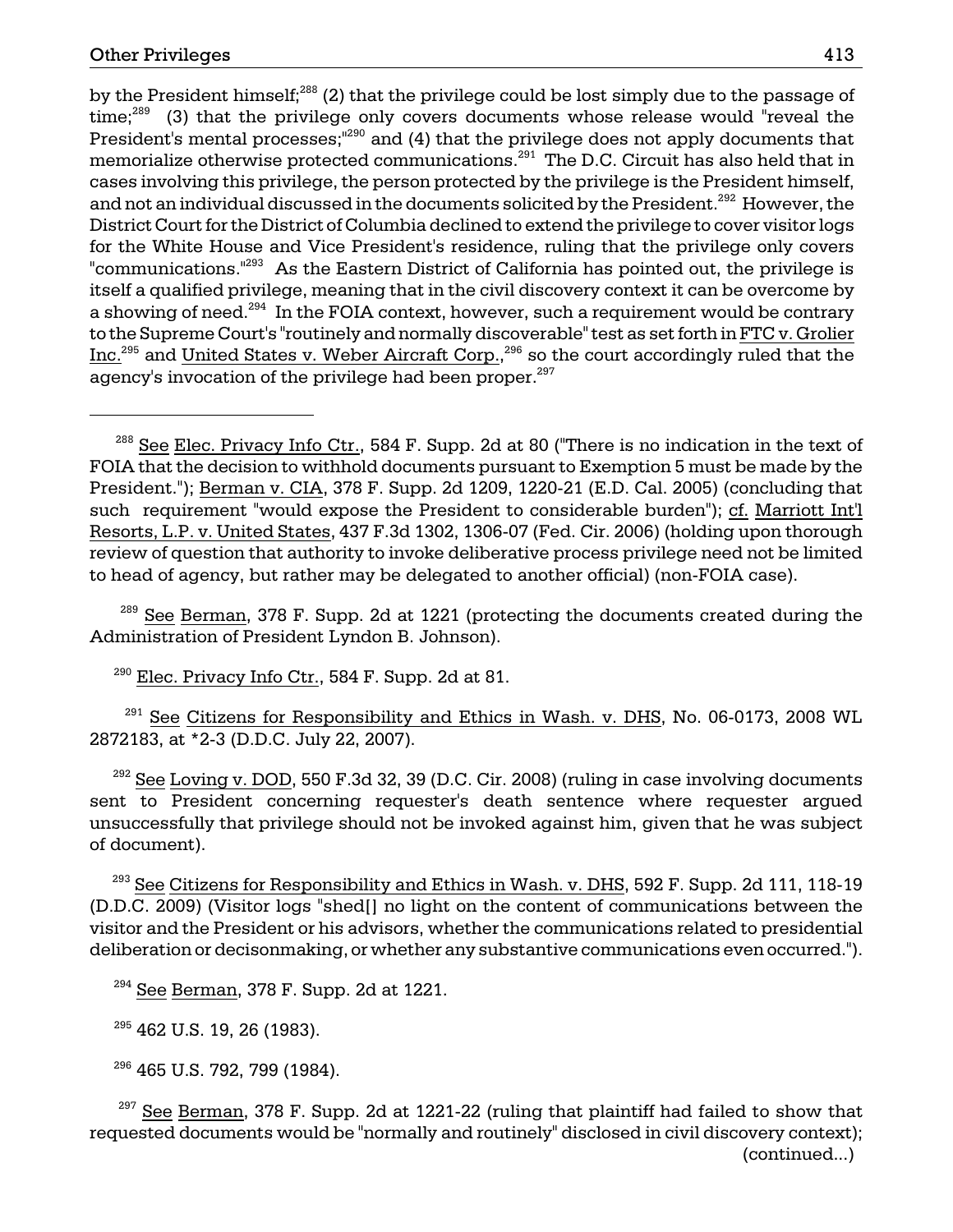by the President himself;[288] (2) that the privilege could be lost simply due to the passage of time;[289] (3) that the privilege only covers documents whose release would "reveal the President's mental processes;"[290] and (4) that the privilege does not apply documents that memorialize otherwise protected communications.[291] The D.C. Circuit has also held that in cases involving this privilege, the person protected by the privilege is the President himself, and not an individual discussed in the documents solicited by the President.[292] However, the District Court for the District of Columbia declined to extend the privilege to cover visitor logs for the White House and Vice President's residence, ruling that the privilege only covers "communications."[293] As the Eastern District of California has pointed out, the privilege is itself a qualified privilege, meaning that in the civil discovery context it can be overcome by a showing of need.[294] In the FOIA context, however, such a requirement would be contrary to the Supreme Court's "routinely and normally discoverable" test as set forth in FTC v. Grolier Inc.[295] and United States v. Weber Aircraft Corp.,[296] so the court accordingly ruled that the agency's invocation of the privilege had been proper.[297]

---

[288] See Elec. Privacy Info Ctr., 584 F. Supp. 2d at 80 ("There is no indication in the text of FOIA that the decision to withhold documents pursuant to Exemption 5 must be made by the President."); Berman v. CIA, 378 F. Supp. 2d 1209, 1220-21 (E.D. Cal. 2005) (concluding that such requirement "would expose the President to considerable burden"); cf. Marriott Int'l Resorts, L.P. v. United States, 437 F.3d 1302, 1306-07 (Fed. Cir. 2006) (holding upon thorough review of question that authority to invoke deliberative process privilege need not be limited to head of agency, but rather may be delegated to another official) (non-FOIA case).

[289] See Berman, 378 F. Supp. 2d at 1221 (protecting the documents created during the Administration of President Lyndon B. Johnson).

[290] Elec. Privacy Info Ctr., 584 F. Supp. 2d at 81.

[291] See Citizens for Responsibility and Ethics in Wash. v. DHS, No. 06-0173, 2008 WL 2872183, at *2-3 (D.D.C. July 22, 2007).

[292] See Loving v. DOD, 550 F.3d 32, 39 (D.C. Cir. 2008) (ruling in case involving documents sent to President concerning requester's death sentence where requester argued unsuccessfully that privilege should not be invoked against him, given that he was subject of document).

[293] See Citizens for Responsibility and Ethics in Wash. v. DHS, 592 F. Supp. 2d 111, 118-19 (D.D.C. 2009) (Visitor logs "shed[] no light on the content of communications between the visitor and the President or his advisors, whether the communications related to presidential deliberation or decisonmaking, or whether any substantive communications even occurred.").

[294] See Berman, 378 F. Supp. 2d at 1221.

[295] 462 U.S. 19, 26 (1983).

[296] 465 U.S. 792, 799 (1984).

[297] See Berman, 378 F. Supp. 2d at 1221-22 (ruling that plaintiff had failed to show that requested documents would be "normally and routinely" disclosed in civil discovery context); (continued...)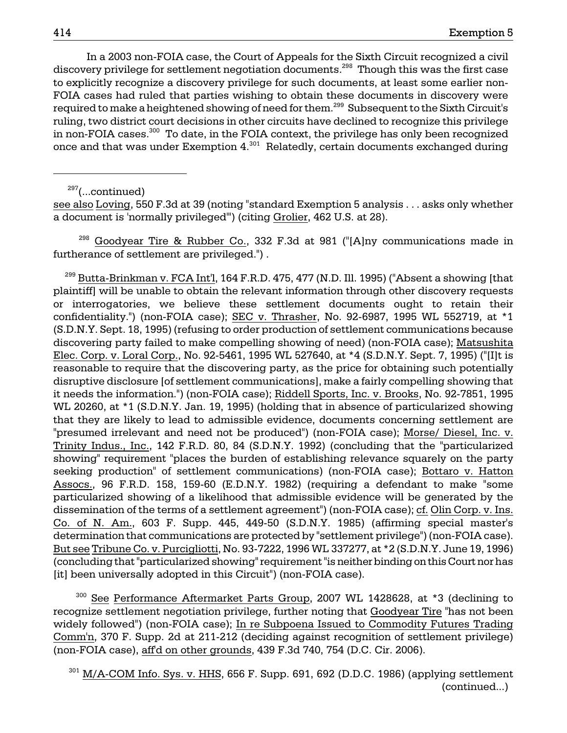In a 2003 non-FOIA case, the Court of Appeals for the Sixth Circuit recognized a civil discovery privilege for settlement negotiation documents.[298] Though this was the first case to explicitly recognize a discovery privilege for such documents, at least some earlier non-FOIA cases had ruled that parties wishing to obtain these documents in discovery were required to make a heightened showing of need for them.[299] Subsequent to the Sixth Circuit's ruling, two district court decisions in other circuits have declined to recognize this privilege in non-FOIA cases.[300] To date, in the FOIA context, the privilege has only been recognized once and that was under Exemption 4.[301] Relatedly, certain documents exchanged during

---

[297](...continued)
see also Loving, 550 F.3d at 39 (noting "standard Exemption 5 analysis . . . asks only whether a document is 'normally privileged'") (citing Grolier, 462 U.S. at 28).

[298] Goodyear Tire & Rubber Co., 332 F.3d at 981 ("[A]ny communications made in furtherance of settlement are privileged.") .

[299] Butta-Brinkman v. FCA Int'l, 164 F.R.D. 475, 477 (N.D. Ill. 1995) ("Absent a showing [that plaintiff] will be unable to obtain the relevant information through other discovery requests or interrogatories, we believe these settlement documents ought to retain their confidentiality.") (non-FOIA case); SEC v. Thrasher, No. 92-6987, 1995 WL 552719, at *1 (S.D.N.Y. Sept. 18, 1995) (refusing to order production of settlement communications because discovering party failed to make compelling showing of need) (non-FOIA case); Matsushita Elec. Corp. v. Loral Corp., No. 92-5461, 1995 WL 527640, at *4 (S.D.N.Y. Sept. 7, 1995) ("[I]t is reasonable to require that the discovering party, as the price for obtaining such potentially disruptive disclosure [of settlement communications], make a fairly compelling showing that it needs the information.") (non-FOIA case); Riddell Sports, Inc. v. Brooks, No. 92-7851, 1995 WL 20260, at *1 (S.D.N.Y. Jan. 19, 1995) (holding that in absence of particularized showing that they are likely to lead to admissible evidence, documents concerning settlement are "presumed irrelevant and need not be produced") (non-FOIA case); Morse/ Diesel, Inc. v. Trinity Indus., Inc., 142 F.R.D. 80, 84 (S.D.N.Y. 1992) (concluding that the "particularized showing" requirement "places the burden of establishing relevance squarely on the party seeking production" of settlement communications) (non-FOIA case); Bottaro v. Hatton Assocs., 96 F.R.D. 158, 159-60 (E.D.N.Y. 1982) (requiring a defendant to make "some particularized showing of a likelihood that admissible evidence will be generated by the dissemination of the terms of a settlement agreement") (non-FOIA case); cf. Olin Corp. v. Ins. Co. of N. Am., 603 F. Supp. 445, 449-50 (S.D.N.Y. 1985) (affirming special master's determination that communications are protected by "settlement privilege") (non-FOIA case). But see Tribune Co. v. Purcigliotti, No. 93-7222, 1996 WL 337277, at *2 (S.D.N.Y. June 19, 1996) (concluding that "particularized showing" requirement "is neither binding on this Court nor has [it] been universally adopted in this Circuit") (non-FOIA case).

[300] See Performance Aftermarket Parts Group, 2007 WL 1428628, at *3 (declining to recognize settlement negotiation privilege, further noting that Goodyear Tire "has not been widely followed") (non-FOIA case); In re Subpoena Issued to Commodity Futures Trading Comm'n, 370 F. Supp. 2d at 211-212 (deciding against recognition of settlement privilege) (non-FOIA case), aff'd on other grounds, 439 F.3d 740, 754 (D.C. Cir. 2006).

[301] M/A-COM Info. Sys. v. HHS, 656 F. Supp. 691, 692 (D.D.C. 1986) (applying settlement (continued...)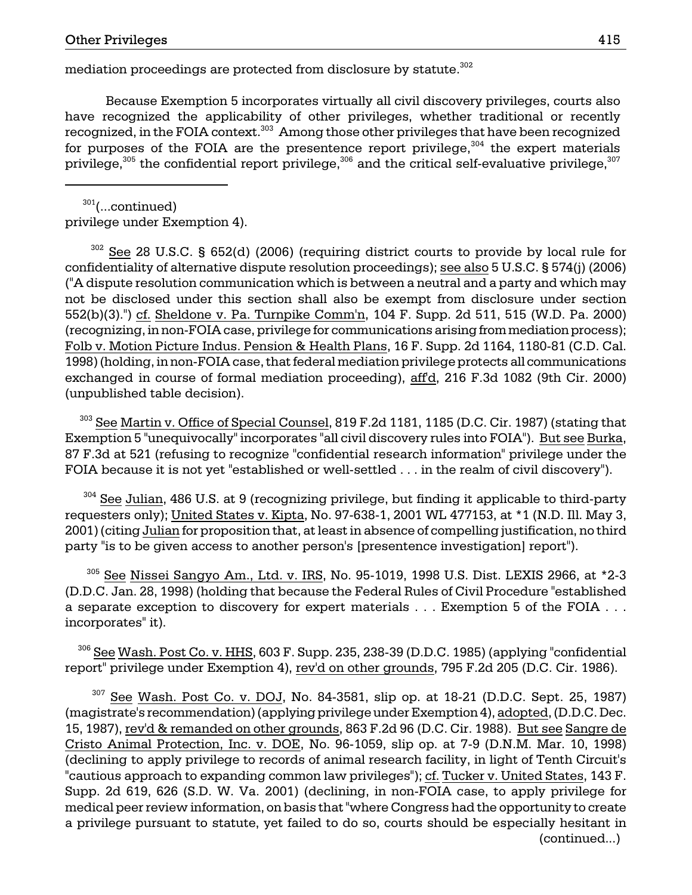mediation proceedings are protected from disclosure by statute.[302]

Because Exemption 5 incorporates virtually all civil discovery privileges, courts also have recognized the applicability of other privileges, whether traditional or recently recognized, in the FOIA context.[303] Among those other privileges that have been recognized for purposes of the FOIA are the presentence report privilege,[304] the expert materials privilege,[305] the confidential report privilege,[306] and the critical self-evaluative privilege,[307]

---

[301](...continued) privilege under Exemption 4).

[302] See 28 U.S.C. § 652(d) (2006) (requiring district courts to provide by local rule for confidentiality of alternative dispute resolution proceedings); see also 5 U.S.C. § 574(j) (2006) ("A dispute resolution communication which is between a neutral and a party and which may not be disclosed under this section shall also be exempt from disclosure under section 552(b)(3).") cf. Sheldone v. Pa. Turnpike Comm'n, 104 F. Supp. 2d 511, 515 (W.D. Pa. 2000) (recognizing, in non-FOIA case, privilege for communications arising from mediation process); Folb v. Motion Picture Indus. Pension & Health Plans, 16 F. Supp. 2d 1164, 1180-81 (C.D. Cal. 1998) (holding, in non-FOIA case, that federal mediation privilege protects all communications exchanged in course of formal mediation proceeding), aff'd, 216 F.3d 1082 (9th Cir. 2000) (unpublished table decision).

[303] See Martin v. Office of Special Counsel, 819 F.2d 1181, 1185 (D.C. Cir. 1987) (stating that Exemption 5 "unequivocally" incorporates "all civil discovery rules into FOIA"). But see Burka, 87 F.3d at 521 (refusing to recognize "confidential research information" privilege under the FOIA because it is not yet "established or well-settled . . . in the realm of civil discovery").

[304] See Julian, 486 U.S. at 9 (recognizing privilege, but finding it applicable to third-party requesters only); United States v. Kipta, No. 97-638-1, 2001 WL 477153, at *1 (N.D. Ill. May 3, 2001) (citing Julian for proposition that, at least in absence of compelling justification, no third party "is to be given access to another person's [presentence investigation] report").

[305] See Nissei Sangyo Am., Ltd. v. IRS, No. 95-1019, 1998 U.S. Dist. LEXIS 2966, at *2-3 (D.D.C. Jan. 28, 1998) (holding that because the Federal Rules of Civil Procedure "established a separate exception to discovery for expert materials . . . Exemption 5 of the FOIA . . . incorporates" it).

[306] See Wash. Post Co. v. HHS, 603 F. Supp. 235, 238-39 (D.D.C. 1985) (applying "confidential report" privilege under Exemption 4), rev'd on other grounds, 795 F.2d 205 (D.C. Cir. 1986).

[307] See Wash. Post Co. v. DOJ, No. 84-3581, slip op. at 18-21 (D.D.C. Sept. 25, 1987) (magistrate's recommendation) (applying privilege under Exemption 4), adopted, (D.D.C. Dec. 15, 1987), rev'd & remanded on other grounds, 863 F.2d 96 (D.C. Cir. 1988). But see Sangre de Cristo Animal Protection, Inc. v. DOE, No. 96-1059, slip op. at 7-9 (D.N.M. Mar. 10, 1998) (declining to apply privilege to records of animal research facility, in light of Tenth Circuit's "cautious approach to expanding common law privileges"); cf. Tucker v. United States, 143 F. Supp. 2d 619, 626 (S.D. W. Va. 2001) (declining, in non-FOIA case, to apply privilege for medical peer review information, on basis that "where Congress had the opportunity to create a privilege pursuant to statute, yet failed to do so, courts should be especially hesitant in (continued...)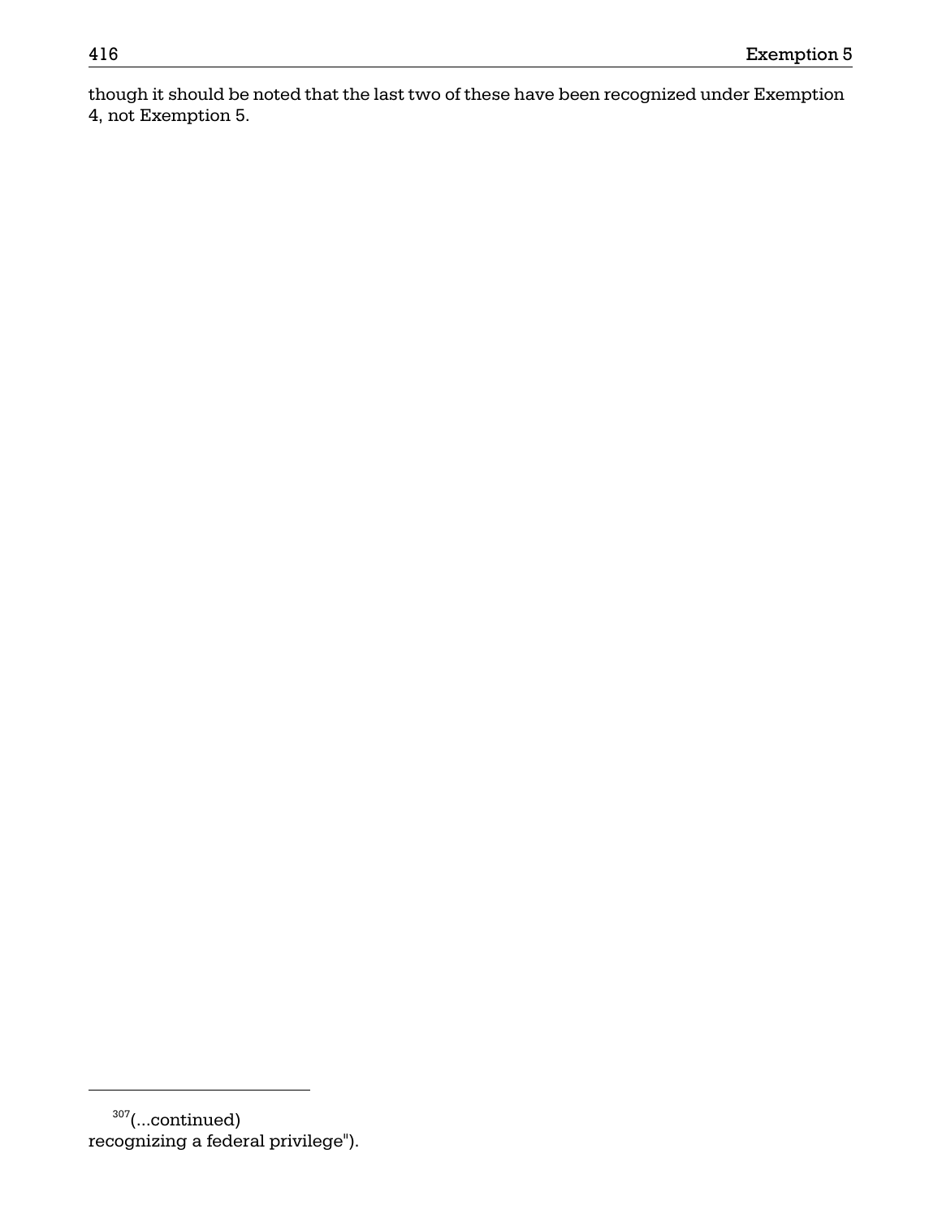though it should be noted that the last two of these have been recognized under Exemption 4, not Exemption 5.

---

[307](...continued)
recognizing a federal privilege").